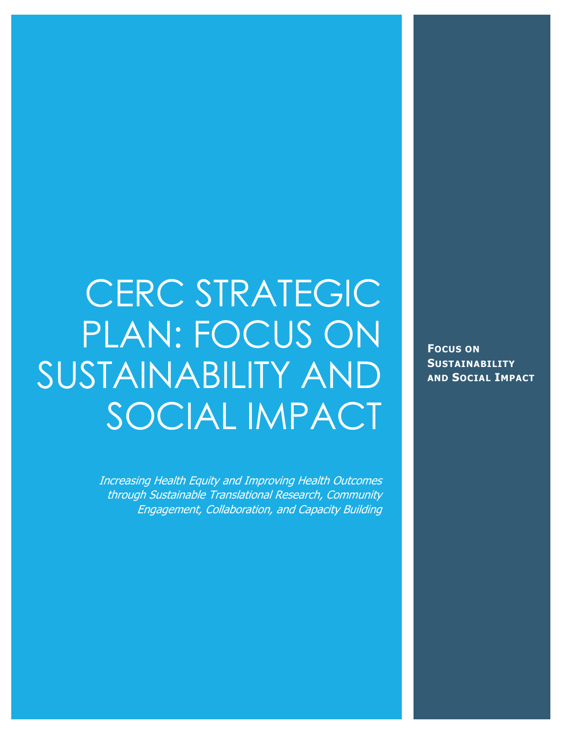# CERC STRATEGIC PLAN: FOCUS ON SUSTAINABILITY AND SOCIAL IMPACT

*Increasing Health Equity and Improving Health Outcomes through Sustainable Translational Research, Community Engagement, Collaboration, and Capacity Building*

**FOCUS ON SUSTAINABILITY AND SOCIAL IMPACT**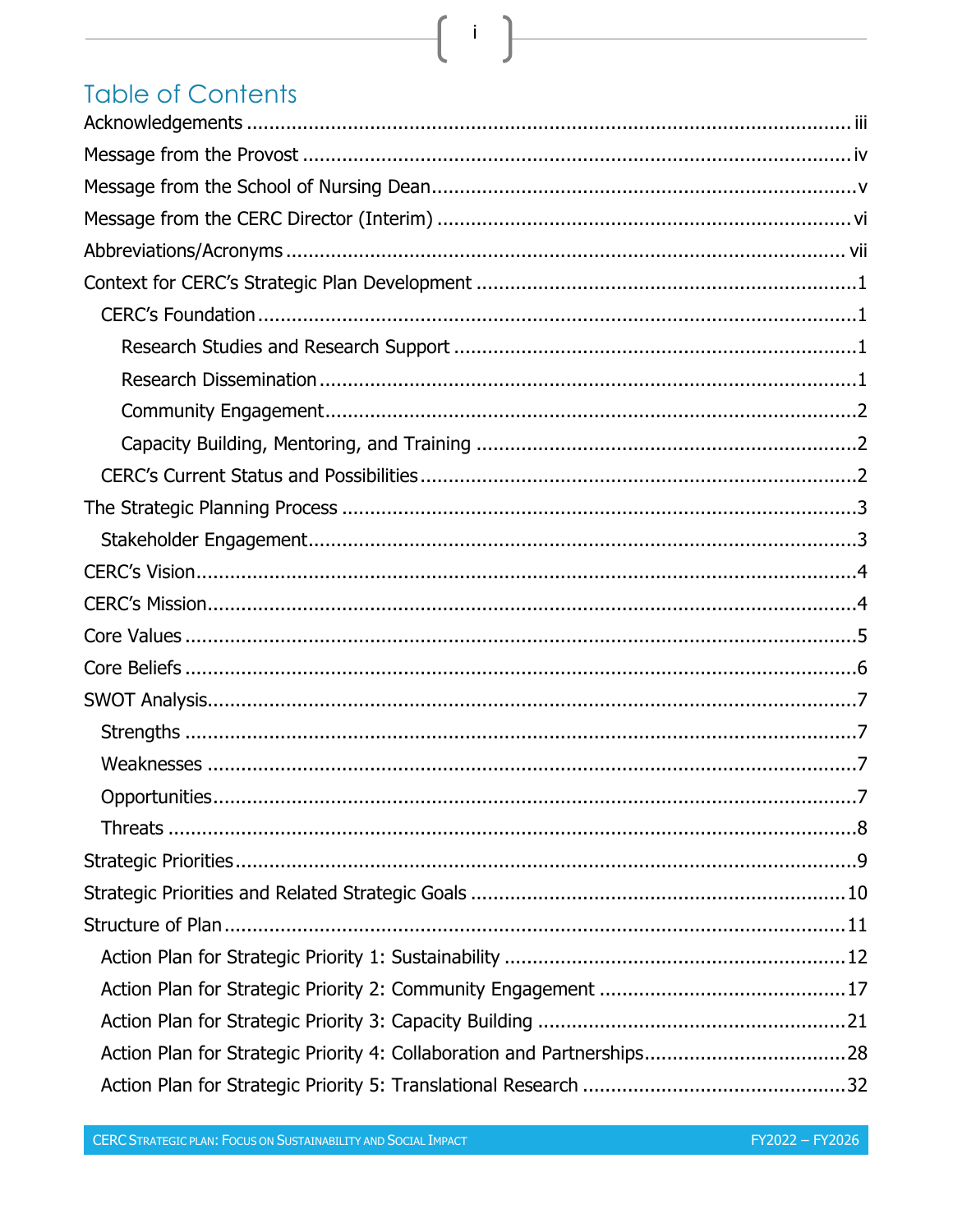# Table of Contents

- Acknowledgements ..... iii
- Message from the Provost ..... iv
- Message from the School of Nursing Dean ..... v
- Message from the CERC Director (Interim) ..... vi
- Abbreviations/Acronyms ..... vii
- Context for CERC's Strategic Plan Development ..... 1
  - CERC's Foundation ..... 1
    - Research Studies and Research Support ..... 1
    - Research Dissemination ..... 1
    - Community Engagement ..... 2
    - Capacity Building, Mentoring, and Training ..... 2
  - CERC's Current Status and Possibilities ..... 2
- The Strategic Planning Process ..... 3
  - Stakeholder Engagement ..... 3
- CERC's Vision ..... 4
- CERC's Mission ..... 4
- Core Values ..... 5
- Core Beliefs ..... 6
- SWOT Analysis ..... 7
  - Strengths ..... 7
  - Weaknesses ..... 7
  - Opportunities ..... 7
  - Threats ..... 8
- Strategic Priorities ..... 9
- Strategic Priorities and Related Strategic Goals ..... 10
- Structure of Plan ..... 11
  - Action Plan for Strategic Priority 1: Sustainability ..... 12
  - Action Plan for Strategic Priority 2: Community Engagement ..... 17
  - Action Plan for Strategic Priority 3: Capacity Building ..... 21
  - Action Plan for Strategic Priority 4: Collaboration and Partnerships ..... 28
  - Action Plan for Strategic Priority 5: Translational Research ..... 32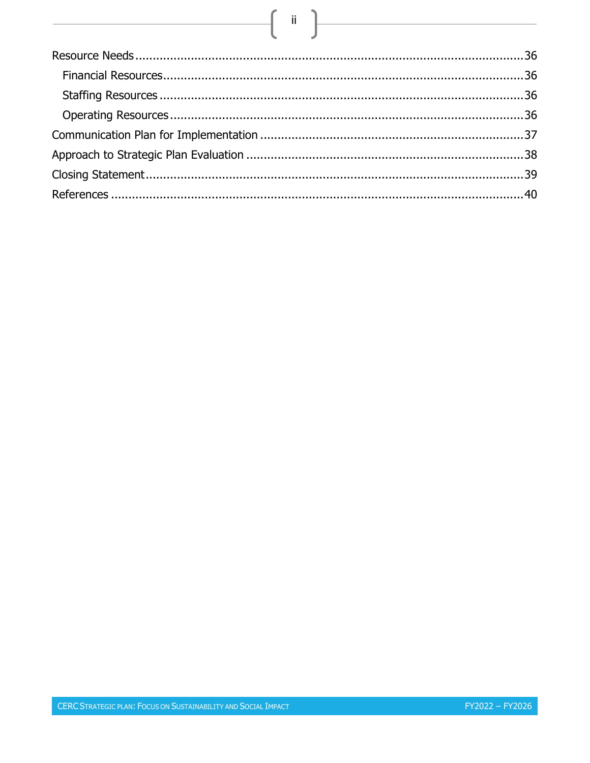- Resource Needs .......... 36
  - Financial Resources .......... 36
  - Staffing Resources .......... 36
  - Operating Resources .......... 36
- Communication Plan for Implementation .......... 37
- Approach to Strategic Plan Evaluation .......... 38
- Closing Statement .......... 39
- References .......... 40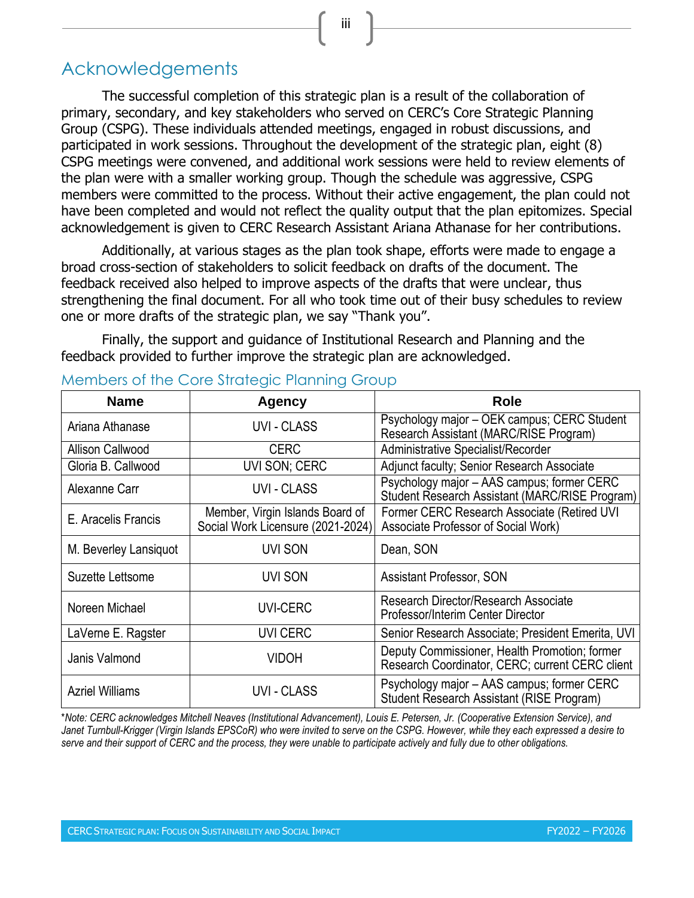# Acknowledgements

The successful completion of this strategic plan is a result of the collaboration of primary, secondary, and key stakeholders who served on CERC's Core Strategic Planning Group (CSPG). These individuals attended meetings, engaged in robust discussions, and participated in work sessions. Throughout the development of the strategic plan, eight (8) CSPG meetings were convened, and additional work sessions were held to review elements of the plan were with a smaller working group. Though the schedule was aggressive, CSPG members were committed to the process. Without their active engagement, the plan could not have been completed and would not reflect the quality output that the plan epitomizes. Special acknowledgement is given to CERC Research Assistant Ariana Athanase for her contributions.

Additionally, at various stages as the plan took shape, efforts were made to engage a broad cross-section of stakeholders to solicit feedback on drafts of the document. The feedback received also helped to improve aspects of the drafts that were unclear, thus strengthening the final document. For all who took time out of their busy schedules to review one or more drafts of the strategic plan, we say "Thank you".

Finally, the support and guidance of Institutional Research and Planning and the feedback provided to further improve the strategic plan are acknowledged.

## Members of the Core Strategic Planning Group

| Name | Agency | Role |
|---|---|---|
| Ariana Athanase | UVI - CLASS | Psychology major – OEK campus; CERC Student Research Assistant (MARC/RISE Program) |
| Allison Callwood | CERC | Administrative Specialist/Recorder |
| Gloria B. Callwood | UVI SON; CERC | Adjunct faculty; Senior Research Associate |
| Alexanne Carr | UVI - CLASS | Psychology major – AAS campus; former CERC Student Research Assistant (MARC/RISE Program) |
| E. Aracelis Francis | Member, Virgin Islands Board of Social Work Licensure (2021-2024) | Former CERC Research Associate (Retired UVI Associate Professor of Social Work) |
| M. Beverley Lansiquot | UVI SON | Dean, SON |
| Suzette Lettsome | UVI SON | Assistant Professor, SON |
| Noreen Michael | UVI-CERC | Research Director/Research Associate Professor/Interim Center Director |
| LaVerne E. Ragster | UVI CERC | Senior Research Associate; President Emerita, UVI |
| Janis Valmond | VIDOH | Deputy Commissioner, Health Promotion; former Research Coordinator, CERC; current CERC client |
| Azriel Williams | UVI - CLASS | Psychology major – AAS campus; former CERC Student Research Assistant (RISE Program) |

*\*Note: CERC acknowledges Mitchell Neaves (Institutional Advancement), Louis E. Petersen, Jr. (Cooperative Extension Service), and Janet Turnbull-Krigger (Virgin Islands EPSCoR) who were invited to serve on the CSPG. However, while they each expressed a desire to serve and their support of CERC and the process, they were unable to participate actively and fully due to other obligations.*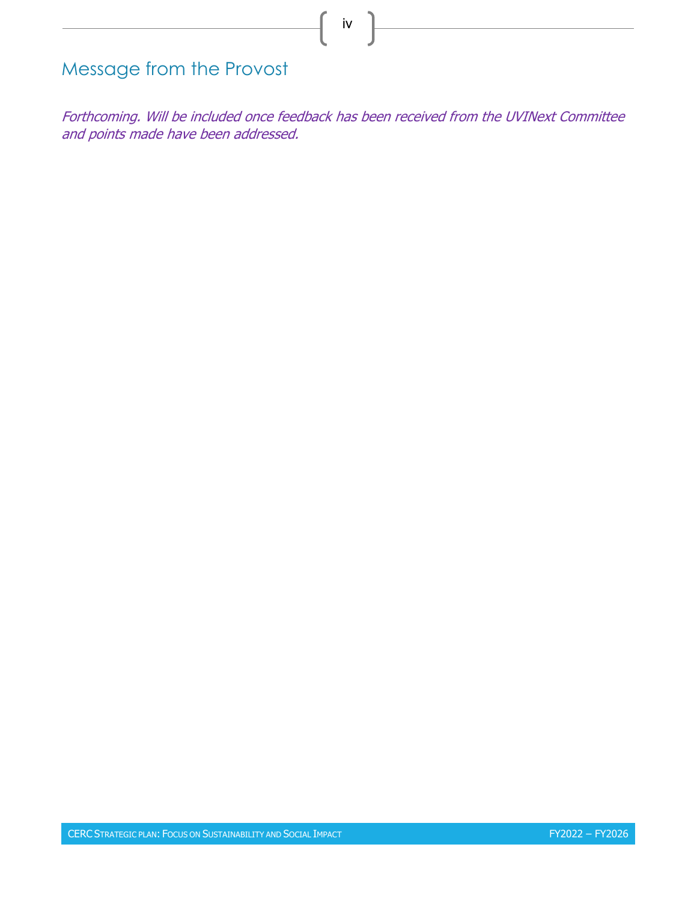## Message from the Provost

*Forthcoming. Will be included once feedback has been received from the UVINext Committee and points made have been addressed.*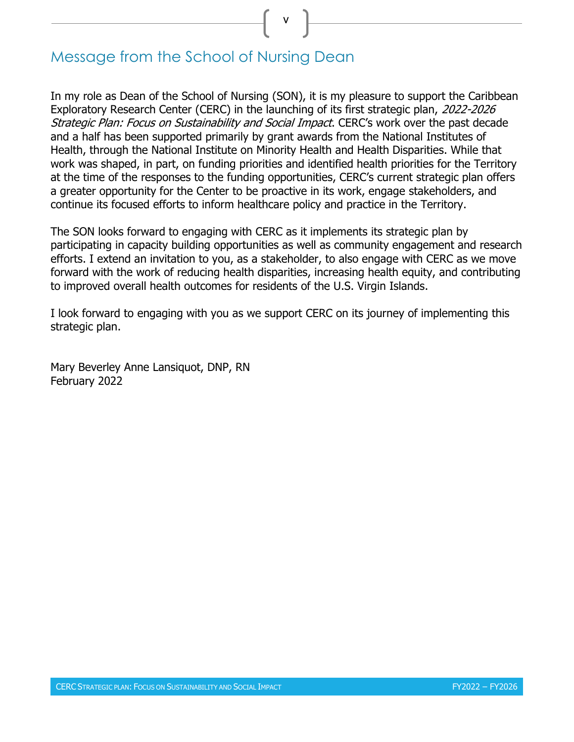## Message from the School of Nursing Dean

In my role as Dean of the School of Nursing (SON), it is my pleasure to support the Caribbean Exploratory Research Center (CERC) in the launching of its first strategic plan, *2022-2026 Strategic Plan: Focus on Sustainability and Social Impact*. CERC's work over the past decade and a half has been supported primarily by grant awards from the National Institutes of Health, through the National Institute on Minority Health and Health Disparities. While that work was shaped, in part, on funding priorities and identified health priorities for the Territory at the time of the responses to the funding opportunities, CERC's current strategic plan offers a greater opportunity for the Center to be proactive in its work, engage stakeholders, and continue its focused efforts to inform healthcare policy and practice in the Territory.

The SON looks forward to engaging with CERC as it implements its strategic plan by participating in capacity building opportunities as well as community engagement and research efforts. I extend an invitation to you, as a stakeholder, to also engage with CERC as we move forward with the work of reducing health disparities, increasing health equity, and contributing to improved overall health outcomes for residents of the U.S. Virgin Islands.

I look forward to engaging with you as we support CERC on its journey of implementing this strategic plan.

Mary Beverley Anne Lansiquot, DNP, RN
February 2022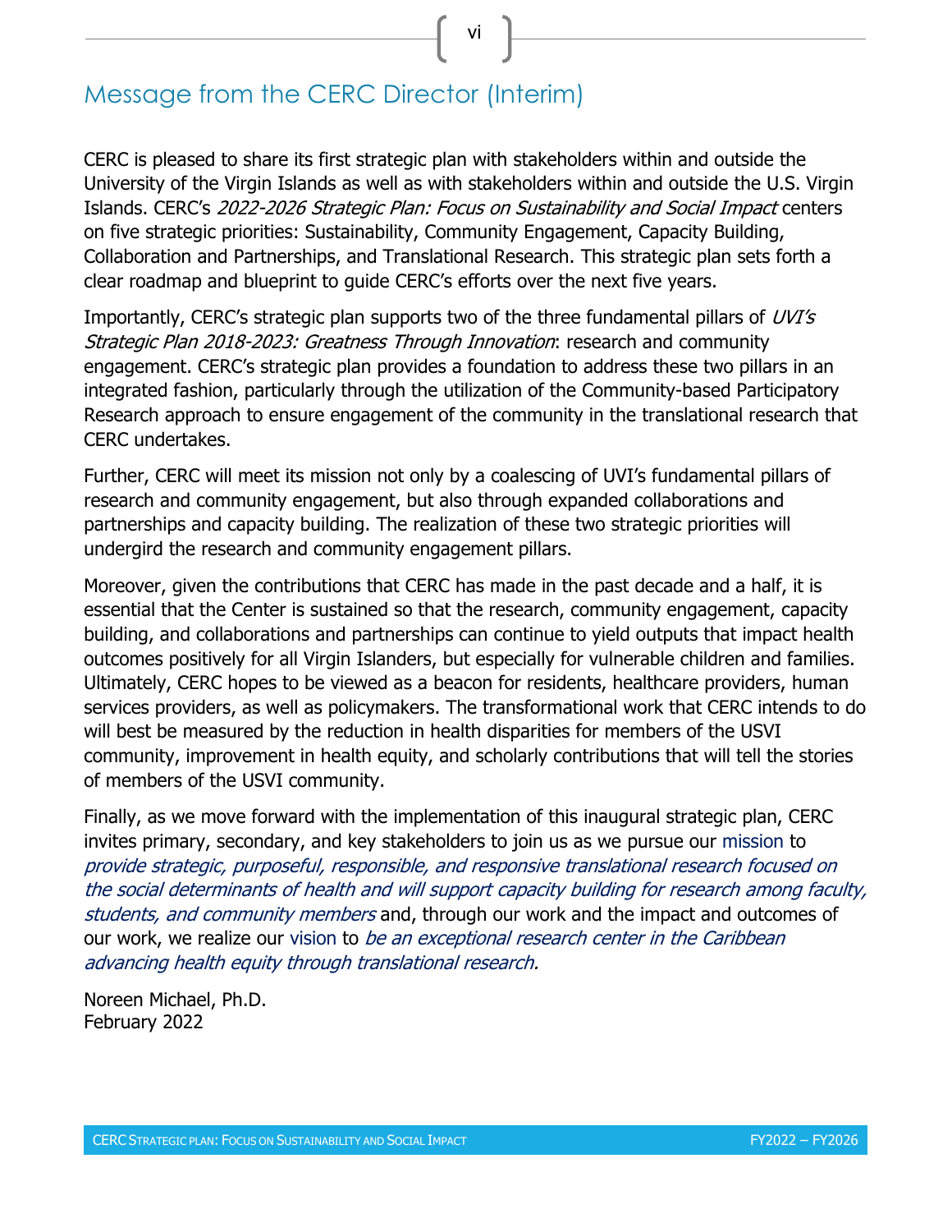## Message from the CERC Director (Interim)

CERC is pleased to share its first strategic plan with stakeholders within and outside the University of the Virgin Islands as well as with stakeholders within and outside the U.S. Virgin Islands. CERC's *2022-2026 Strategic Plan: Focus on Sustainability and Social Impact* centers on five strategic priorities: Sustainability, Community Engagement, Capacity Building, Collaboration and Partnerships, and Translational Research. This strategic plan sets forth a clear roadmap and blueprint to guide CERC's efforts over the next five years.

Importantly, CERC's strategic plan supports two of the three fundamental pillars of *UVI's Strategic Plan 2018-2023: Greatness Through Innovation*: research and community engagement. CERC's strategic plan provides a foundation to address these two pillars in an integrated fashion, particularly through the utilization of the Community-based Participatory Research approach to ensure engagement of the community in the translational research that CERC undertakes.

Further, CERC will meet its mission not only by a coalescing of UVI's fundamental pillars of research and community engagement, but also through expanded collaborations and partnerships and capacity building. The realization of these two strategic priorities will undergird the research and community engagement pillars.

Moreover, given the contributions that CERC has made in the past decade and a half, it is essential that the Center is sustained so that the research, community engagement, capacity building, and collaborations and partnerships can continue to yield outputs that impact health outcomes positively for all Virgin Islanders, but especially for vulnerable children and families. Ultimately, CERC hopes to be viewed as a beacon for residents, healthcare providers, human services providers, as well as policymakers. The transformational work that CERC intends to do will best be measured by the reduction in health disparities for members of the USVI community, improvement in health equity, and scholarly contributions that will tell the stories of members of the USVI community.

Finally, as we move forward with the implementation of this inaugural strategic plan, CERC invites primary, secondary, and key stakeholders to join us as we pursue our mission to *provide strategic, purposeful, responsible, and responsive translational research focused on the social determinants of health and will support capacity building for research among faculty, students, and community members* and, through our work and the impact and outcomes of our work, we realize our vision to *be an exceptional research center in the Caribbean advancing health equity through translational research.*

Noreen Michael, Ph.D.
February 2022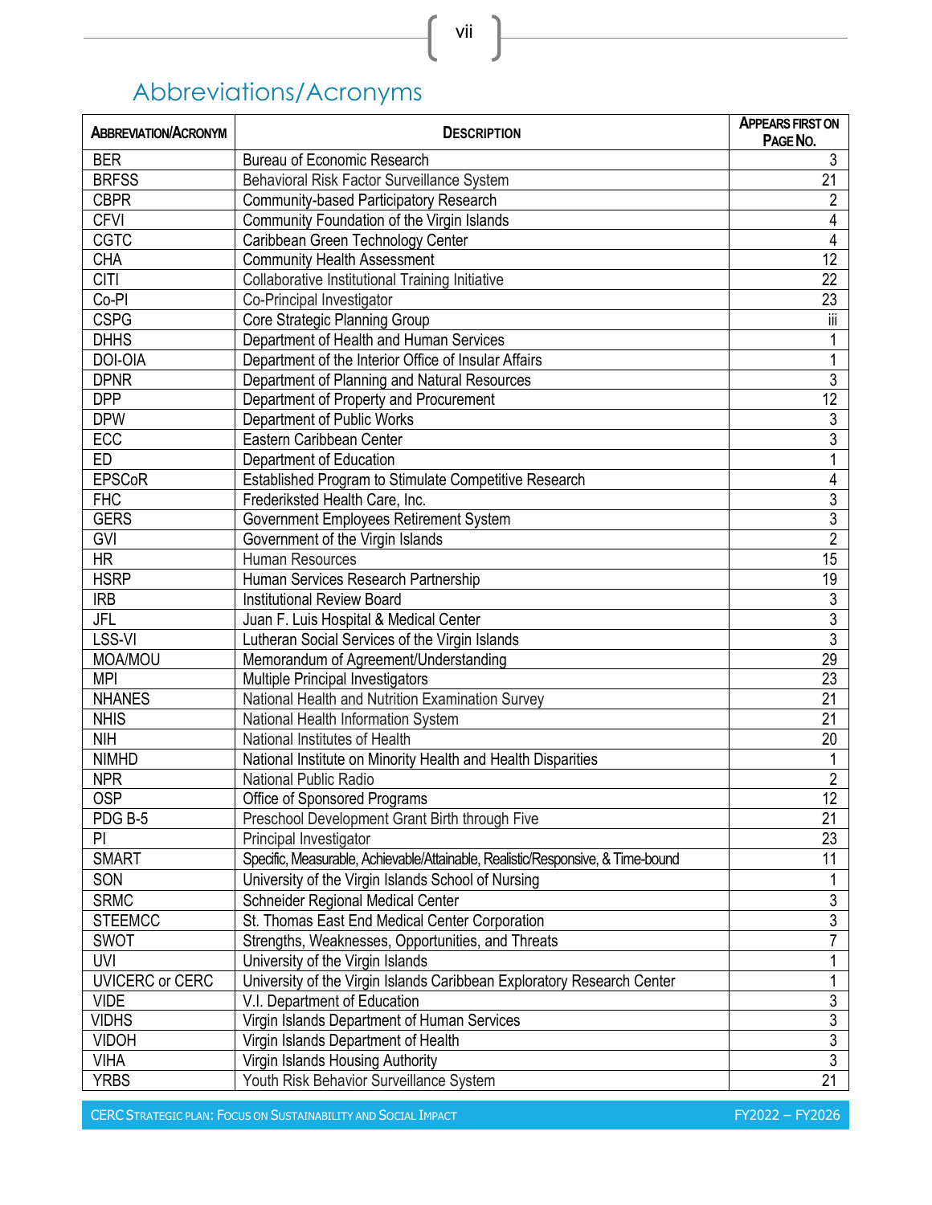# Abbreviations/Acronyms

| Abbreviation/Acronym | Description | Appears First on Page No. |
|---|---|---|
| BER | Bureau of Economic Research | 3 |
| BRFSS | Behavioral Risk Factor Surveillance System | 21 |
| CBPR | Community-based Participatory Research | 2 |
| CFVI | Community Foundation of the Virgin Islands | 4 |
| CGTC | Caribbean Green Technology Center | 4 |
| CHA | Community Health Assessment | 12 |
| CITI | Collaborative Institutional Training Initiative | 22 |
| Co-PI | Co-Principal Investigator | 23 |
| CSPG | Core Strategic Planning Group | iii |
| DHHS | Department of Health and Human Services | 1 |
| DOI-OIA | Department of the Interior Office of Insular Affairs | 1 |
| DPNR | Department of Planning and Natural Resources | 3 |
| DPP | Department of Property and Procurement | 12 |
| DPW | Department of Public Works | 3 |
| ECC | Eastern Caribbean Center | 3 |
| ED | Department of Education | 1 |
| EPSCoR | Established Program to Stimulate Competitive Research | 4 |
| FHC | Frederiksted Health Care, Inc. | 3 |
| GERS | Government Employees Retirement System | 3 |
| GVI | Government of the Virgin Islands | 2 |
| HR | Human Resources | 15 |
| HSRP | Human Services Research Partnership | 19 |
| IRB | Institutional Review Board | 3 |
| JFL | Juan F. Luis Hospital & Medical Center | 3 |
| LSS-VI | Lutheran Social Services of the Virgin Islands | 3 |
| MOA/MOU | Memorandum of Agreement/Understanding | 29 |
| MPI | Multiple Principal Investigators | 23 |
| NHANES | National Health and Nutrition Examination Survey | 21 |
| NHIS | National Health Information System | 21 |
| NIH | National Institutes of Health | 20 |
| NIMHD | National Institute on Minority Health and Health Disparities | 1 |
| NPR | National Public Radio | 2 |
| OSP | Office of Sponsored Programs | 12 |
| PDG B-5 | Preschool Development Grant Birth through Five | 21 |
| PI | Principal Investigator | 23 |
| SMART | Specific, Measurable, Achievable/Attainable, Realistic/Responsive, & Time-bound | 11 |
| SON | University of the Virgin Islands School of Nursing | 1 |
| SRMC | Schneider Regional Medical Center | 3 |
| STEEMCC | St. Thomas East End Medical Center Corporation | 3 |
| SWOT | Strengths, Weaknesses, Opportunities, and Threats | 7 |
| UVI | University of the Virgin Islands | 1 |
| UVICERC or CERC | University of the Virgin Islands Caribbean Exploratory Research Center | 1 |
| VIDE | V.I. Department of Education | 3 |
| VIDHS | Virgin Islands Department of Human Services | 3 |
| VIDOH | Virgin Islands Department of Health | 3 |
| VIHA | Virgin Islands Housing Authority | 3 |
| YRBS | Youth Risk Behavior Surveillance System | 21 |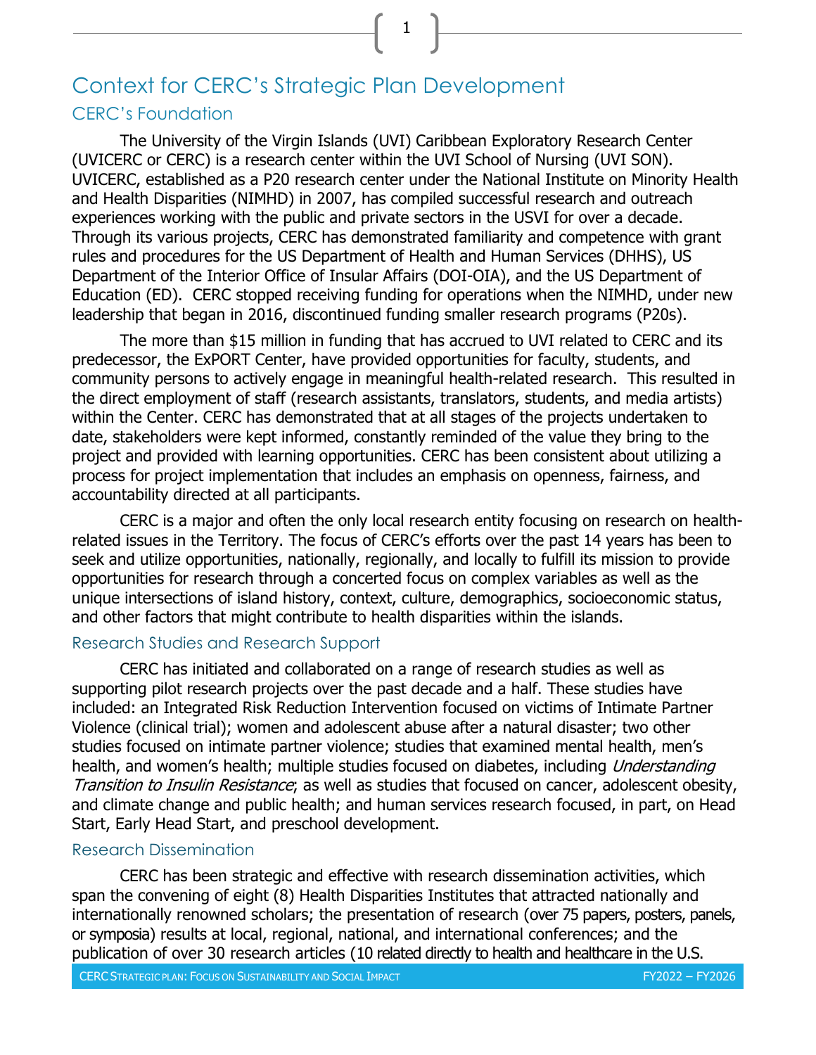# Context for CERC's Strategic Plan Development

## CERC's Foundation

The University of the Virgin Islands (UVI) Caribbean Exploratory Research Center (UVICERC or CERC) is a research center within the UVI School of Nursing (UVI SON). UVICERC, established as a P20 research center under the National Institute on Minority Health and Health Disparities (NIMHD) in 2007, has compiled successful research and outreach experiences working with the public and private sectors in the USVI for over a decade. Through its various projects, CERC has demonstrated familiarity and competence with grant rules and procedures for the US Department of Health and Human Services (DHHS), US Department of the Interior Office of Insular Affairs (DOI-OIA), and the US Department of Education (ED). CERC stopped receiving funding for operations when the NIMHD, under new leadership that began in 2016, discontinued funding smaller research programs (P20s).

The more than $15 million in funding that has accrued to UVI related to CERC and its predecessor, the ExPORT Center, have provided opportunities for faculty, students, and community persons to actively engage in meaningful health-related research. This resulted in the direct employment of staff (research assistants, translators, students, and media artists) within the Center. CERC has demonstrated that at all stages of the projects undertaken to date, stakeholders were kept informed, constantly reminded of the value they bring to the project and provided with learning opportunities. CERC has been consistent about utilizing a process for project implementation that includes an emphasis on openness, fairness, and accountability directed at all participants.

CERC is a major and often the only local research entity focusing on research on health-related issues in the Territory. The focus of CERC's efforts over the past 14 years has been to seek and utilize opportunities, nationally, regionally, and locally to fulfill its mission to provide opportunities for research through a concerted focus on complex variables as well as the unique intersections of island history, context, culture, demographics, socioeconomic status, and other factors that might contribute to health disparities within the islands.

### Research Studies and Research Support

CERC has initiated and collaborated on a range of research studies as well as supporting pilot research projects over the past decade and a half. These studies have included: an Integrated Risk Reduction Intervention focused on victims of Intimate Partner Violence (clinical trial); women and adolescent abuse after a natural disaster; two other studies focused on intimate partner violence; studies that examined mental health, men's health, and women's health; multiple studies focused on diabetes, including *Understanding Transition to Insulin Resistance*; as well as studies that focused on cancer, adolescent obesity, and climate change and public health; and human services research focused, in part, on Head Start, Early Head Start, and preschool development.

### Research Dissemination

CERC has been strategic and effective with research dissemination activities, which span the convening of eight (8) Health Disparities Institutes that attracted nationally and internationally renowned scholars; the presentation of research (over 75 papers, posters, panels, or symposia) results at local, regional, national, and international conferences; and the publication of over 30 research articles (10 related directly to health and healthcare in the U.S.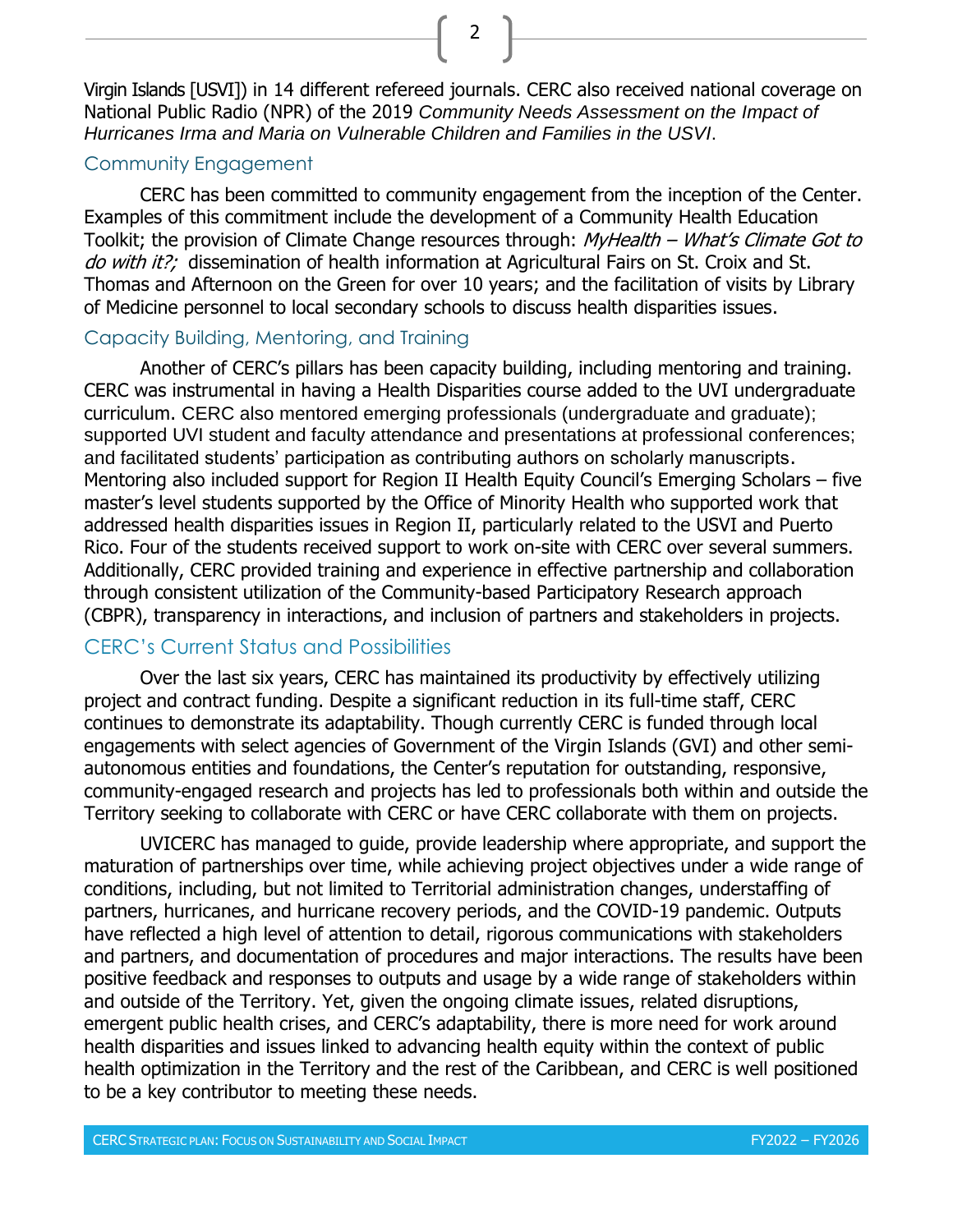Virgin Islands [USVI]) in 14 different refereed journals. CERC also received national coverage on National Public Radio (NPR) of the 2019 *Community Needs Assessment on the Impact of Hurricanes Irma and Maria on Vulnerable Children and Families in the USVI*.

## Community Engagement

CERC has been committed to community engagement from the inception of the Center. Examples of this commitment include the development of a Community Health Education Toolkit; the provision of Climate Change resources through: *MyHealth – What's Climate Got to do with it?;* dissemination of health information at Agricultural Fairs on St. Croix and St. Thomas and Afternoon on the Green for over 10 years; and the facilitation of visits by Library of Medicine personnel to local secondary schools to discuss health disparities issues.

## Capacity Building, Mentoring, and Training

Another of CERC's pillars has been capacity building, including mentoring and training. CERC was instrumental in having a Health Disparities course added to the UVI undergraduate curriculum. CERC also mentored emerging professionals (undergraduate and graduate); supported UVI student and faculty attendance and presentations at professional conferences; and facilitated students' participation as contributing authors on scholarly manuscripts. Mentoring also included support for Region II Health Equity Council's Emerging Scholars – five master's level students supported by the Office of Minority Health who supported work that addressed health disparities issues in Region II, particularly related to the USVI and Puerto Rico. Four of the students received support to work on-site with CERC over several summers. Additionally, CERC provided training and experience in effective partnership and collaboration through consistent utilization of the Community-based Participatory Research approach (CBPR), transparency in interactions, and inclusion of partners and stakeholders in projects.

## CERC's Current Status and Possibilities

Over the last six years, CERC has maintained its productivity by effectively utilizing project and contract funding. Despite a significant reduction in its full-time staff, CERC continues to demonstrate its adaptability. Though currently CERC is funded through local engagements with select agencies of Government of the Virgin Islands (GVI) and other semi-autonomous entities and foundations, the Center's reputation for outstanding, responsive, community-engaged research and projects has led to professionals both within and outside the Territory seeking to collaborate with CERC or have CERC collaborate with them on projects.

UVICERC has managed to guide, provide leadership where appropriate, and support the maturation of partnerships over time, while achieving project objectives under a wide range of conditions, including, but not limited to Territorial administration changes, understaffing of partners, hurricanes, and hurricane recovery periods, and the COVID-19 pandemic. Outputs have reflected a high level of attention to detail, rigorous communications with stakeholders and partners, and documentation of procedures and major interactions. The results have been positive feedback and responses to outputs and usage by a wide range of stakeholders within and outside of the Territory. Yet, given the ongoing climate issues, related disruptions, emergent public health crises, and CERC's adaptability, there is more need for work around health disparities and issues linked to advancing health equity within the context of public health optimization in the Territory and the rest of the Caribbean, and CERC is well positioned to be a key contributor to meeting these needs.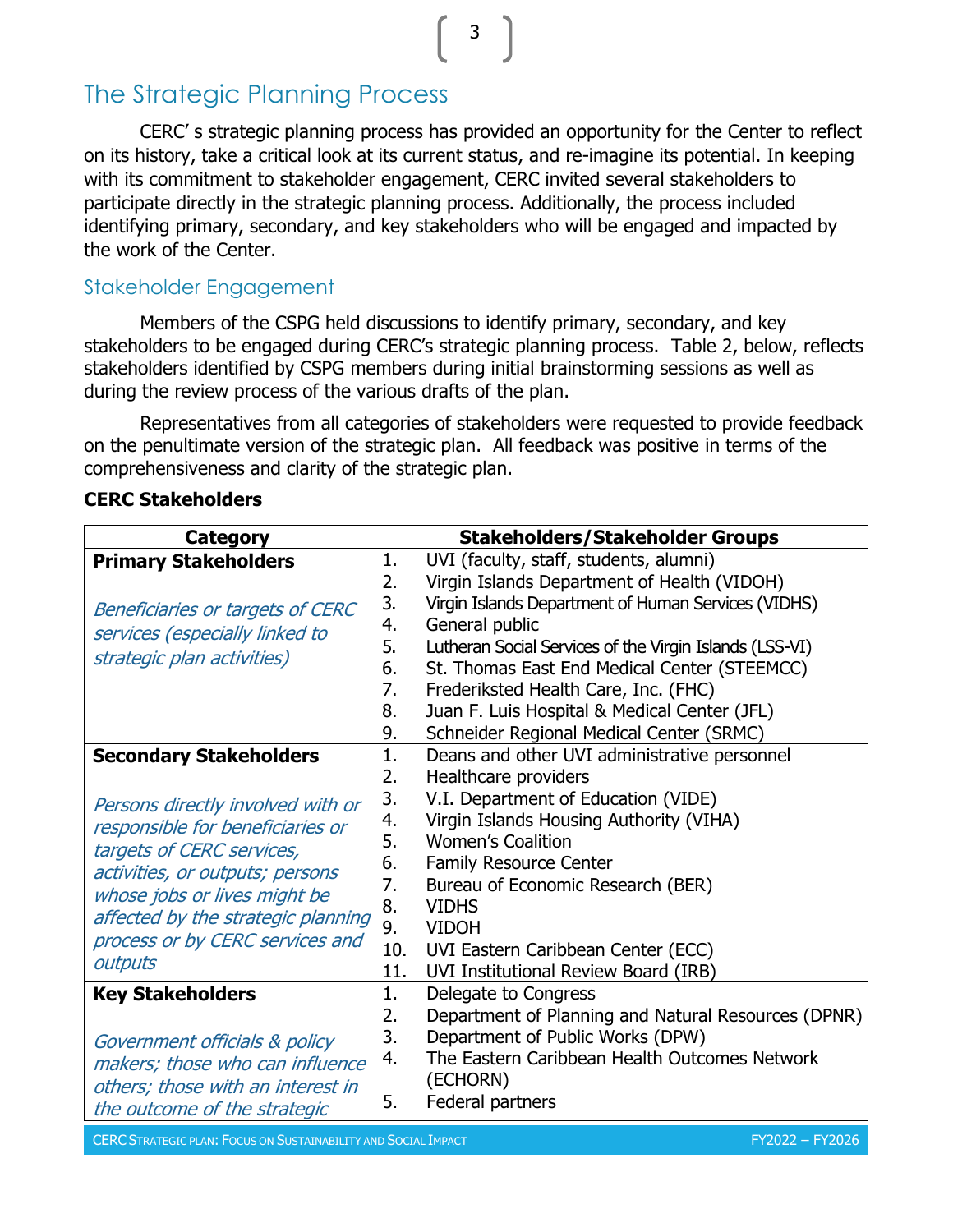# The Strategic Planning Process

CERC' s strategic planning process has provided an opportunity for the Center to reflect on its history, take a critical look at its current status, and re-imagine its potential. In keeping with its commitment to stakeholder engagement, CERC invited several stakeholders to participate directly in the strategic planning process. Additionally, the process included identifying primary, secondary, and key stakeholders who will be engaged and impacted by the work of the Center.

## Stakeholder Engagement

Members of the CSPG held discussions to identify primary, secondary, and key stakeholders to be engaged during CERC's strategic planning process. Table 2, below, reflects stakeholders identified by CSPG members during initial brainstorming sessions as well as during the review process of the various drafts of the plan.

Representatives from all categories of stakeholders were requested to provide feedback on the penultimate version of the strategic plan. All feedback was positive in terms of the comprehensiveness and clarity of the strategic plan.

**CERC Stakeholders**

| Category | Stakeholders/Stakeholder Groups |
| --- | --- |
| **Primary Stakeholders**<br><br>*Beneficiaries or targets of CERC services (especially linked to strategic plan activities)* | 1. UVI (faculty, staff, students, alumni)<br>2. Virgin Islands Department of Health (VIDOH)<br>3. Virgin Islands Department of Human Services (VIDHS)<br>4. General public<br>5. Lutheran Social Services of the Virgin Islands (LSS-VI)<br>6. St. Thomas East End Medical Center (STEEMCC)<br>7. Frederiksted Health Care, Inc. (FHC)<br>8. Juan F. Luis Hospital & Medical Center (JFL)<br>9. Schneider Regional Medical Center (SRMC) |
| **Secondary Stakeholders**<br><br>*Persons directly involved with or responsible for beneficiaries or targets of CERC services, activities, or outputs; persons whose jobs or lives might be affected by the strategic planning process or by CERC services and outputs* | 1. Deans and other UVI administrative personnel<br>2. Healthcare providers<br>3. V.I. Department of Education (VIDE)<br>4. Virgin Islands Housing Authority (VIHA)<br>5. Women's Coalition<br>6. Family Resource Center<br>7. Bureau of Economic Research (BER)<br>8. VIDHS<br>9. VIDOH<br>10. UVI Eastern Caribbean Center (ECC)<br>11. UVI Institutional Review Board (IRB) |
| **Key Stakeholders**<br><br>*Government officials & policy makers; those who can influence others; those with an interest in the outcome of the strategic* | 1. Delegate to Congress<br>2. Department of Planning and Natural Resources (DPNR)<br>3. Department of Public Works (DPW)<br>4. The Eastern Caribbean Health Outcomes Network (ECHORN)<br>5. Federal partners |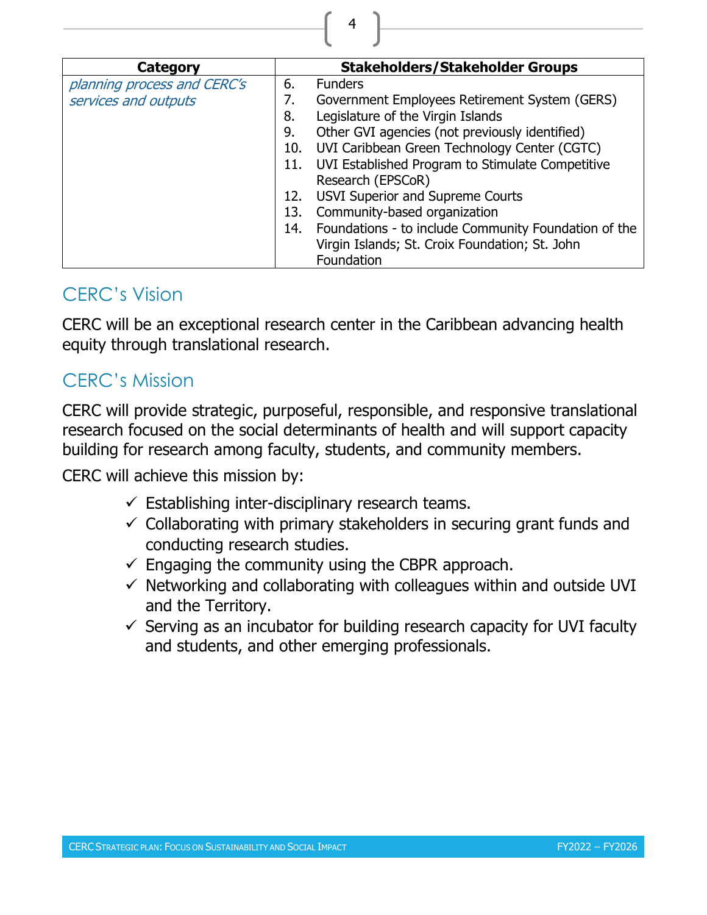| Category | Stakeholders/Stakeholder Groups |
|---|---|
| *planning process and CERC's services and outputs* | 6. Funders<br>7. Government Employees Retirement System (GERS)<br>8. Legislature of the Virgin Islands<br>9. Other GVI agencies (not previously identified)<br>10. UVI Caribbean Green Technology Center (CGTC)<br>11. UVI Established Program to Stimulate Competitive Research (EPSCoR)<br>12. USVI Superior and Supreme Courts<br>13. Community-based organization<br>14. Foundations - to include Community Foundation of the Virgin Islands; St. Croix Foundation; St. John Foundation |

## CERC's Vision

CERC will be an exceptional research center in the Caribbean advancing health equity through translational research.

## CERC's Mission

CERC will provide strategic, purposeful, responsible, and responsive translational research focused on the social determinants of health and will support capacity building for research among faculty, students, and community members.

CERC will achieve this mission by:

- ✓ Establishing inter-disciplinary research teams.
- ✓ Collaborating with primary stakeholders in securing grant funds and conducting research studies.
- ✓ Engaging the community using the CBPR approach.
- ✓ Networking and collaborating with colleagues within and outside UVI and the Territory.
- ✓ Serving as an incubator for building research capacity for UVI faculty and students, and other emerging professionals.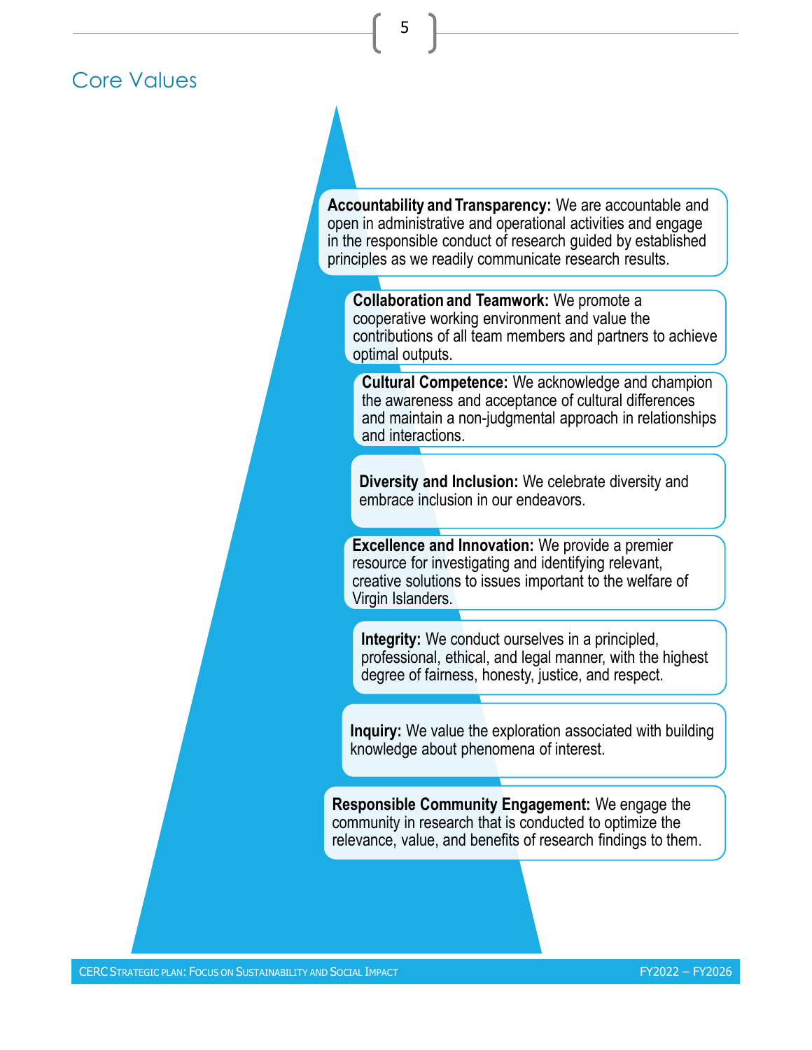## Core Values

**Accountability and Transparency:** We are accountable and open in administrative and operational activities and engage in the responsible conduct of research guided by established principles as we readily communicate research results.

**Collaboration and Teamwork:** We promote a cooperative working environment and value the contributions of all team members and partners to achieve optimal outputs.

**Cultural Competence:** We acknowledge and champion the awareness and acceptance of cultural differences and maintain a non-judgmental approach in relationships and interactions.

**Diversity and Inclusion:** We celebrate diversity and embrace inclusion in our endeavors.

**Excellence and Innovation:** We provide a premier resource for investigating and identifying relevant, creative solutions to issues important to the welfare of Virgin Islanders.

**Integrity:** We conduct ourselves in a principled, professional, ethical, and legal manner, with the highest degree of fairness, honesty, justice, and respect.

**Inquiry:** We value the exploration associated with building knowledge about phenomena of interest.

**Responsible Community Engagement:** We engage the community in research that is conducted to optimize the relevance, value, and benefits of research findings to them.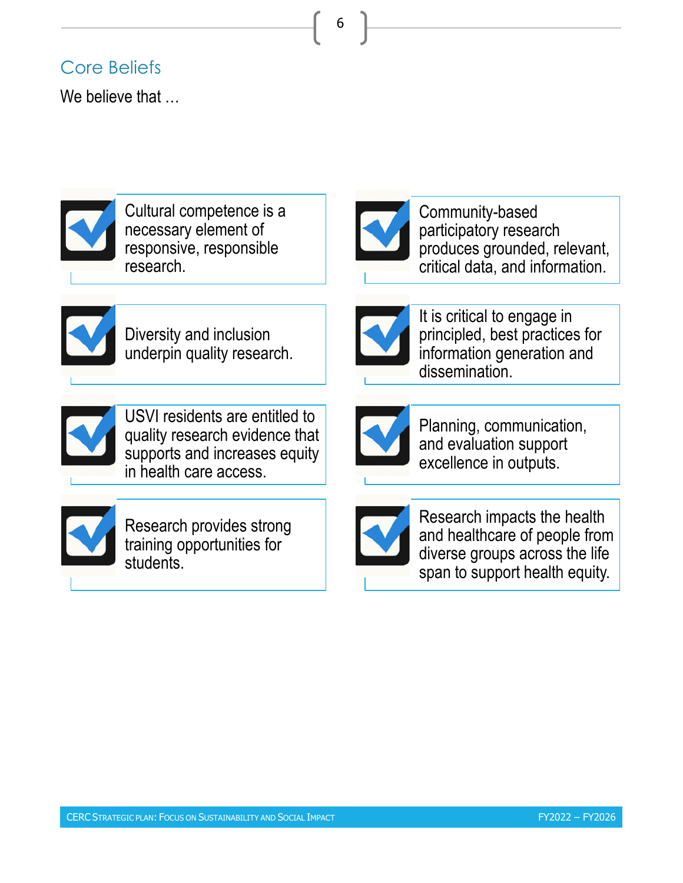## Core Beliefs

We believe that …

- Cultural competence is a necessary element of responsive, responsible research.
- Community-based participatory research produces grounded, relevant, critical data, and information.
- Diversity and inclusion underpin quality research.
- It is critical to engage in principled, best practices for information generation and dissemination.
- USVI residents are entitled to quality research evidence that supports and increases equity in health care access.
- Planning, communication, and evaluation support excellence in outputs.
- Research provides strong training opportunities for students.
- Research impacts the health and healthcare of people from diverse groups across the life span to support health equity.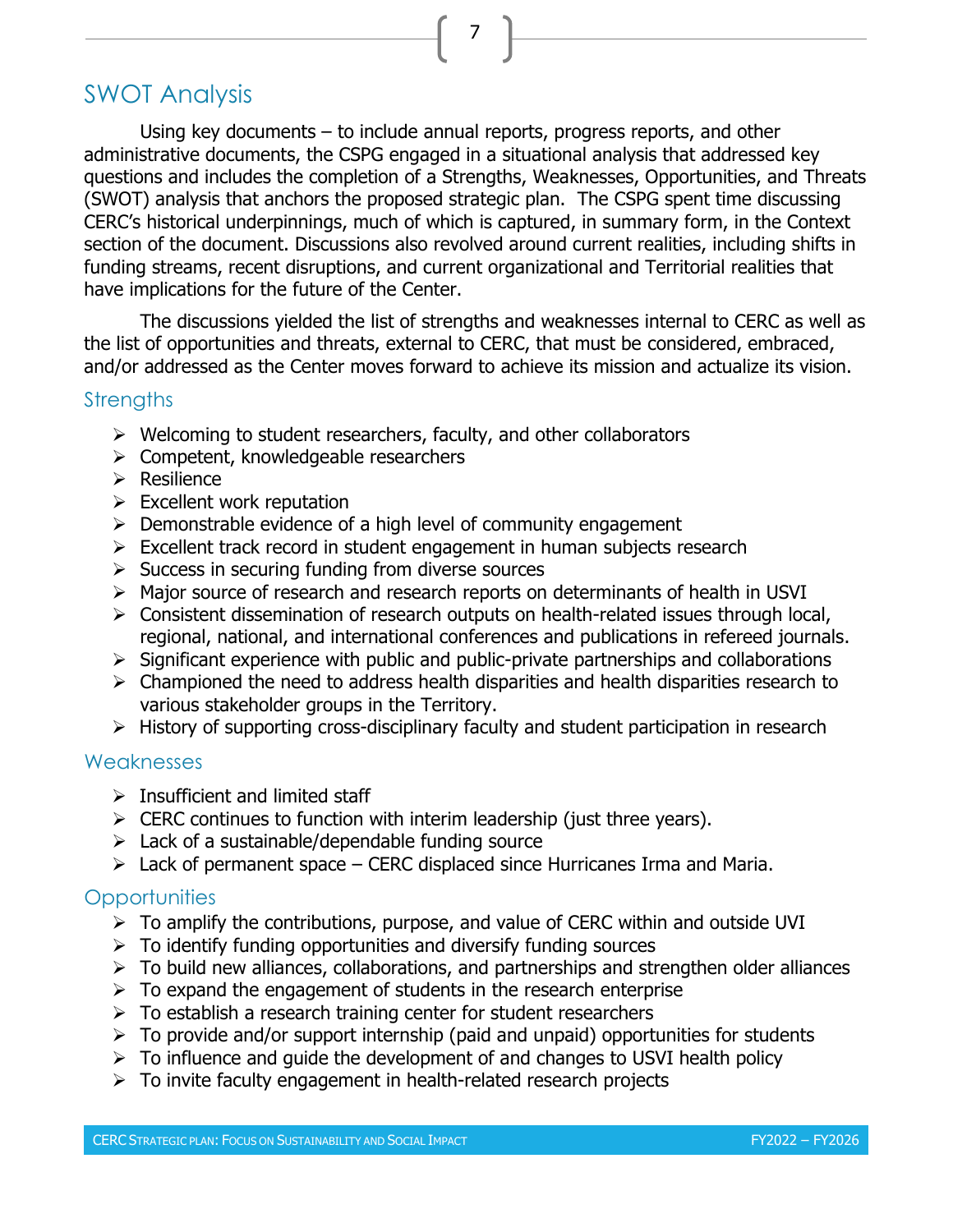## SWOT Analysis

Using key documents – to include annual reports, progress reports, and other administrative documents, the CSPG engaged in a situational analysis that addressed key questions and includes the completion of a Strengths, Weaknesses, Opportunities, and Threats (SWOT) analysis that anchors the proposed strategic plan. The CSPG spent time discussing CERC's historical underpinnings, much of which is captured, in summary form, in the Context section of the document. Discussions also revolved around current realities, including shifts in funding streams, recent disruptions, and current organizational and Territorial realities that have implications for the future of the Center.

The discussions yielded the list of strengths and weaknesses internal to CERC as well as the list of opportunities and threats, external to CERC, that must be considered, embraced, and/or addressed as the Center moves forward to achieve its mission and actualize its vision.

### Strengths

- Welcoming to student researchers, faculty, and other collaborators
- Competent, knowledgeable researchers
- Resilience
- Excellent work reputation
- Demonstrable evidence of a high level of community engagement
- Excellent track record in student engagement in human subjects research
- Success in securing funding from diverse sources
- Major source of research and research reports on determinants of health in USVI
- Consistent dissemination of research outputs on health-related issues through local, regional, national, and international conferences and publications in refereed journals.
- Significant experience with public and public-private partnerships and collaborations
- Championed the need to address health disparities and health disparities research to various stakeholder groups in the Territory.
- History of supporting cross-disciplinary faculty and student participation in research

### Weaknesses

- Insufficient and limited staff
- CERC continues to function with interim leadership (just three years).
- Lack of a sustainable/dependable funding source
- Lack of permanent space – CERC displaced since Hurricanes Irma and Maria.

### Opportunities

- To amplify the contributions, purpose, and value of CERC within and outside UVI
- To identify funding opportunities and diversify funding sources
- To build new alliances, collaborations, and partnerships and strengthen older alliances
- To expand the engagement of students in the research enterprise
- To establish a research training center for student researchers
- To provide and/or support internship (paid and unpaid) opportunities for students
- To influence and guide the development of and changes to USVI health policy
- To invite faculty engagement in health-related research projects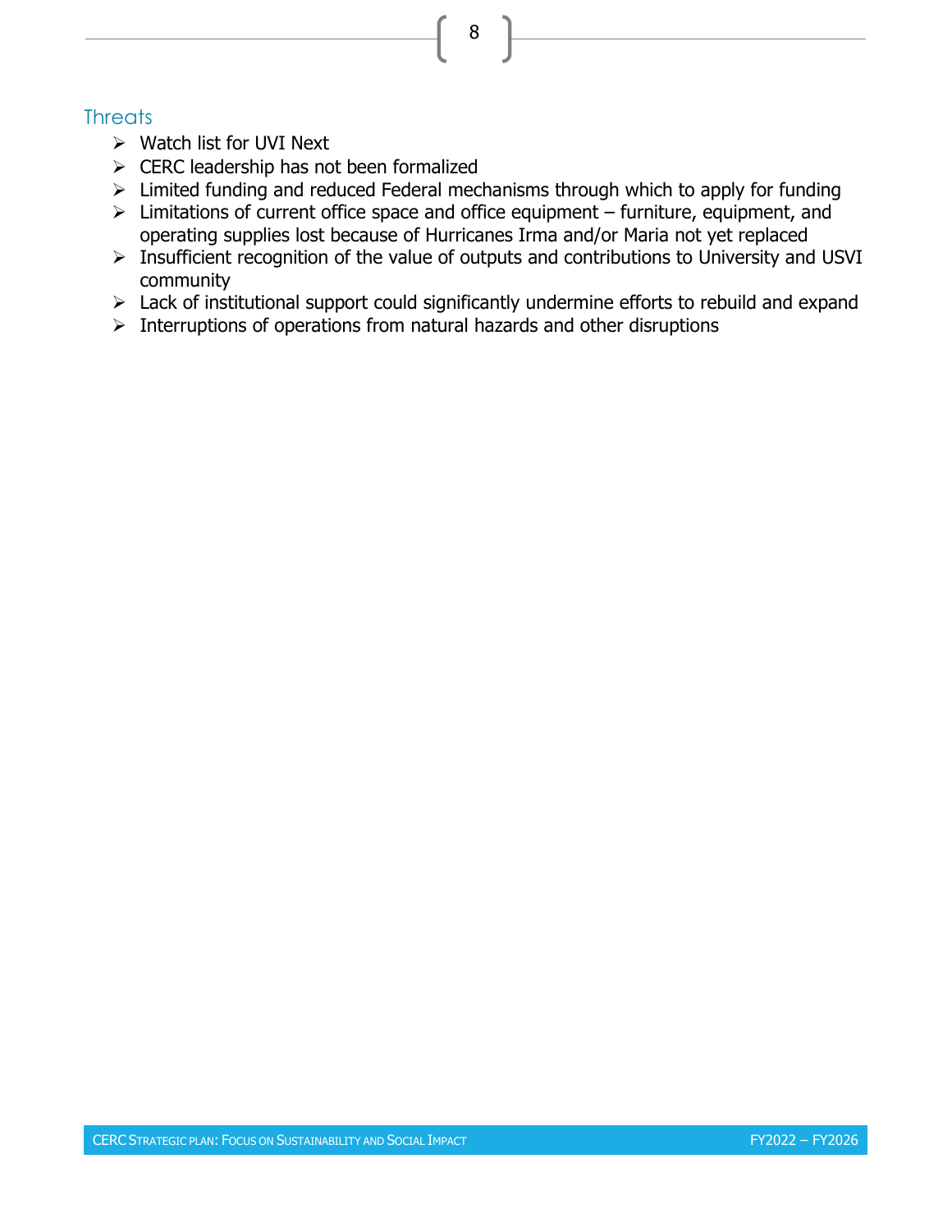## Threats

- Watch list for UVI Next
- CERC leadership has not been formalized
- Limited funding and reduced Federal mechanisms through which to apply for funding
- Limitations of current office space and office equipment – furniture, equipment, and operating supplies lost because of Hurricanes Irma and/or Maria not yet replaced
- Insufficient recognition of the value of outputs and contributions to University and USVI community
- Lack of institutional support could significantly undermine efforts to rebuild and expand
- Interruptions of operations from natural hazards and other disruptions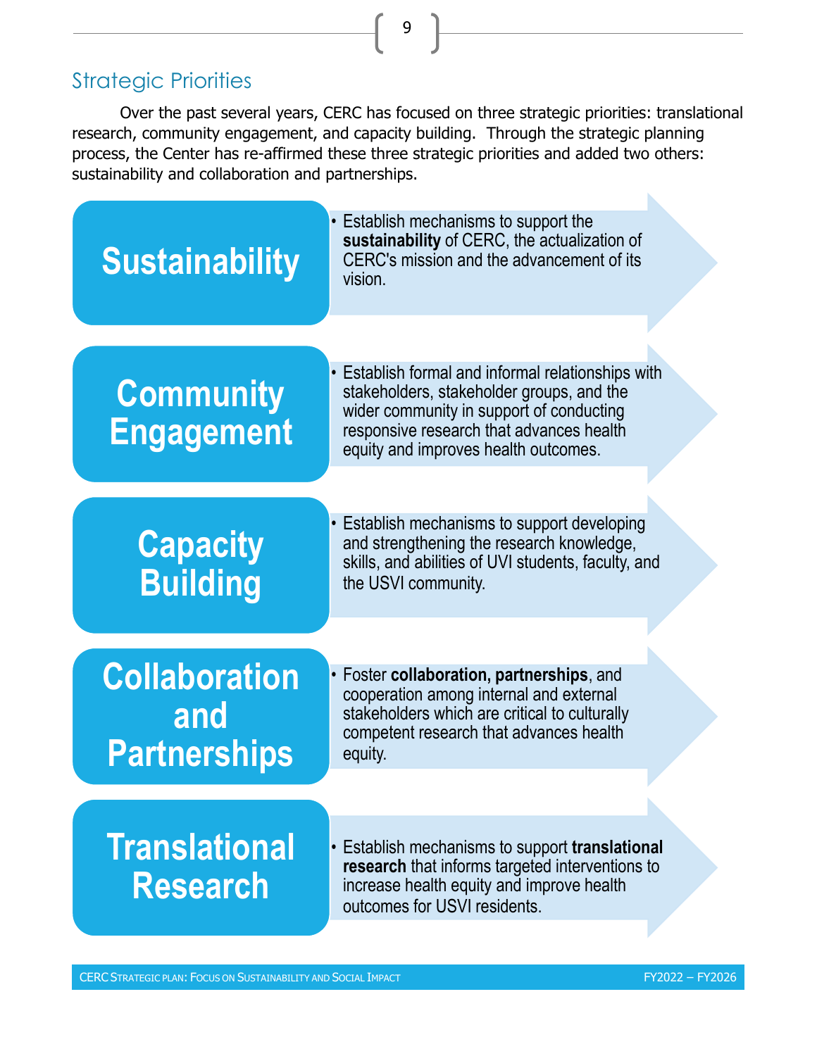## Strategic Priorities

Over the past several years, CERC has focused on three strategic priorities: translational research, community engagement, and capacity building. Through the strategic planning process, the Center has re-affirmed these three strategic priorities and added two others: sustainability and collaboration and partnerships.

### Sustainability

- Establish mechanisms to support the **sustainability** of CERC, the actualization of CERC's mission and the advancement of its vision.

### Community Engagement

- Establish formal and informal relationships with stakeholders, stakeholder groups, and the wider community in support of conducting responsive research that advances health equity and improves health outcomes.

### Capacity Building

- Establish mechanisms to support developing and strengthening the research knowledge, skills, and abilities of UVI students, faculty, and the USVI community.

### Collaboration and Partnerships

- Foster **collaboration, partnerships**, and cooperation among internal and external stakeholders which are critical to culturally competent research that advances health equity.

### Translational Research

- Establish mechanisms to support **translational research** that informs targeted interventions to increase health equity and improve health outcomes for USVI residents.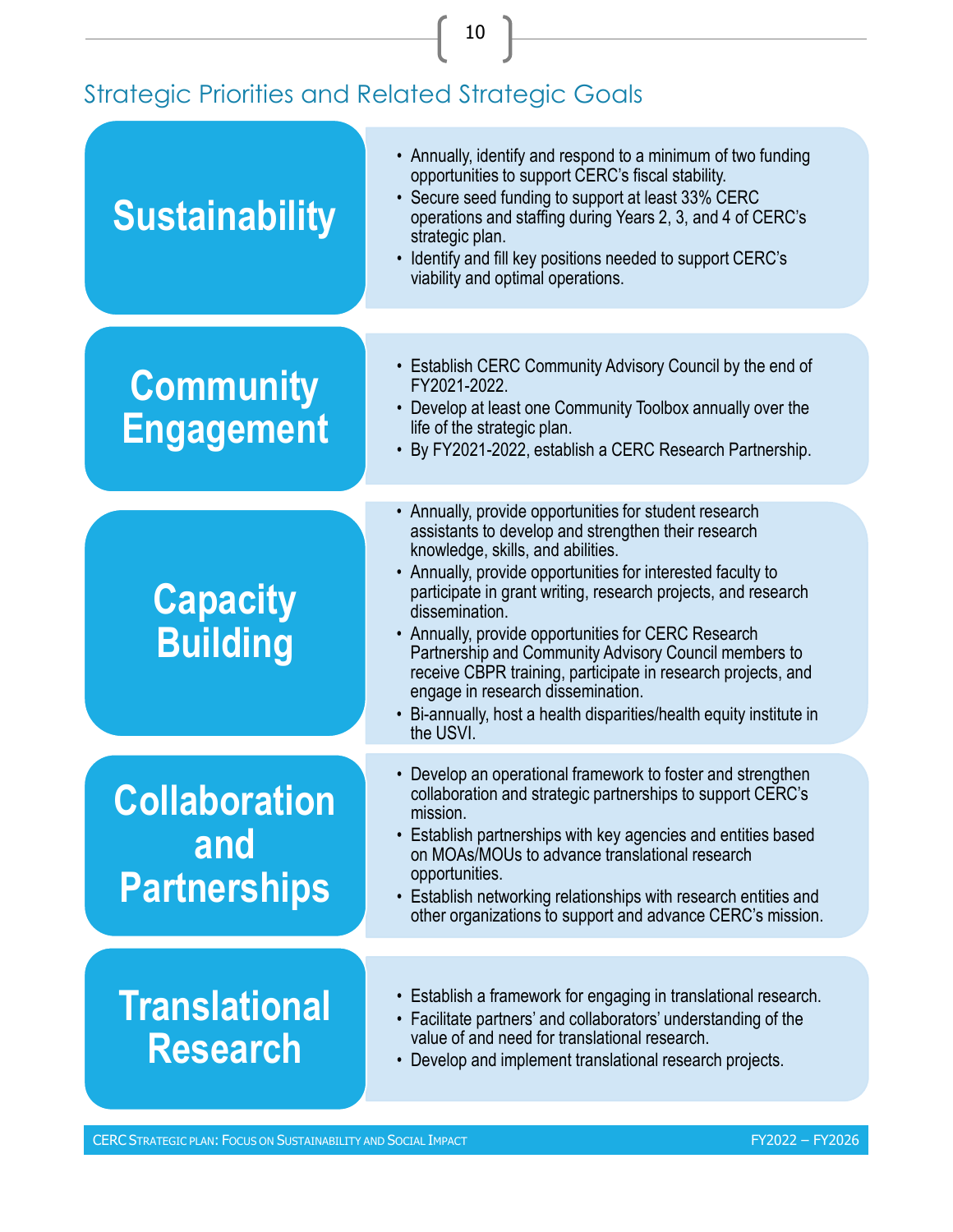## Strategic Priorities and Related Strategic Goals

### Sustainability

- Annually, identify and respond to a minimum of two funding opportunities to support CERC's fiscal stability.
- Secure seed funding to support at least 33% CERC operations and staffing during Years 2, 3, and 4 of CERC's strategic plan.
- Identify and fill key positions needed to support CERC's viability and optimal operations.

### Community Engagement

- Establish CERC Community Advisory Council by the end of FY2021-2022.
- Develop at least one Community Toolbox annually over the life of the strategic plan.
- By FY2021-2022, establish a CERC Research Partnership.

### Capacity Building

- Annually, provide opportunities for student research assistants to develop and strengthen their research knowledge, skills, and abilities.
- Annually, provide opportunities for interested faculty to participate in grant writing, research projects, and research dissemination.
- Annually, provide opportunities for CERC Research Partnership and Community Advisory Council members to receive CBPR training, participate in research projects, and engage in research dissemination.
- Bi-annually, host a health disparities/health equity institute in the USVI.

### Collaboration and Partnerships

- Develop an operational framework to foster and strengthen collaboration and strategic partnerships to support CERC's mission.
- Establish partnerships with key agencies and entities based on MOAs/MOUs to advance translational research opportunities.
- Establish networking relationships with research entities and other organizations to support and advance CERC's mission.

### Translational Research

- Establish a framework for engaging in translational research.
- Facilitate partners' and collaborators' understanding of the value of and need for translational research.
- Develop and implement translational research projects.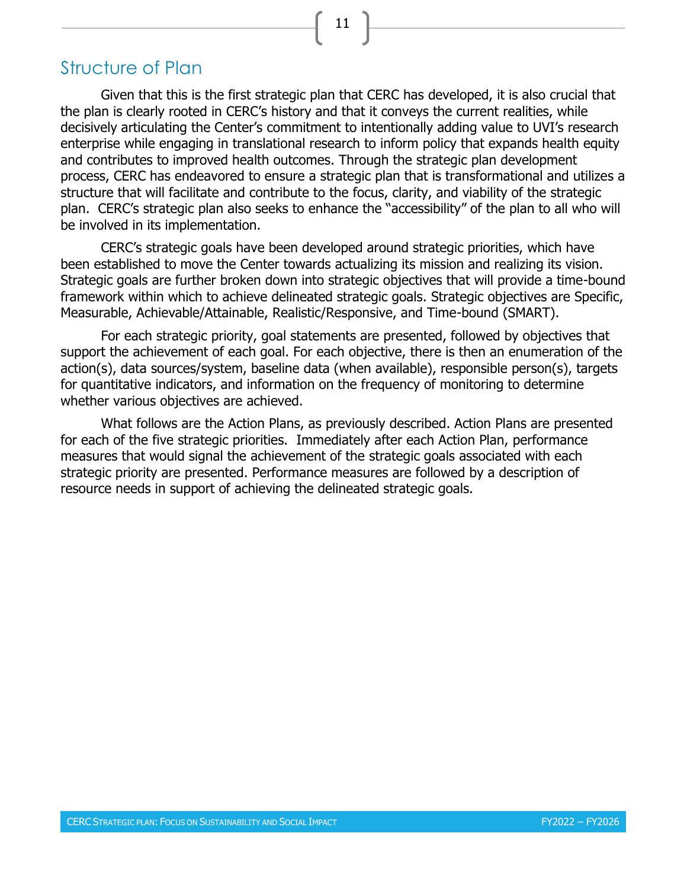## Structure of Plan

Given that this is the first strategic plan that CERC has developed, it is also crucial that the plan is clearly rooted in CERC's history and that it conveys the current realities, while decisively articulating the Center's commitment to intentionally adding value to UVI's research enterprise while engaging in translational research to inform policy that expands health equity and contributes to improved health outcomes. Through the strategic plan development process, CERC has endeavored to ensure a strategic plan that is transformational and utilizes a structure that will facilitate and contribute to the focus, clarity, and viability of the strategic plan. CERC's strategic plan also seeks to enhance the "accessibility" of the plan to all who will be involved in its implementation.

CERC's strategic goals have been developed around strategic priorities, which have been established to move the Center towards actualizing its mission and realizing its vision. Strategic goals are further broken down into strategic objectives that will provide a time-bound framework within which to achieve delineated strategic goals. Strategic objectives are Specific, Measurable, Achievable/Attainable, Realistic/Responsive, and Time-bound (SMART).

For each strategic priority, goal statements are presented, followed by objectives that support the achievement of each goal. For each objective, there is then an enumeration of the action(s), data sources/system, baseline data (when available), responsible person(s), targets for quantitative indicators, and information on the frequency of monitoring to determine whether various objectives are achieved.

What follows are the Action Plans, as previously described. Action Plans are presented for each of the five strategic priorities. Immediately after each Action Plan, performance measures that would signal the achievement of the strategic goals associated with each strategic priority are presented. Performance measures are followed by a description of resource needs in support of achieving the delineated strategic goals.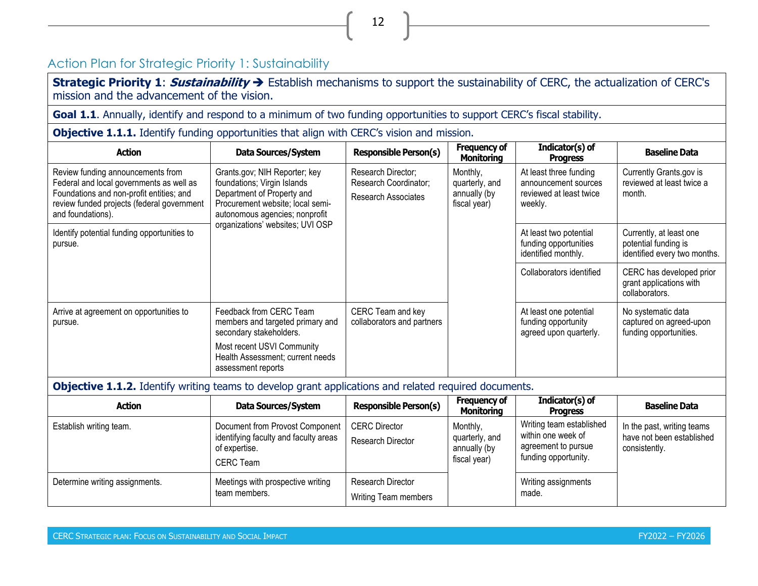## Action Plan for Strategic Priority 1: Sustainability

**Strategic Priority 1**: ***Sustainability*** ➔ Establish mechanisms to support the sustainability of CERC, the actualization of CERC's mission and the advancement of the vision.

**Goal 1.1**. Annually, identify and respond to a minimum of two funding opportunities to support CERC's fiscal stability.

**Objective 1.1.1.** Identify funding opportunities that align with CERC's vision and mission.

| Action | Data Sources/System | Responsible Person(s) | Frequency of Monitoring | Indicator(s) of Progress | Baseline Data |
|---|---|---|---|---|---|
| Review funding announcements from Federal and local governments as well as Foundations and non-profit entities; and review funded projects (federal government and foundations). | Grants.gov; NIH Reporter; key foundations; Virgin Islands Department of Property and Procurement website; local semi-autonomous agencies; nonprofit organizations' websites; UVI OSP | Research Director; Research Coordinator; Research Associates | Monthly, quarterly, and annually (by fiscal year) | At least three funding announcement sources reviewed at least twice weekly. | Currently Grants.gov is reviewed at least twice a month. |
| Identify potential funding opportunities to pursue. | | | | At least two potential funding opportunities identified monthly. | Currently, at least one potential funding is identified every two months. |
| | | | | Collaborators identified | CERC has developed prior grant applications with collaborators. |
| Arrive at agreement on opportunities to pursue. | Feedback from CERC Team members and targeted primary and secondary stakeholders. Most recent USVI Community Health Assessment; current needs assessment reports | CERC Team and key collaborators and partners | | At least one potential funding opportunity agreed upon quarterly. | No systematic data captured on agreed-upon funding opportunities. |

**Objective 1.1.2.** Identify writing teams to develop grant applications and related required documents.

| Action | Data Sources/System | Responsible Person(s) | Frequency of Monitoring | Indicator(s) of Progress | Baseline Data |
|---|---|---|---|---|---|
| Establish writing team. | Document from Provost Component identifying faculty and faculty areas of expertise. CERC Team | CERC Director Research Director | Monthly, quarterly, and annually (by fiscal year) | Writing team established within one week of agreement to pursue funding opportunity. | In the past, writing teams have not been established consistently. |
| Determine writing assignments. | Meetings with prospective writing team members. | Research Director Writing Team members | | Writing assignments made. | |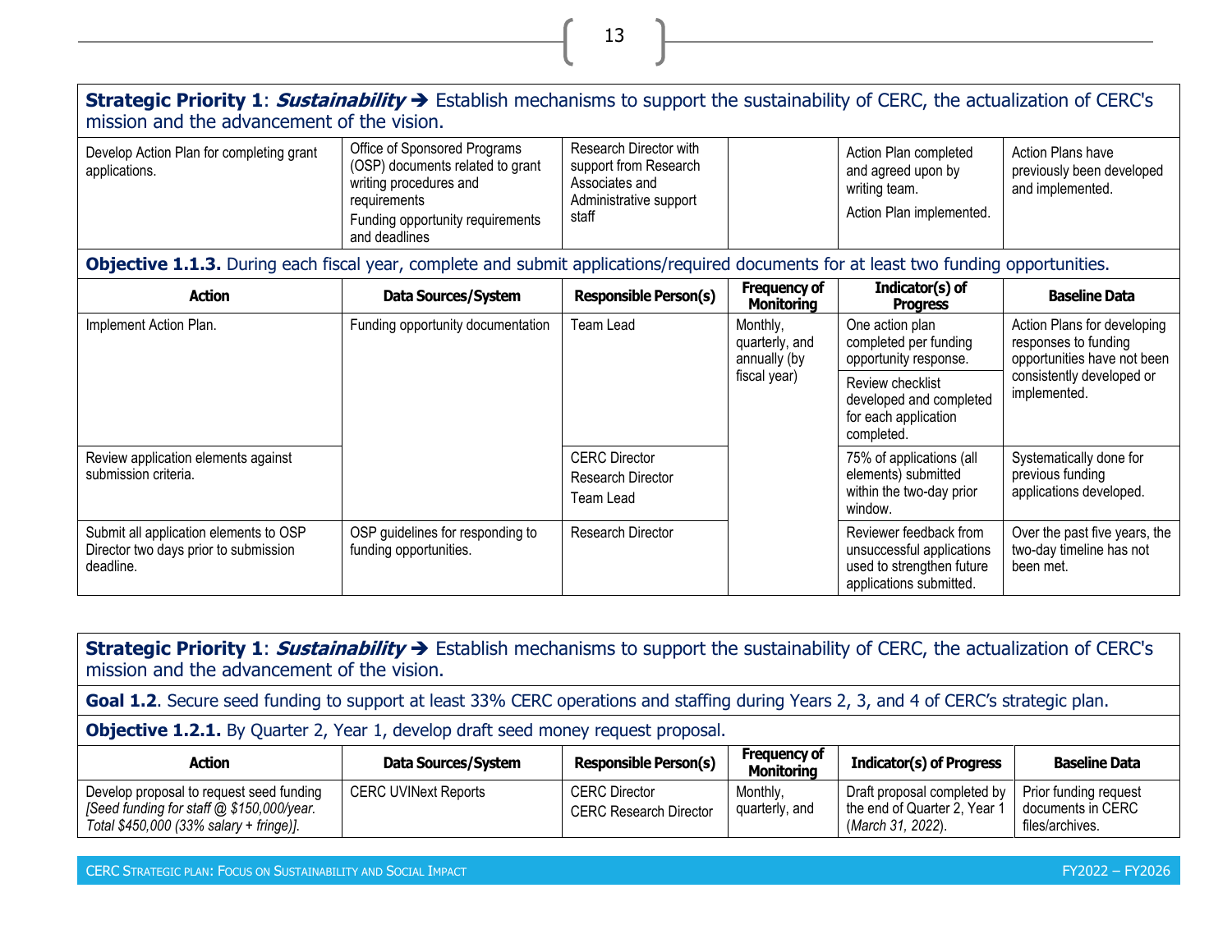**Strategic Priority 1**: ***Sustainability*** ➔ Establish mechanisms to support the sustainability of CERC, the actualization of CERC's mission and the advancement of the vision.

| Action | Data Sources/System | Responsible Person(s) | Frequency of Monitoring | Indicator(s) of Progress | Baseline Data |
|---|---|---|---|---|---|
| Develop Action Plan for completing grant applications. | Office of Sponsored Programs (OSP) documents related to grant writing procedures and requirements<br>Funding opportunity requirements and deadlines | Research Director with support from Research Associates and Administrative support staff | | Action Plan completed and agreed upon by writing team.<br>Action Plan implemented. | Action Plans have previously been developed and implemented. |

**Objective 1.1.3.** During each fiscal year, complete and submit applications/required documents for at least two funding opportunities.

| Action | Data Sources/System | Responsible Person(s) | Frequency of Monitoring | Indicator(s) of Progress | Baseline Data |
|---|---|---|---|---|---|
| Implement Action Plan. | Funding opportunity documentation | Team Lead | Monthly, quarterly, and annually (by fiscal year) | One action plan completed per funding opportunity response.<br>Review checklist developed and completed for each application completed. | Action Plans for developing responses to funding opportunities have not been consistently developed or implemented. |
| Review application elements against submission criteria. | | CERC Director<br>Research Director<br>Team Lead | | 75% of applications (all elements) submitted within the two-day prior window. | Systematically done for previous funding applications developed. |
| Submit all application elements to OSP Director two days prior to submission deadline. | OSP guidelines for responding to funding opportunities. | Research Director | | Reviewer feedback from unsuccessful applications used to strengthen future applications submitted. | Over the past five years, the two-day timeline has not been met. |

**Strategic Priority 1**: ***Sustainability*** ➔ Establish mechanisms to support the sustainability of CERC, the actualization of CERC's mission and the advancement of the vision.

**Goal 1.2**. Secure seed funding to support at least 33% CERC operations and staffing during Years 2, 3, and 4 of CERC's strategic plan.

**Objective 1.2.1.** By Quarter 2, Year 1, develop draft seed money request proposal.

| Action | Data Sources/System | Responsible Person(s) | Frequency of Monitoring | Indicator(s) of Progress | Baseline Data |
|---|---|---|---|---|---|
| Develop proposal to request seed funding *[Seed funding for staff @ $150,000/year. Total $450,000 (33% salary + fringe)].* | CERC UVINext Reports | CERC Director<br>CERC Research Director | Monthly, quarterly, and | Draft proposal completed by the end of Quarter 2, Year 1 (*March 31, 2022*). | Prior funding request documents in CERC files/archives. |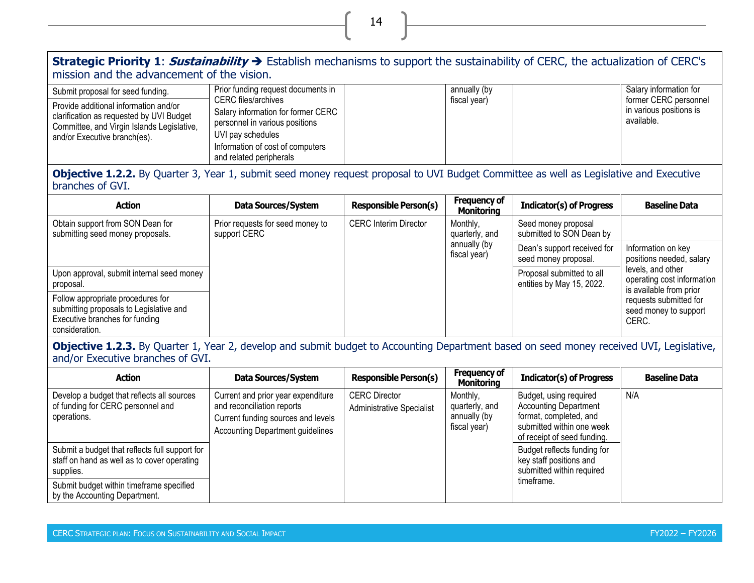**Strategic Priority 1**: ***Sustainability*** ➔ Establish mechanisms to support the sustainability of CERC, the actualization of CERC's mission and the advancement of the vision.

| Action | Data Sources/System | Responsible Person(s) | Frequency of Monitoring | Indicator(s) of Progress | Baseline Data |
|---|---|---|---|---|---|
| Submit proposal for seed funding. | Prior funding request documents in CERC files/archives<br>Salary information for former CERC personnel in various positions<br>UVI pay schedules<br>Information of cost of computers and related peripherals | | annually (by fiscal year) | | Salary information for former CERC personnel in various positions is available. |
| Provide additional information and/or clarification as requested by UVI Budget Committee, and Virgin Islands Legislative, and/or Executive branch(es). | | | | | |

**Objective 1.2.2.** By Quarter 3, Year 1, submit seed money request proposal to UVI Budget Committee as well as Legislative and Executive branches of GVI.

| Action | Data Sources/System | Responsible Person(s) | Frequency of Monitoring | Indicator(s) of Progress | Baseline Data |
|---|---|---|---|---|---|
| Obtain support from SON Dean for submitting seed money proposals. | Prior requests for seed money to support CERC | CERC Interim Director | Monthly, quarterly, and annually (by fiscal year) | Seed money proposal submitted to SON Dean by | |
| | | | | Dean's support received for seed money proposal. | Information on key positions needed, salary levels, and other operating cost information is available from prior requests submitted for seed money to support CERC. |
| Upon approval, submit internal seed money proposal. | | | | Proposal submitted to all entities by May 15, 2022. | |
| Follow appropriate procedures for submitting proposals to Legislative and Executive branches for funding consideration. | | | | | |

**Objective 1.2.3.** By Quarter 1, Year 2, develop and submit budget to Accounting Department based on seed money received UVI, Legislative, and/or Executive branches of GVI.

| Action | Data Sources/System | Responsible Person(s) | Frequency of Monitoring | Indicator(s) of Progress | Baseline Data |
|---|---|---|---|---|---|
| Develop a budget that reflects all sources of funding for CERC personnel and operations. | Current and prior year expenditure and reconciliation reports<br>Current funding sources and levels<br>Accounting Department guidelines | CERC Director<br>Administrative Specialist | Monthly, quarterly, and annually (by fiscal year) | Budget, using required Accounting Department format, completed, and submitted within one week of receipt of seed funding. | N/A |
| Submit a budget that reflects full support for staff on hand as well as to cover operating supplies. | | | | Budget reflects funding for key staff positions and submitted within required timeframe. | |
| Submit budget within timeframe specified by the Accounting Department. | | | | | |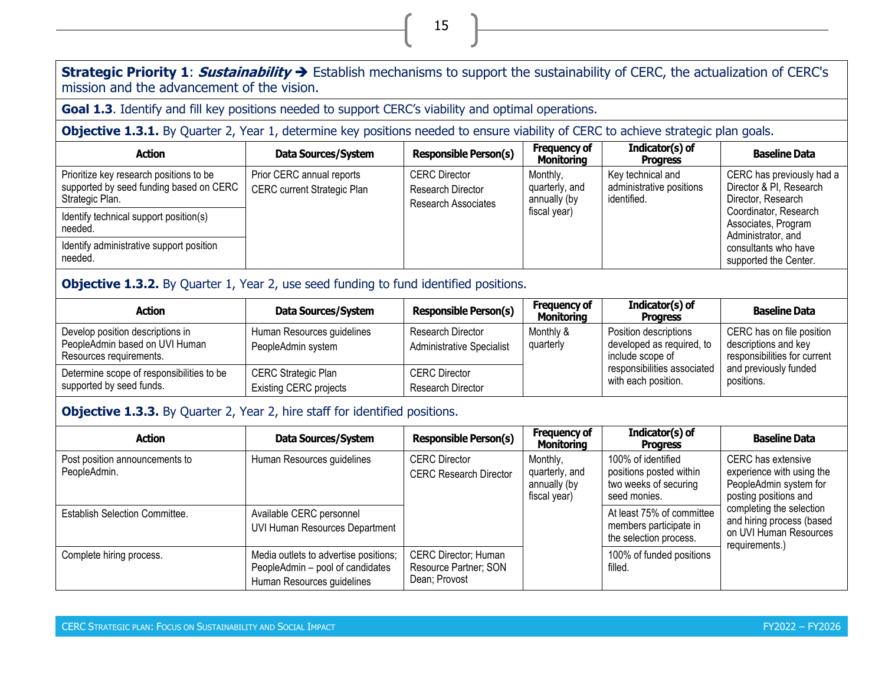**Strategic Priority 1**: ***Sustainability*** ➔ Establish mechanisms to support the sustainability of CERC, the actualization of CERC's mission and the advancement of the vision.

**Goal 1.3**. Identify and fill key positions needed to support CERC's viability and optimal operations.

**Objective 1.3.1.** By Quarter 2, Year 1, determine key positions needed to ensure viability of CERC to achieve strategic plan goals.

| Action | Data Sources/System | Responsible Person(s) | Frequency of Monitoring | Indicator(s) of Progress | Baseline Data |
|---|---|---|---|---|---|
| Prioritize key research positions to be supported by seed funding based on CERC Strategic Plan. | Prior CERC annual reports<br>CERC current Strategic Plan | CERC Director<br>Research Director<br>Research Associates | Monthly, quarterly, and annually (by fiscal year) | Key technical and administrative positions identified. | CERC has previously had a Director & PI, Research Director, Research Coordinator, Research Associates, Program Administrator, and consultants who have supported the Center. |
| Identify technical support position(s) needed. | | | | | |
| Identify administrative support position needed. | | | | | |

**Objective 1.3.2.** By Quarter 1, Year 2, use seed funding to fund identified positions.

| Action | Data Sources/System | Responsible Person(s) | Frequency of Monitoring | Indicator(s) of Progress | Baseline Data |
|---|---|---|---|---|---|
| Develop position descriptions in PeopleAdmin based on UVI Human Resources requirements. | Human Resources guidelines<br>PeopleAdmin system | Research Director<br>Administrative Specialist | Monthly & quarterly | Position descriptions developed as required, to include scope of responsibilities associated with each position. | CERC has on file position descriptions and key responsibilities for current and previously funded positions. |
| Determine scope of responsibilities to be supported by seed funds. | CERC Strategic Plan<br>Existing CERC projects | CERC Director<br>Research Director | | | |

**Objective 1.3.3.** By Quarter 2, Year 2, hire staff for identified positions.

| Action | Data Sources/System | Responsible Person(s) | Frequency of Monitoring | Indicator(s) of Progress | Baseline Data |
|---|---|---|---|---|---|
| Post position announcements to PeopleAdmin. | Human Resources guidelines | CERC Director<br>CERC Research Director | Monthly, quarterly, and annually (by fiscal year) | 100% of identified positions posted within two weeks of securing seed monies. | CERC has extensive experience with using the PeopleAdmin system for posting positions and completing the selection and hiring process (based on UVI Human Resources requirements.) |
| Establish Selection Committee. | Available CERC personnel<br>UVI Human Resources Department | | | At least 75% of committee members participate in the selection process. | |
| Complete hiring process. | Media outlets to advertise positions; PeopleAdmin – pool of candidates<br>Human Resources guidelines | CERC Director; Human Resource Partner; SON Dean; Provost | | 100% of funded positions filled. | |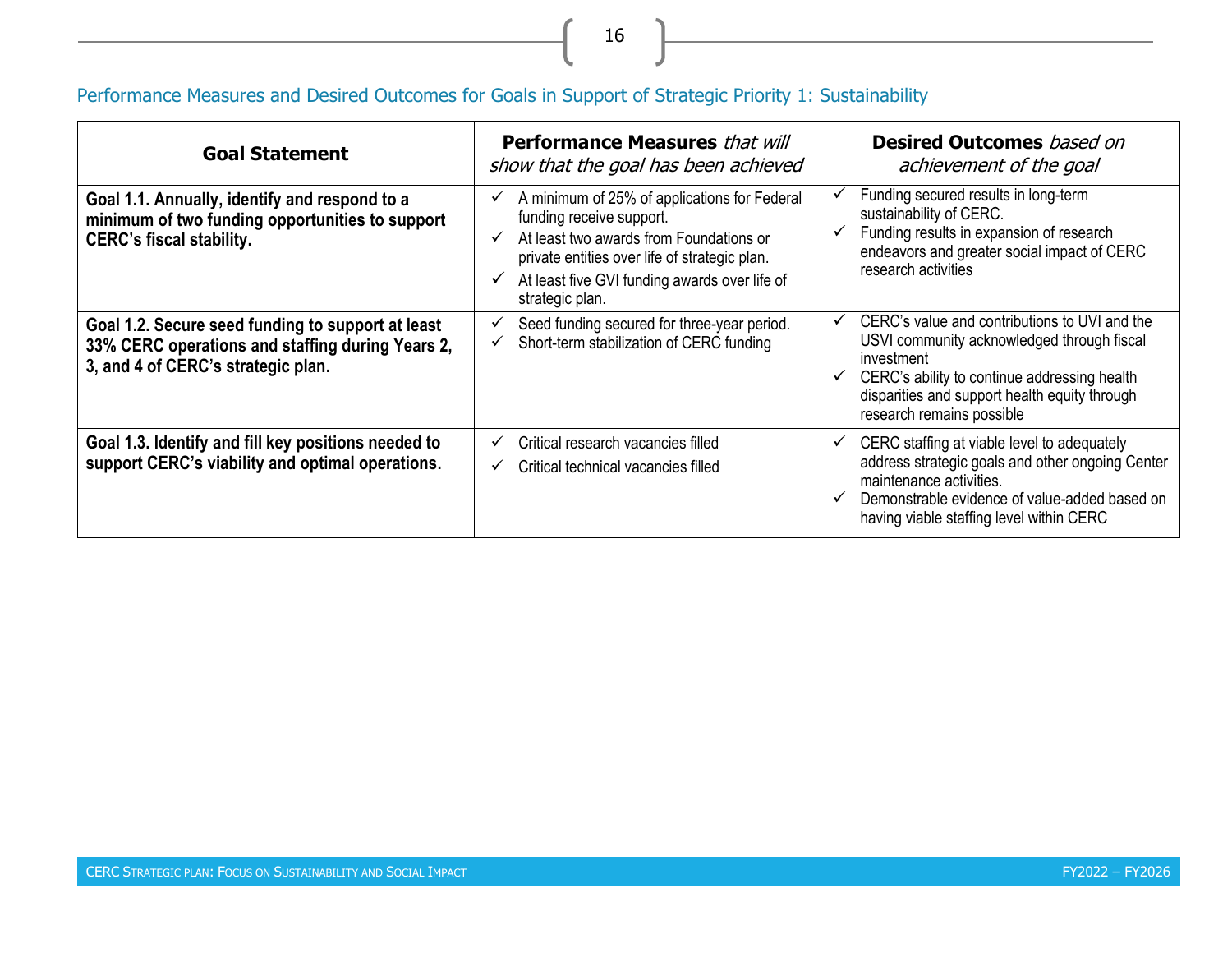## Performance Measures and Desired Outcomes for Goals in Support of Strategic Priority 1: Sustainability

| Goal Statement | **Performance Measures** *that will show that the goal has been achieved* | **Desired Outcomes** *based on achievement of the goal* |
|---|---|---|
| **Goal 1.1. Annually, identify and respond to a minimum of two funding opportunities to support CERC's fiscal stability.** | ✓ A minimum of 25% of applications for Federal funding receive support.<br>✓ At least two awards from Foundations or private entities over life of strategic plan.<br>✓ At least five GVI funding awards over life of strategic plan. | ✓ Funding secured results in long-term sustainability of CERC.<br>✓ Funding results in expansion of research endeavors and greater social impact of CERC research activities |
| **Goal 1.2. Secure seed funding to support at least 33% CERC operations and staffing during Years 2, 3, and 4 of CERC's strategic plan.** | ✓ Seed funding secured for three-year period.<br>✓ Short-term stabilization of CERC funding | ✓ CERC's value and contributions to UVI and the USVI community acknowledged through fiscal investment<br>✓ CERC's ability to continue addressing health disparities and support health equity through research remains possible |
| **Goal 1.3. Identify and fill key positions needed to support CERC's viability and optimal operations.** | ✓ Critical research vacancies filled<br>✓ Critical technical vacancies filled | ✓ CERC staffing at viable level to adequately address strategic goals and other ongoing Center maintenance activities.<br>✓ Demonstrable evidence of value-added based on having viable staffing level within CERC |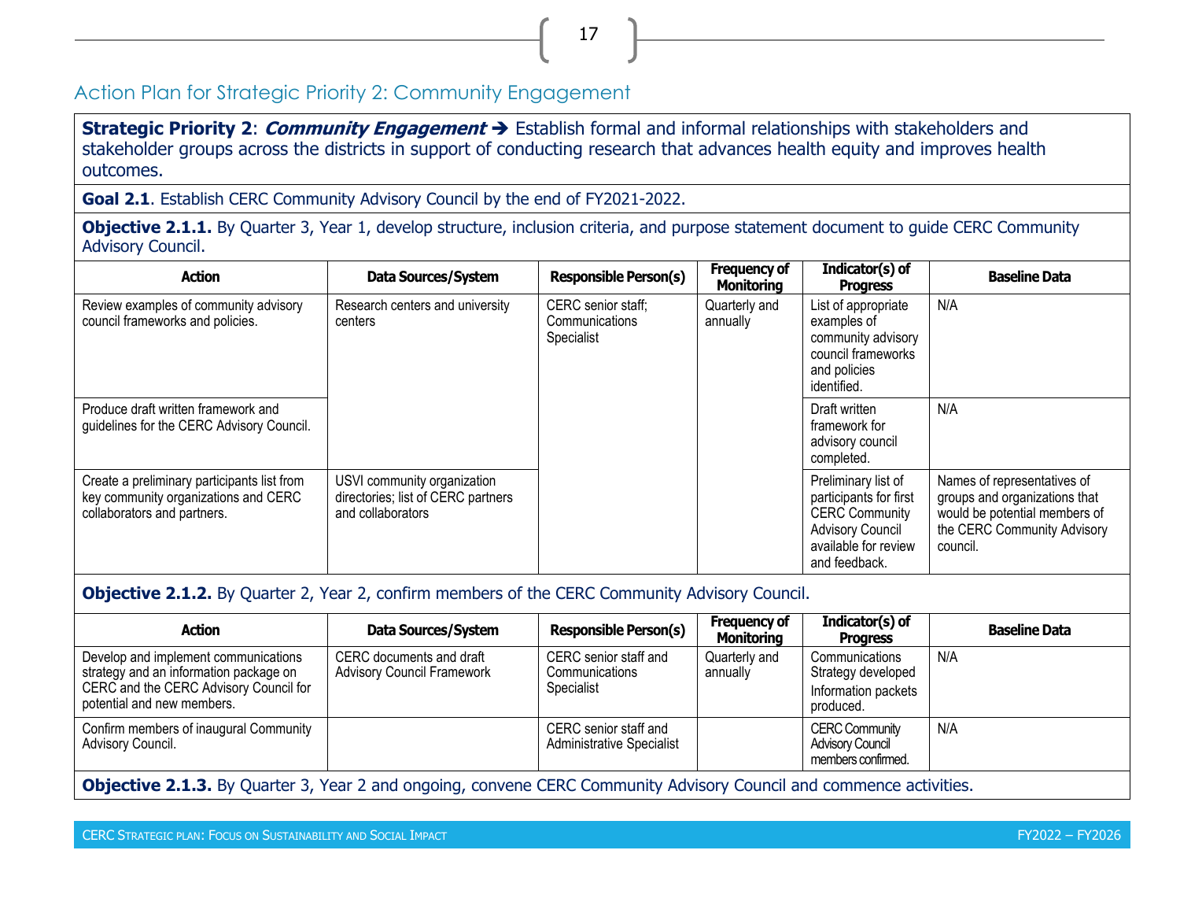## Action Plan for Strategic Priority 2: Community Engagement

**Strategic Priority 2**: ***Community Engagement*** ➔ Establish formal and informal relationships with stakeholders and stakeholder groups across the districts in support of conducting research that advances health equity and improves health outcomes.

**Goal 2.1**. Establish CERC Community Advisory Council by the end of FY2021-2022.

**Objective 2.1.1.** By Quarter 3, Year 1, develop structure, inclusion criteria, and purpose statement document to guide CERC Community Advisory Council.

| Action | Data Sources/System | Responsible Person(s) | Frequency of Monitoring | Indicator(s) of Progress | Baseline Data |
|---|---|---|---|---|---|
| Review examples of community advisory council frameworks and policies. | Research centers and university centers | CERC senior staff; Communications Specialist | Quarterly and annually | List of appropriate examples of community advisory council frameworks and policies identified. | N/A |
| Produce draft written framework and guidelines for the CERC Advisory Council. | | | | Draft written framework for advisory council completed. | N/A |
| Create a preliminary participants list from key community organizations and CERC collaborators and partners. | USVI community organization directories; list of CERC partners and collaborators | | | Preliminary list of participants for first CERC Community Advisory Council available for review and feedback. | Names of representatives of groups and organizations that would be potential members of the CERC Community Advisory council. |

**Objective 2.1.2.** By Quarter 2, Year 2, confirm members of the CERC Community Advisory Council.

| Action | Data Sources/System | Responsible Person(s) | Frequency of Monitoring | Indicator(s) of Progress | Baseline Data |
|---|---|---|---|---|---|
| Develop and implement communications strategy and an information package on CERC and the CERC Advisory Council for potential and new members. | CERC documents and draft Advisory Council Framework | CERC senior staff and Communications Specialist | Quarterly and annually | Communications Strategy developed<br>Information packets produced. | N/A |
| Confirm members of inaugural Community Advisory Council. | | CERC senior staff and Administrative Specialist | | CERC Community Advisory Council members confirmed. | N/A |

**Objective 2.1.3.** By Quarter 3, Year 2 and ongoing, convene CERC Community Advisory Council and commence activities.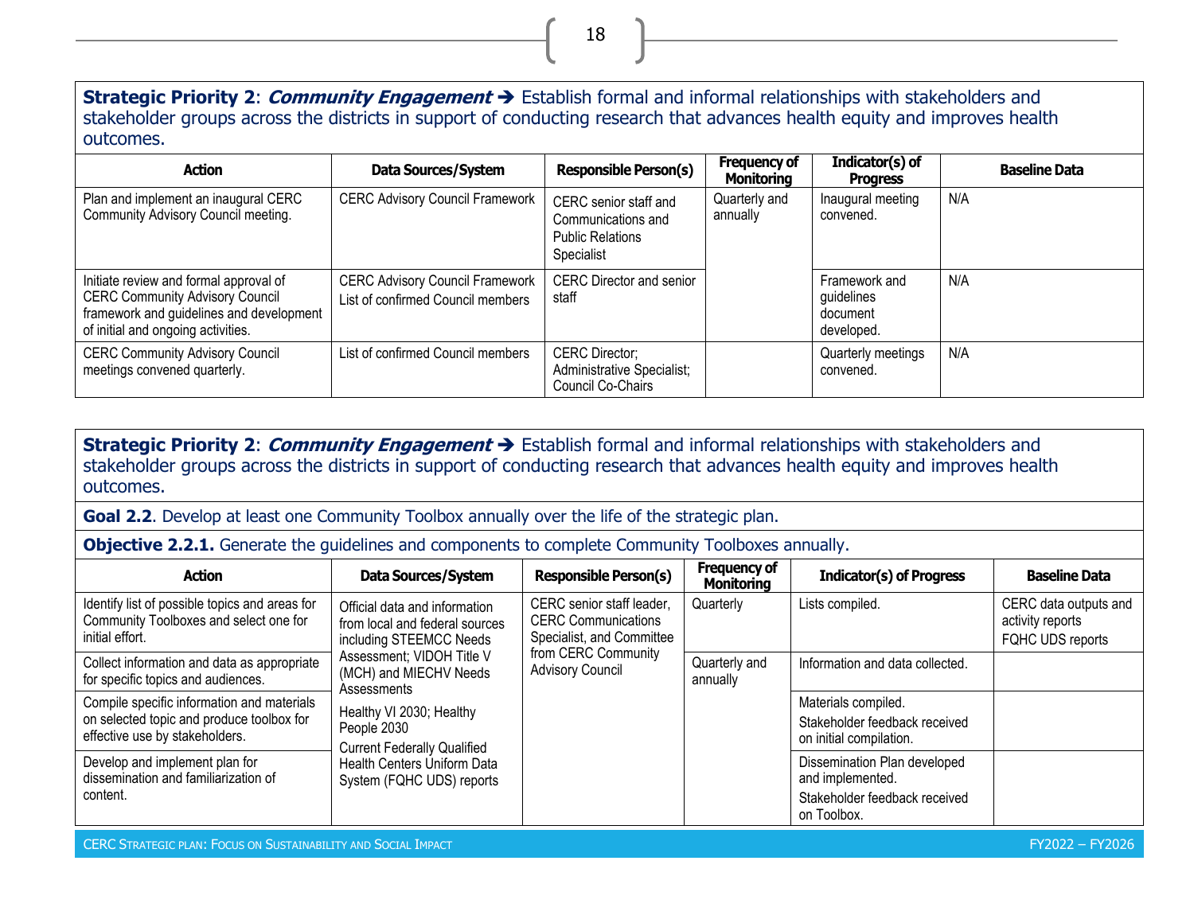**Strategic Priority 2**: ***Community Engagement*** ➔ Establish formal and informal relationships with stakeholders and stakeholder groups across the districts in support of conducting research that advances health equity and improves health outcomes.

| Action | Data Sources/System | Responsible Person(s) | Frequency of Monitoring | Indicator(s) of Progress | Baseline Data |
|---|---|---|---|---|---|
| Plan and implement an inaugural CERC Community Advisory Council meeting. | CERC Advisory Council Framework | CERC senior staff and Communications and Public Relations Specialist | Quarterly and annually | Inaugural meeting convened. | N/A |
| Initiate review and formal approval of CERC Community Advisory Council framework and guidelines and development of initial and ongoing activities. | CERC Advisory Council Framework<br>List of confirmed Council members | CERC Director and senior staff | | Framework and guidelines document developed. | N/A |
| CERC Community Advisory Council meetings convened quarterly. | List of confirmed Council members | CERC Director; Administrative Specialist; Council Co-Chairs | | Quarterly meetings convened. | N/A |

**Strategic Priority 2**: ***Community Engagement*** ➔ Establish formal and informal relationships with stakeholders and stakeholder groups across the districts in support of conducting research that advances health equity and improves health outcomes.

**Goal 2.2**. Develop at least one Community Toolbox annually over the life of the strategic plan.

**Objective 2.2.1.** Generate the guidelines and components to complete Community Toolboxes annually.

| Action | Data Sources/System | Responsible Person(s) | Frequency of Monitoring | Indicator(s) of Progress | Baseline Data |
|---|---|---|---|---|---|
| Identify list of possible topics and areas for Community Toolboxes and select one for initial effort. | Official data and information from local and federal sources including STEEMCC Needs Assessment; VIDOH Title V (MCH) and MIECHV Needs Assessments<br>Healthy VI 2030; Healthy People 2030<br>Current Federally Qualified Health Centers Uniform Data System (FQHC UDS) reports | CERC senior staff leader, CERC Communications Specialist, and Committee from CERC Community Advisory Council | Quarterly | Lists compiled. | CERC data outputs and activity reports<br>FQHC UDS reports |
| Collect information and data as appropriate for specific topics and audiences. | | | Quarterly and annually | Information and data collected. | |
| Compile specific information and materials on selected topic and produce toolbox for effective use by stakeholders. | | | | Materials compiled.<br>Stakeholder feedback received on initial compilation. | |
| Develop and implement plan for dissemination and familiarization of content. | | | | Dissemination Plan developed and implemented.<br>Stakeholder feedback received on Toolbox. | |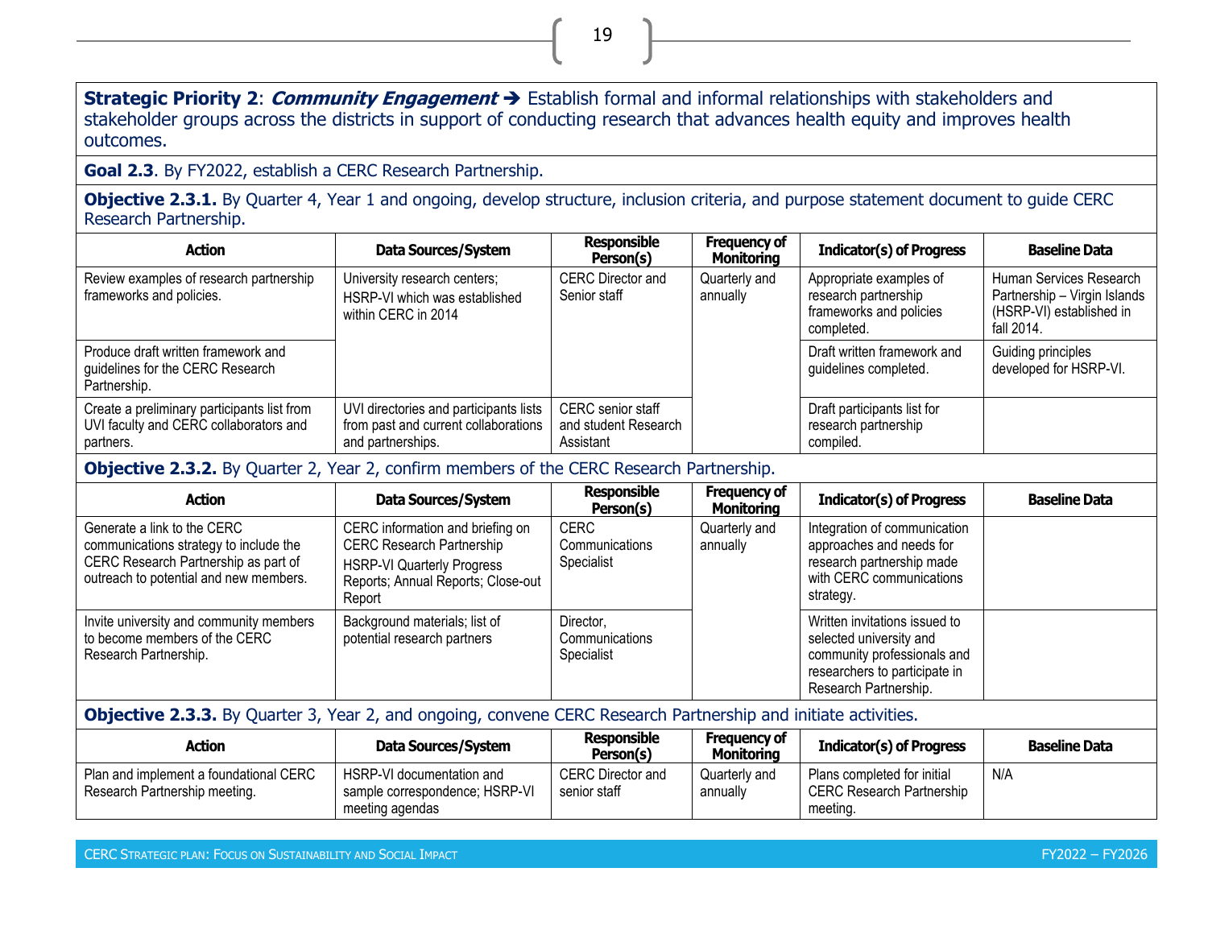**Strategic Priority 2**: ***Community Engagement*** ➔ Establish formal and informal relationships with stakeholders and stakeholder groups across the districts in support of conducting research that advances health equity and improves health outcomes.

**Goal 2.3**. By FY2022, establish a CERC Research Partnership.

**Objective 2.3.1.** By Quarter 4, Year 1 and ongoing, develop structure, inclusion criteria, and purpose statement document to guide CERC Research Partnership.

| Action | Data Sources/System | Responsible Person(s) | Frequency of Monitoring | Indicator(s) of Progress | Baseline Data |
|---|---|---|---|---|---|
| Review examples of research partnership frameworks and policies. | University research centers; HSRP-VI which was established within CERC in 2014 | CERC Director and Senior staff | Quarterly and annually | Appropriate examples of research partnership frameworks and policies completed. | Human Services Research Partnership – Virgin Islands (HSRP-VI) established in fall 2014. |
| Produce draft written framework and guidelines for the CERC Research Partnership. | | | | Draft written framework and guidelines completed. | Guiding principles developed for HSRP-VI. |
| Create a preliminary participants list from UVI faculty and CERC collaborators and partners. | UVI directories and participants lists from past and current collaborations and partnerships. | CERC senior staff and student Research Assistant | | Draft participants list for research partnership compiled. | |

**Objective 2.3.2.** By Quarter 2, Year 2, confirm members of the CERC Research Partnership.

| Action | Data Sources/System | Responsible Person(s) | Frequency of Monitoring | Indicator(s) of Progress | Baseline Data |
|---|---|---|---|---|---|
| Generate a link to the CERC communications strategy to include the CERC Research Partnership as part of outreach to potential and new members. | CERC information and briefing on CERC Research Partnership HSRP-VI Quarterly Progress Reports; Annual Reports; Close-out Report | CERC Communications Specialist | Quarterly and annually | Integration of communication approaches and needs for research partnership made with CERC communications strategy. | |
| Invite university and community members to become members of the CERC Research Partnership. | Background materials; list of potential research partners | Director, Communications Specialist | | Written invitations issued to selected university and community professionals and researchers to participate in Research Partnership. | |

**Objective 2.3.3.** By Quarter 3, Year 2, and ongoing, convene CERC Research Partnership and initiate activities.

| Action | Data Sources/System | Responsible Person(s) | Frequency of Monitoring | Indicator(s) of Progress | Baseline Data |
|---|---|---|---|---|---|
| Plan and implement a foundational CERC Research Partnership meeting. | HSRP-VI documentation and sample correspondence; HSRP-VI meeting agendas | CERC Director and senior staff | Quarterly and annually | Plans completed for initial CERC Research Partnership meeting. | N/A |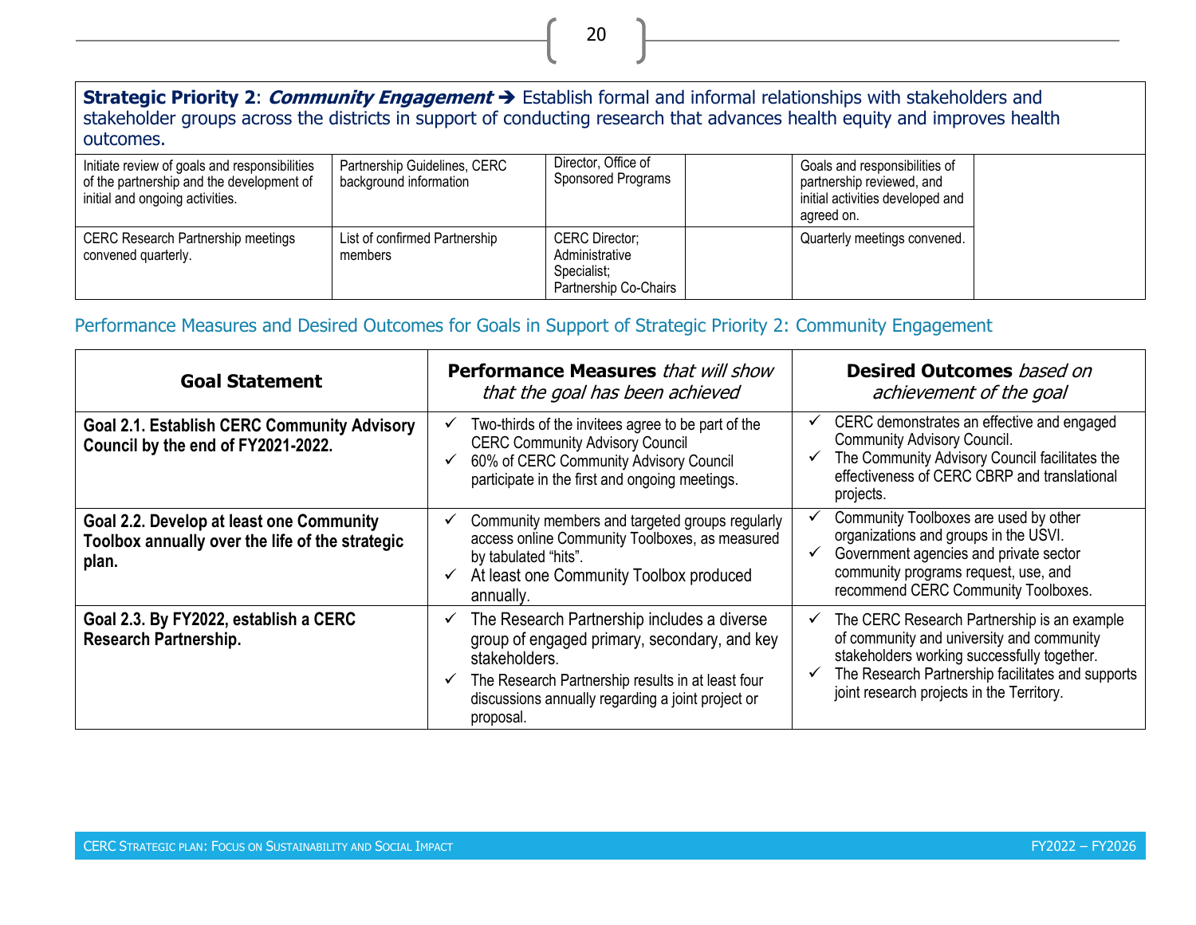| **Strategic Priority 2**: ***Community Engagement*** ➔ Establish formal and informal relationships with stakeholders and stakeholder groups across the districts in support of conducting research that advances health equity and improves health outcomes. | | | | | |
|---|---|---|---|---|---|
| Initiate review of goals and responsibilities of the partnership and the development of initial and ongoing activities. | Partnership Guidelines, CERC background information | Director, Office of Sponsored Programs | | Goals and responsibilities of partnership reviewed, and initial activities developed and agreed on. | |
| CERC Research Partnership meetings convened quarterly. | List of confirmed Partnership members | CERC Director; Administrative Specialist; Partnership Co-Chairs | | Quarterly meetings convened. | |

## Performance Measures and Desired Outcomes for Goals in Support of Strategic Priority 2: Community Engagement

| Goal Statement | **Performance Measures** *that will show that the goal has been achieved* | **Desired Outcomes** *based on achievement of the goal* |
|---|---|---|
| **Goal 2.1. Establish CERC Community Advisory Council by the end of FY2021-2022.** | ✓ Two-thirds of the invitees agree to be part of the CERC Community Advisory Council<br>✓ 60% of CERC Community Advisory Council participate in the first and ongoing meetings. | ✓ CERC demonstrates an effective and engaged Community Advisory Council.<br>✓ The Community Advisory Council facilitates the effectiveness of CERC CBRP and translational projects. |
| **Goal 2.2. Develop at least one Community Toolbox annually over the life of the strategic plan.** | ✓ Community members and targeted groups regularly access online Community Toolboxes, as measured by tabulated "hits".<br>✓ At least one Community Toolbox produced annually. | ✓ Community Toolboxes are used by other organizations and groups in the USVI.<br>✓ Government agencies and private sector community programs request, use, and recommend CERC Community Toolboxes. |
| **Goal 2.3. By FY2022, establish a CERC Research Partnership.** | ✓ The Research Partnership includes a diverse group of engaged primary, secondary, and key stakeholders.<br>✓ The Research Partnership results in at least four discussions annually regarding a joint project or proposal. | ✓ The CERC Research Partnership is an example of community and university and community stakeholders working successfully together.<br>✓ The Research Partnership facilitates and supports joint research projects in the Territory. |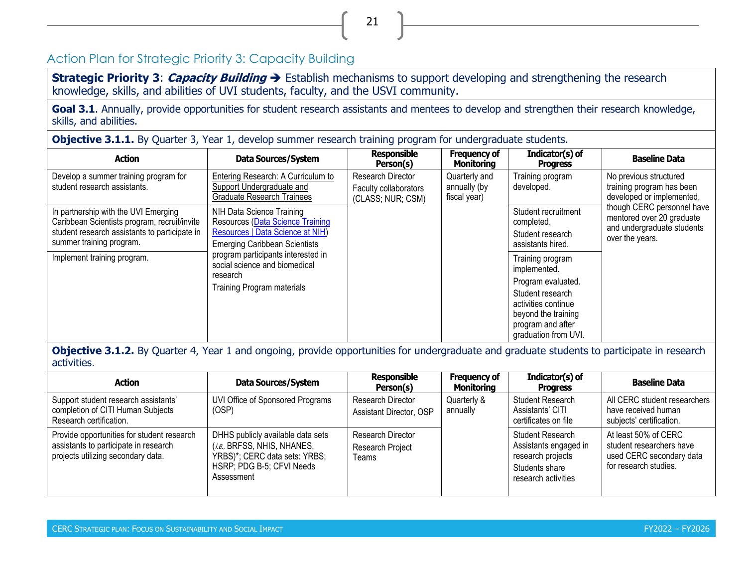## Action Plan for Strategic Priority 3: Capacity Building

**Strategic Priority 3**: ***Capacity Building*** ➔ Establish mechanisms to support developing and strengthening the research knowledge, skills, and abilities of UVI students, faculty, and the USVI community.

**Goal 3.1**. Annually, provide opportunities for student research assistants and mentees to develop and strengthen their research knowledge, skills, and abilities.

**Objective 3.1.1.** By Quarter 3, Year 1, develop summer research training program for undergraduate students.

| Action | Data Sources/System | Responsible Person(s) | Frequency of Monitoring | Indicator(s) of Progress | Baseline Data |
|---|---|---|---|---|---|
| Develop a summer training program for student research assistants. | Entering Research: A Curriculum to Support Undergraduate and Graduate Research Trainees | Research Director<br>Faculty collaborators (CLASS; NUR; CSM) | Quarterly and annually (by fiscal year) | Training program developed. | No previous structured training program has been developed or implemented, though CERC personnel have mentored over 20 graduate and undergraduate students over the years. |
| In partnership with the UVI Emerging Caribbean Scientists program, recruit/invite student research assistants to participate in summer training program. | NIH Data Science Training Resources (Data Science Training Resources \| Data Science at NIH)<br>Emerging Caribbean Scientists program participants interested in social science and biomedical research<br>Training Program materials | | | Student recruitment completed.<br>Student research assistants hired. | |
| Implement training program. | | | | Training program implemented.<br>Program evaluated.<br>Student research activities continue beyond the training program and after graduation from UVI. | |

**Objective 3.1.2.** By Quarter 4, Year 1 and ongoing, provide opportunities for undergraduate and graduate students to participate in research activities.

| Action | Data Sources/System | Responsible Person(s) | Frequency of Monitoring | Indicator(s) of Progress | Baseline Data |
|---|---|---|---|---|---|
| Support student research assistants' completion of CITI Human Subjects Research certification. | UVI Office of Sponsored Programs (OSP) | Research Director<br>Assistant Director, OSP | Quarterly & annually | Student Research Assistants' CITI certificates on file | All CERC student researchers have received human subjects' certification. |
| Provide opportunities for student research assistants to participate in research projects utilizing secondary data. | DHHS publicly available data sets (*i.e.*, BRFSS, NHIS, NHANES, YRBS)*; CERC data sets: YRBS; HSRP; PDG B-5; CFVI Needs Assessment | Research Director<br>Research Project Teams | | Student Research Assistants engaged in research projects<br>Students share research activities | At least 50% of CERC student researchers have used CERC secondary data for research studies. |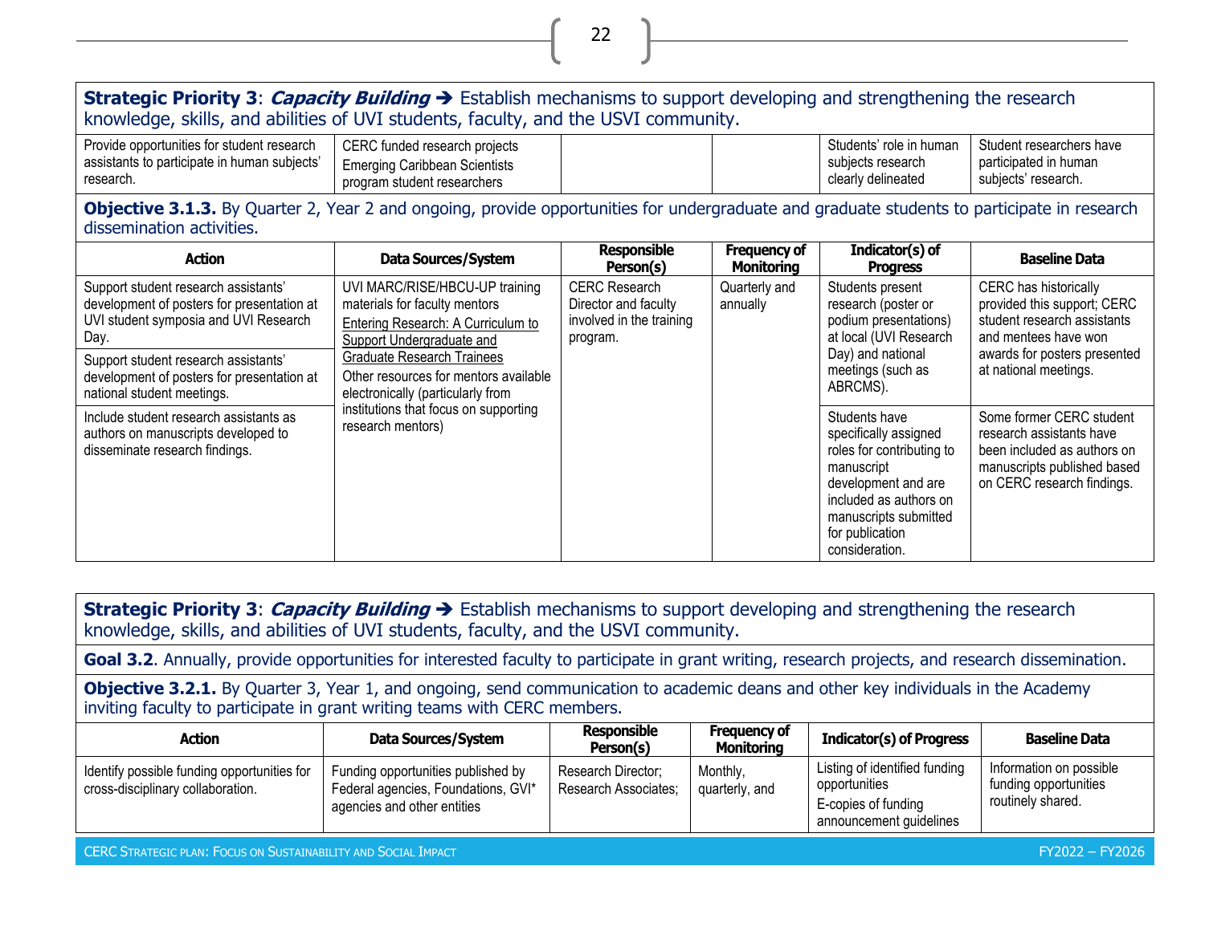**Strategic Priority 3**: ***Capacity Building*** ➔ Establish mechanisms to support developing and strengthening the research knowledge, skills, and abilities of UVI students, faculty, and the USVI community.

| Action | Data Sources/System | Responsible Person(s) | Frequency of Monitoring | Indicator(s) of Progress | Baseline Data |
|---|---|---|---|---|---|
| Provide opportunities for student research assistants to participate in human subjects' research. | CERC funded research projects<br>Emerging Caribbean Scientists program student researchers | | | Students' role in human subjects research clearly delineated | Student researchers have participated in human subjects' research. |

**Objective 3.1.3.** By Quarter 2, Year 2 and ongoing, provide opportunities for undergraduate and graduate students to participate in research dissemination activities.

| Action | Data Sources/System | Responsible Person(s) | Frequency of Monitoring | Indicator(s) of Progress | Baseline Data |
|---|---|---|---|---|---|
| Support student research assistants' development of posters for presentation at UVI student symposia and UVI Research Day. | UVI MARC/RISE/HBCU-UP training materials for faculty mentors<br>Entering Research: A Curriculum to Support Undergraduate and Graduate Research Trainees<br>Other resources for mentors available electronically (particularly from institutions that focus on supporting research mentors) | CERC Research Director and faculty involved in the training program. | Quarterly and annually | Students present research (poster or podium presentations) at local (UVI Research Day) and national meetings (such as ABRCMS). | CERC has historically provided this support; CERC student research assistants and mentees have won awards for posters presented at national meetings. |
| Support student research assistants' development of posters for presentation at national student meetings. | | | | | |
| Include student research assistants as authors on manuscripts developed to disseminate research findings. | | | | Students have specifically assigned roles for contributing to manuscript development and are included as authors on manuscripts submitted for publication consideration. | Some former CERC student research assistants have been included as authors on manuscripts published based on CERC research findings. |

**Strategic Priority 3**: ***Capacity Building*** ➔ Establish mechanisms to support developing and strengthening the research knowledge, skills, and abilities of UVI students, faculty, and the USVI community.

**Goal 3.2**. Annually, provide opportunities for interested faculty to participate in grant writing, research projects, and research dissemination.

**Objective 3.2.1.** By Quarter 3, Year 1, and ongoing, send communication to academic deans and other key individuals in the Academy inviting faculty to participate in grant writing teams with CERC members.

| Action | Data Sources/System | Responsible Person(s) | Frequency of Monitoring | Indicator(s) of Progress | Baseline Data |
|---|---|---|---|---|---|
| Identify possible funding opportunities for cross-disciplinary collaboration. | Funding opportunities published by Federal agencies, Foundations, GVI* agencies and other entities | Research Director; Research Associates; | Monthly, quarterly, and | Listing of identified funding opportunities<br>E-copies of funding announcement guidelines | Information on possible funding opportunities routinely shared. |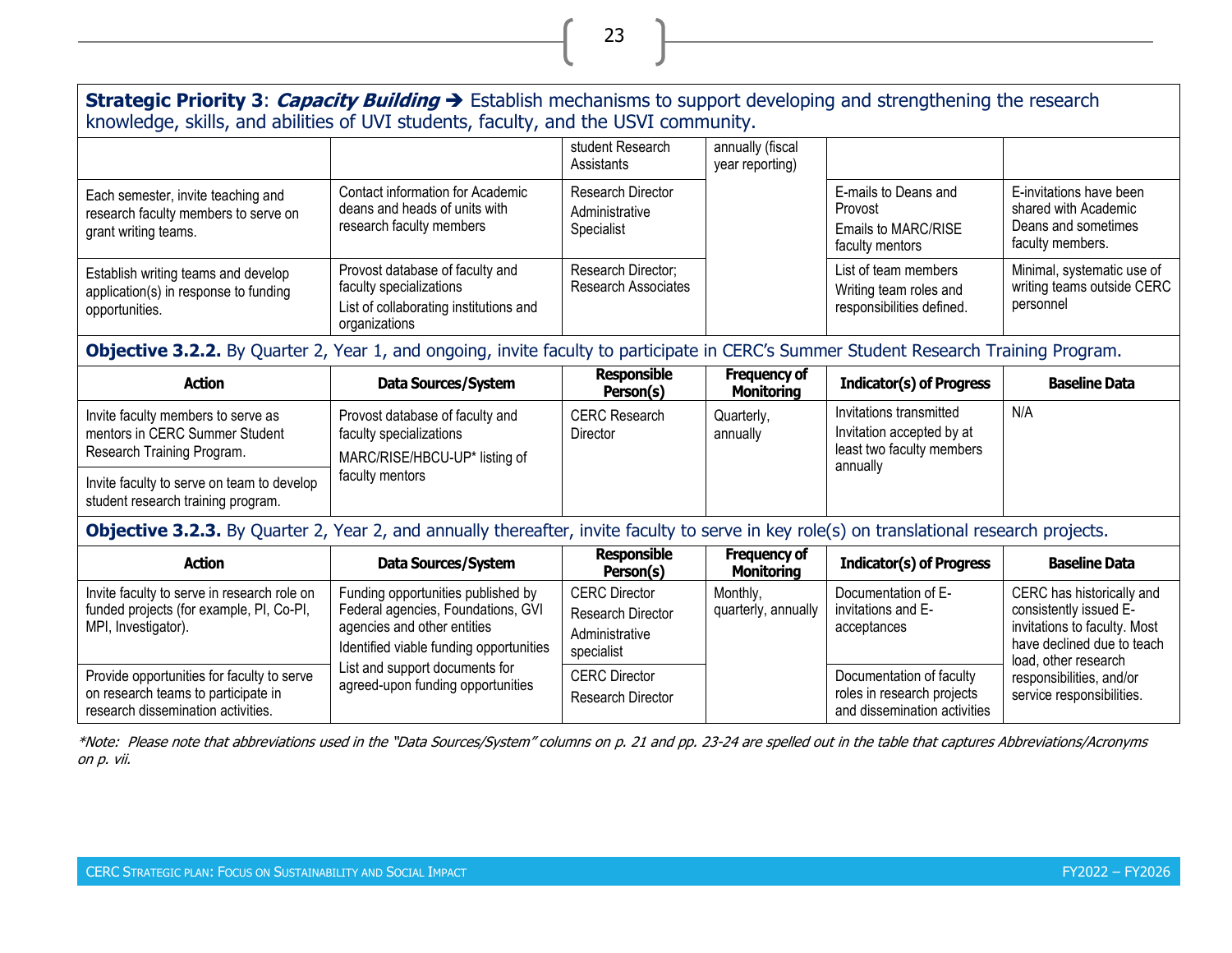**Strategic Priority 3**: ***Capacity Building*** ➔ Establish mechanisms to support developing and strengthening the research knowledge, skills, and abilities of UVI students, faculty, and the USVI community.

| | | | | | |
|---|---|---|---|---|---|
| | | student Research Assistants | annually (fiscal year reporting) | | |
| Each semester, invite teaching and research faculty members to serve on grant writing teams. | Contact information for Academic deans and heads of units with research faculty members | Research Director<br>Administrative Specialist | | E-mails to Deans and Provost<br>Emails to MARC/RISE faculty mentors | E-invitations have been shared with Academic Deans and sometimes faculty members. |
| Establish writing teams and develop application(s) in response to funding opportunities. | Provost database of faculty and faculty specializations<br>List of collaborating institutions and organizations | Research Director; Research Associates | | List of team members<br>Writing team roles and responsibilities defined. | Minimal, systematic use of writing teams outside CERC personnel |

**Objective 3.2.2.** By Quarter 2, Year 1, and ongoing, invite faculty to participate in CERC's Summer Student Research Training Program.

| Action | Data Sources/System | Responsible Person(s) | Frequency of Monitoring | Indicator(s) of Progress | Baseline Data |
|---|---|---|---|---|---|
| Invite faculty members to serve as mentors in CERC Summer Student Research Training Program. | Provost database of faculty and faculty specializations<br>MARC/RISE/HBCU-UP* listing of faculty mentors | CERC Research Director | Quarterly, annually | Invitations transmitted<br>Invitation accepted by at least two faculty members annually | N/A |
| Invite faculty to serve on team to develop student research training program. | | | | | |

**Objective 3.2.3.** By Quarter 2, Year 2, and annually thereafter, invite faculty to serve in key role(s) on translational research projects.

| Action | Data Sources/System | Responsible Person(s) | Frequency of Monitoring | Indicator(s) of Progress | Baseline Data |
|---|---|---|---|---|---|
| Invite faculty to serve in research role on funded projects (for example, PI, Co-PI, MPI, Investigator). | Funding opportunities published by Federal agencies, Foundations, GVI agencies and other entities<br>Identified viable funding opportunities<br>List and support documents for agreed-upon funding opportunities | CERC Director<br>Research Director<br>Administrative specialist | Monthly, quarterly, annually | Documentation of E-invitations and E-acceptances | CERC has historically and consistently issued E-invitations to faculty. Most have declined due to teach load, other research responsibilities, and/or service responsibilities. |
| Provide opportunities for faculty to serve on research teams to participate in research dissemination activities. | | CERC Director<br>Research Director | | Documentation of faculty roles in research projects and dissemination activities | |

*\*Note: Please note that abbreviations used in the "Data Sources/System" columns on p. 21 and pp. 23-24 are spelled out in the table that captures Abbreviations/Acronyms on p. vii.*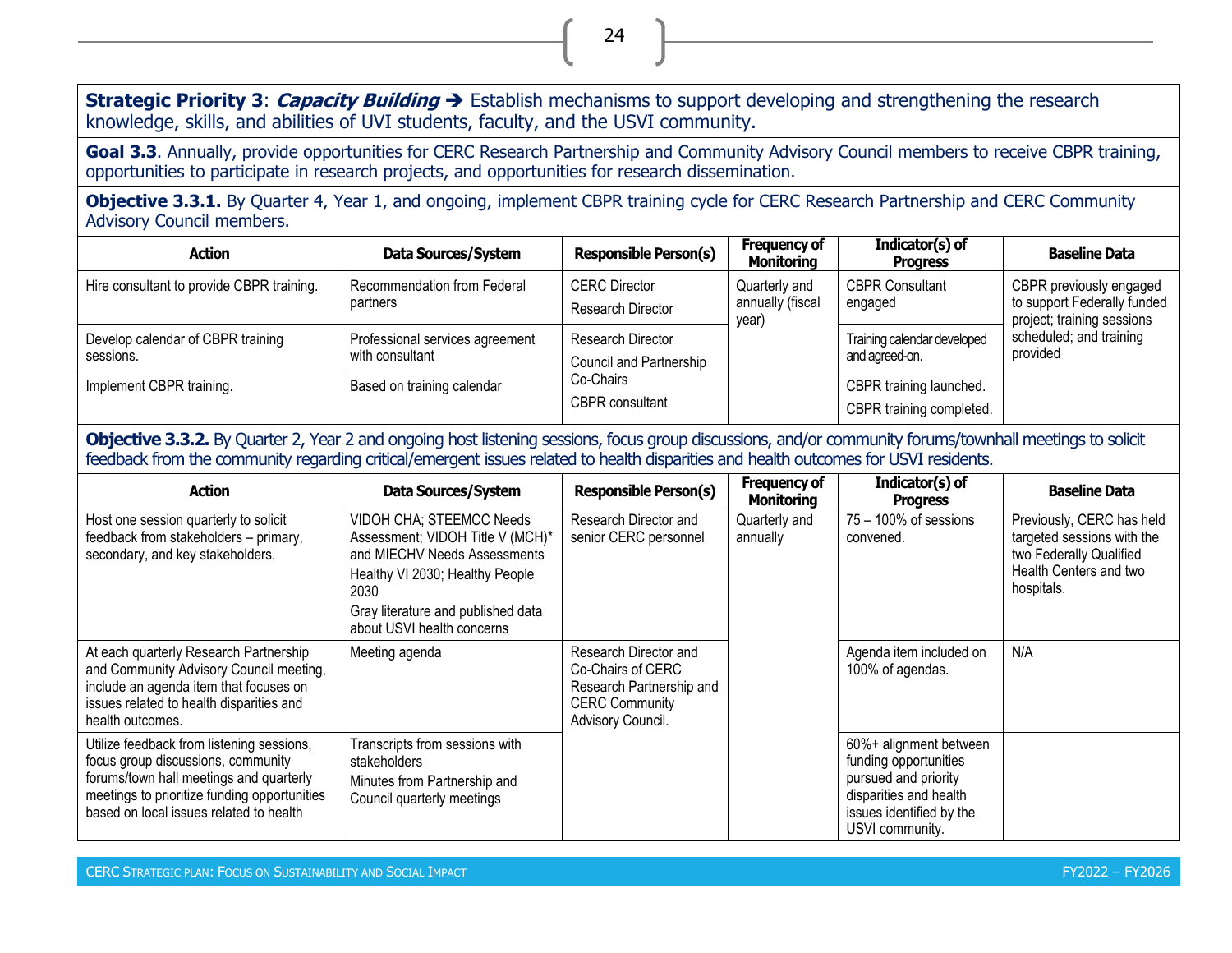**Strategic Priority 3**: ***Capacity Building*** ➔ Establish mechanisms to support developing and strengthening the research knowledge, skills, and abilities of UVI students, faculty, and the USVI community.

**Goal 3.3**. Annually, provide opportunities for CERC Research Partnership and Community Advisory Council members to receive CBPR training, opportunities to participate in research projects, and opportunities for research dissemination.

**Objective 3.3.1.** By Quarter 4, Year 1, and ongoing, implement CBPR training cycle for CERC Research Partnership and CERC Community Advisory Council members.

| Action | Data Sources/System | Responsible Person(s) | Frequency of Monitoring | Indicator(s) of Progress | Baseline Data |
|---|---|---|---|---|---|
| Hire consultant to provide CBPR training. | Recommendation from Federal partners | CERC Director<br>Research Director | Quarterly and annually (fiscal year) | CBPR Consultant engaged | CBPR previously engaged to support Federally funded project; training sessions scheduled; and training provided |
| Develop calendar of CBPR training sessions. | Professional services agreement with consultant | Research Director<br>Council and Partnership Co-Chairs<br>CBPR consultant | | Training calendar developed and agreed-on. | |
| Implement CBPR training. | Based on training calendar | | | CBPR training launched.<br>CBPR training completed. | |

**Objective 3.3.2.** By Quarter 2, Year 2 and ongoing host listening sessions, focus group discussions, and/or community forums/townhall meetings to solicit feedback from the community regarding critical/emergent issues related to health disparities and health outcomes for USVI residents.

| Action | Data Sources/System | Responsible Person(s) | Frequency of Monitoring | Indicator(s) of Progress | Baseline Data |
|---|---|---|---|---|---|
| Host one session quarterly to solicit feedback from stakeholders – primary, secondary, and key stakeholders. | VIDOH CHA; STEEMCC Needs Assessment; VIDOH Title V (MCH)* and MIECHV Needs Assessments<br>Healthy VI 2030; Healthy People 2030<br>Gray literature and published data about USVI health concerns | Research Director and senior CERC personnel | Quarterly and annually | 75 – 100% of sessions convened. | Previously, CERC has held targeted sessions with the two Federally Qualified Health Centers and two hospitals. |
| At each quarterly Research Partnership and Community Advisory Council meeting, include an agenda item that focuses on issues related to health disparities and health outcomes. | Meeting agenda | Research Director and Co-Chairs of CERC Research Partnership and CERC Community Advisory Council. | | Agenda item included on 100% of agendas. | N/A |
| Utilize feedback from listening sessions, focus group discussions, community forums/town hall meetings and quarterly meetings to prioritize funding opportunities based on local issues related to health | Transcripts from sessions with stakeholders<br>Minutes from Partnership and Council quarterly meetings | | | 60%+ alignment between funding opportunities pursued and priority disparities and health issues identified by the USVI community. | |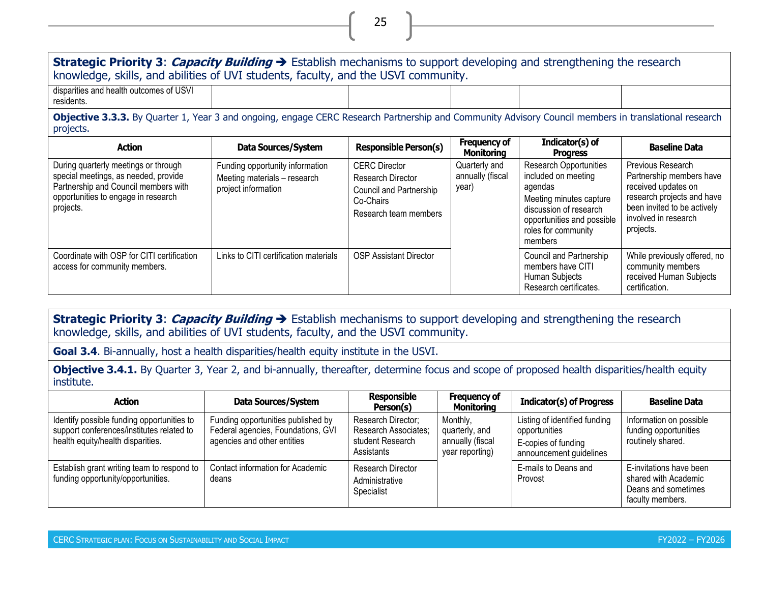**Strategic Priority 3**: ***Capacity Building*** ➔ Establish mechanisms to support developing and strengthening the research knowledge, skills, and abilities of UVI students, faculty, and the USVI community.

| | | | | | |
|---|---|---|---|---|---|
| disparities and health outcomes of USVI residents. | | | | | |

**Objective 3.3.3.** By Quarter 1, Year 3 and ongoing, engage CERC Research Partnership and Community Advisory Council members in translational research projects.

| Action | Data Sources/System | Responsible Person(s) | Frequency of Monitoring | Indicator(s) of Progress | Baseline Data |
|---|---|---|---|---|---|
| During quarterly meetings or through special meetings, as needed, provide Partnership and Council members with opportunities to engage in research projects. | Funding opportunity information<br>Meeting materials – research project information | CERC Director<br>Research Director<br>Council and Partnership Co-Chairs<br>Research team members | Quarterly and annually (fiscal year) | Research Opportunities included on meeting agendas<br>Meeting minutes capture discussion of research opportunities and possible roles for community members | Previous Research Partnership members have received updates on research projects and have been invited to be actively involved in research projects. |
| Coordinate with OSP for CITI certification access for community members. | Links to CITI certification materials | OSP Assistant Director | | Council and Partnership members have CITI Human Subjects Research certificates. | While previously offered, no community members received Human Subjects certification. |

**Strategic Priority 3**: ***Capacity Building*** ➔ Establish mechanisms to support developing and strengthening the research knowledge, skills, and abilities of UVI students, faculty, and the USVI community.

**Goal 3.4**. Bi-annually, host a health disparities/health equity institute in the USVI.

**Objective 3.4.1.** By Quarter 3, Year 2, and bi-annually, thereafter, determine focus and scope of proposed health disparities/health equity institute.

| Action | Data Sources/System | Responsible Person(s) | Frequency of Monitoring | Indicator(s) of Progress | Baseline Data |
|---|---|---|---|---|---|
| Identify possible funding opportunities to support conferences/institutes related to health equity/health disparities. | Funding opportunities published by Federal agencies, Foundations, GVI agencies and other entities | Research Director; Research Associates; student Research Assistants | Monthly, quarterly, and annually (fiscal year reporting) | Listing of identified funding opportunities<br>E-copies of funding announcement guidelines | Information on possible funding opportunities routinely shared. |
| Establish grant writing team to respond to funding opportunity/opportunities. | Contact information for Academic deans | Research Director<br>Administrative Specialist | | E-mails to Deans and Provost | E-invitations have been shared with Academic Deans and sometimes faculty members. |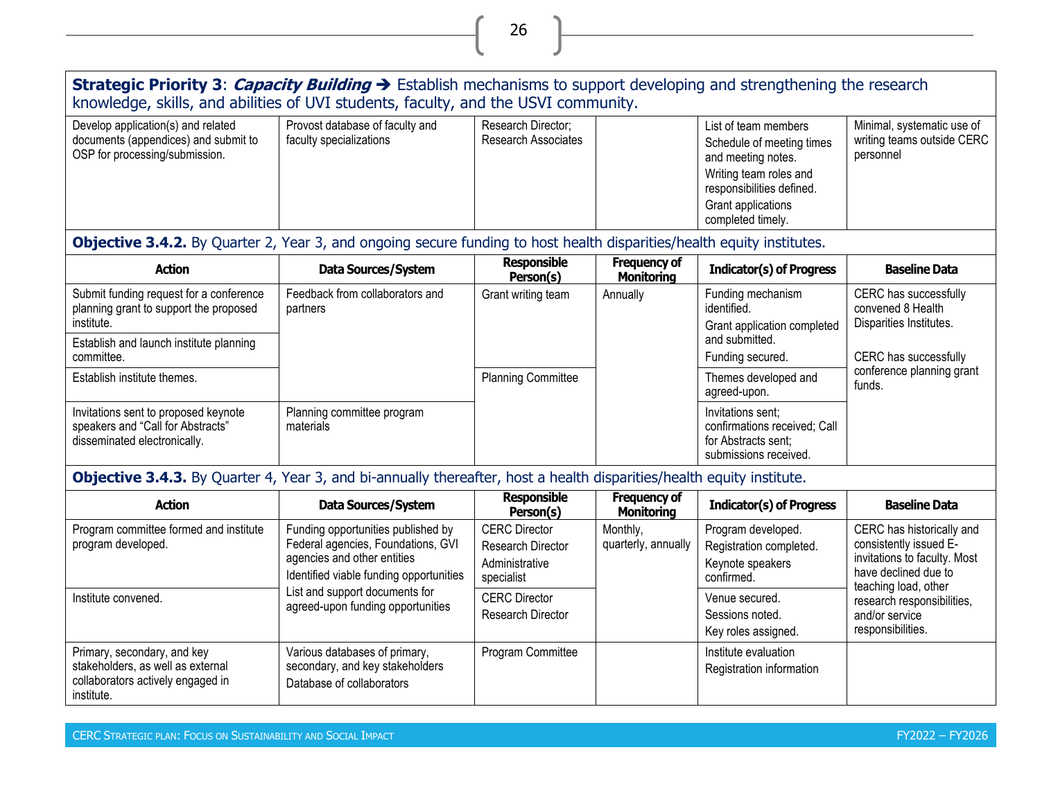**Strategic Priority 3**: ***Capacity Building*** ➔ Establish mechanisms to support developing and strengthening the research knowledge, skills, and abilities of UVI students, faculty, and the USVI community.

| | | | | | |
|---|---|---|---|---|---|
| Develop application(s) and related documents (appendices) and submit to OSP for processing/submission. | Provost database of faculty and faculty specializations | Research Director; Research Associates | | List of team members<br>Schedule of meeting times and meeting notes.<br>Writing team roles and responsibilities defined.<br>Grant applications completed timely. | Minimal, systematic use of writing teams outside CERC personnel |

**Objective 3.4.2.** By Quarter 2, Year 3, and ongoing secure funding to host health disparities/health equity institutes.

| Action | Data Sources/System | Responsible Person(s) | Frequency of Monitoring | Indicator(s) of Progress | Baseline Data |
|---|---|---|---|---|---|
| Submit funding request for a conference planning grant to support the proposed institute. | Feedback from collaborators and partners | Grant writing team | Annually | Funding mechanism identified.<br>Grant application completed and submitted.<br>Funding secured. | CERC has successfully convened 8 Health Disparities Institutes.<br><br>CERC has successfully conference planning grant funds. |
| Establish and launch institute planning committee. | | | | | |
| Establish institute themes. | | Planning Committee | | Themes developed and agreed-upon. | |
| Invitations sent to proposed keynote speakers and "Call for Abstracts" disseminated electronically. | Planning committee program materials | | | Invitations sent; confirmations received; Call for Abstracts sent; submissions received. | |

**Objective 3.4.3.** By Quarter 4, Year 3, and bi-annually thereafter, host a health disparities/health equity institute.

| Action | Data Sources/System | Responsible Person(s) | Frequency of Monitoring | Indicator(s) of Progress | Baseline Data |
|---|---|---|---|---|---|
| Program committee formed and institute program developed. | Funding opportunities published by Federal agencies, Foundations, GVI agencies and other entities<br>Identified viable funding opportunities<br>List and support documents for agreed-upon funding opportunities | CERC Director<br>Research Director<br>Administrative specialist | Monthly, quarterly, annually | Program developed.<br>Registration completed.<br>Keynote speakers confirmed. | CERC has historically and consistently issued E-invitations to faculty. Most have declined due to teaching load, other research responsibilities, and/or service responsibilities. |
| Institute convened. | | CERC Director<br>Research Director | | Venue secured.<br>Sessions noted.<br>Key roles assigned. | |
| Primary, secondary, and key stakeholders, as well as external collaborators actively engaged in institute. | Various databases of primary, secondary, and key stakeholders<br>Database of collaborators | Program Committee | | Institute evaluation<br>Registration information | |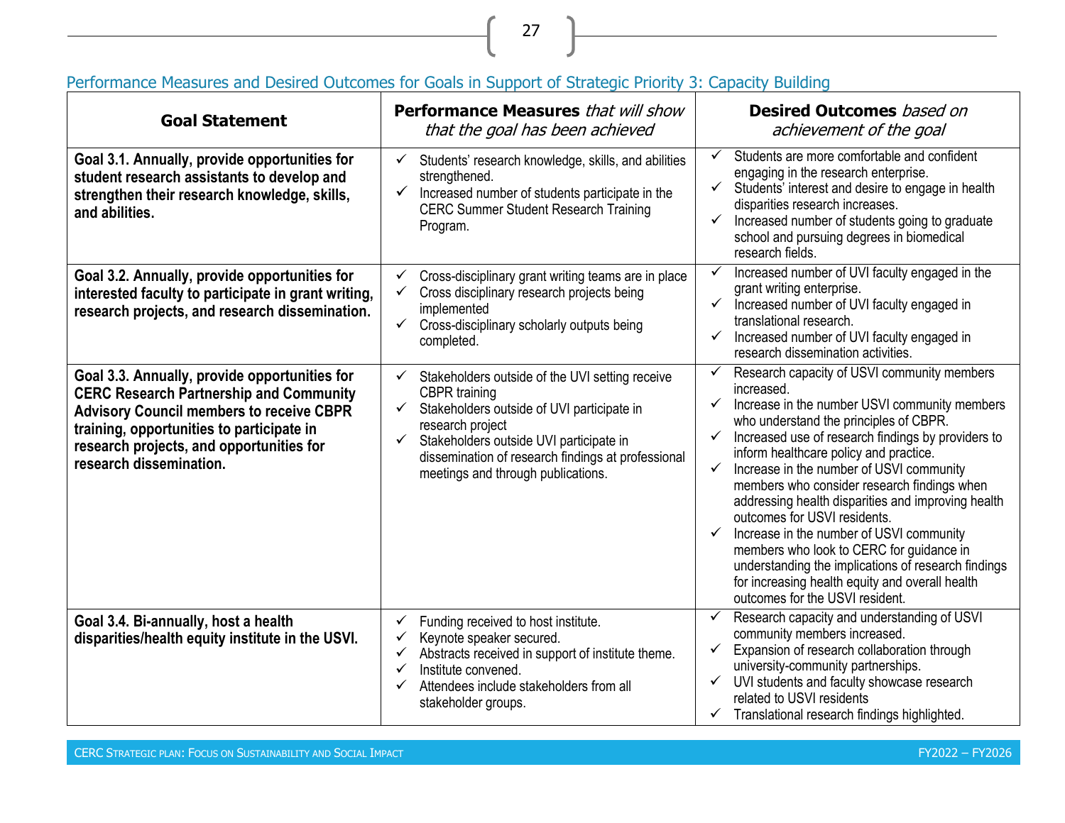## Performance Measures and Desired Outcomes for Goals in Support of Strategic Priority 3: Capacity Building

| **Goal Statement** | **Performance Measures** *that will show that the goal has been achieved* | **Desired Outcomes** *based on achievement of the goal* |
|---|---|---|
| **Goal 3.1. Annually, provide opportunities for student research assistants to develop and strengthen their research knowledge, skills, and abilities.** | ✓ Students' research knowledge, skills, and abilities strengthened.<br>✓ Increased number of students participate in the CERC Summer Student Research Training Program. | ✓ Students are more comfortable and confident engaging in the research enterprise.<br>✓ Students' interest and desire to engage in health disparities research increases.<br>✓ Increased number of students going to graduate school and pursuing degrees in biomedical research fields. |
| **Goal 3.2. Annually, provide opportunities for interested faculty to participate in grant writing, research projects, and research dissemination.** | ✓ Cross-disciplinary grant writing teams are in place<br>✓ Cross disciplinary research projects being implemented<br>✓ Cross-disciplinary scholarly outputs being completed. | ✓ Increased number of UVI faculty engaged in the grant writing enterprise.<br>✓ Increased number of UVI faculty engaged in translational research.<br>✓ Increased number of UVI faculty engaged in research dissemination activities. |
| **Goal 3.3. Annually, provide opportunities for CERC Research Partnership and Community Advisory Council members to receive CBPR training, opportunities to participate in research projects, and opportunities for research dissemination.** | ✓ Stakeholders outside of the UVI setting receive CBPR training<br>✓ Stakeholders outside of UVI participate in research project<br>✓ Stakeholders outside UVI participate in dissemination of research findings at professional meetings and through publications. | ✓ Research capacity of USVI community members increased.<br>✓ Increase in the number USVI community members who understand the principles of CBPR.<br>✓ Increased use of research findings by providers to inform healthcare policy and practice.<br>✓ Increase in the number of USVI community members who consider research findings when addressing health disparities and improving health outcomes for USVI residents.<br>✓ Increase in the number of USVI community members who look to CERC for guidance in understanding the implications of research findings for increasing health equity and overall health outcomes for the USVI resident. |
| **Goal 3.4. Bi-annually, host a health disparities/health equity institute in the USVI.** | ✓ Funding received to host institute.<br>✓ Keynote speaker secured.<br>✓ Abstracts received in support of institute theme.<br>✓ Institute convened.<br>✓ Attendees include stakeholders from all stakeholder groups. | ✓ Research capacity and understanding of USVI community members increased.<br>✓ Expansion of research collaboration through university-community partnerships.<br>✓ UVI students and faculty showcase research related to USVI residents<br>✓ Translational research findings highlighted. |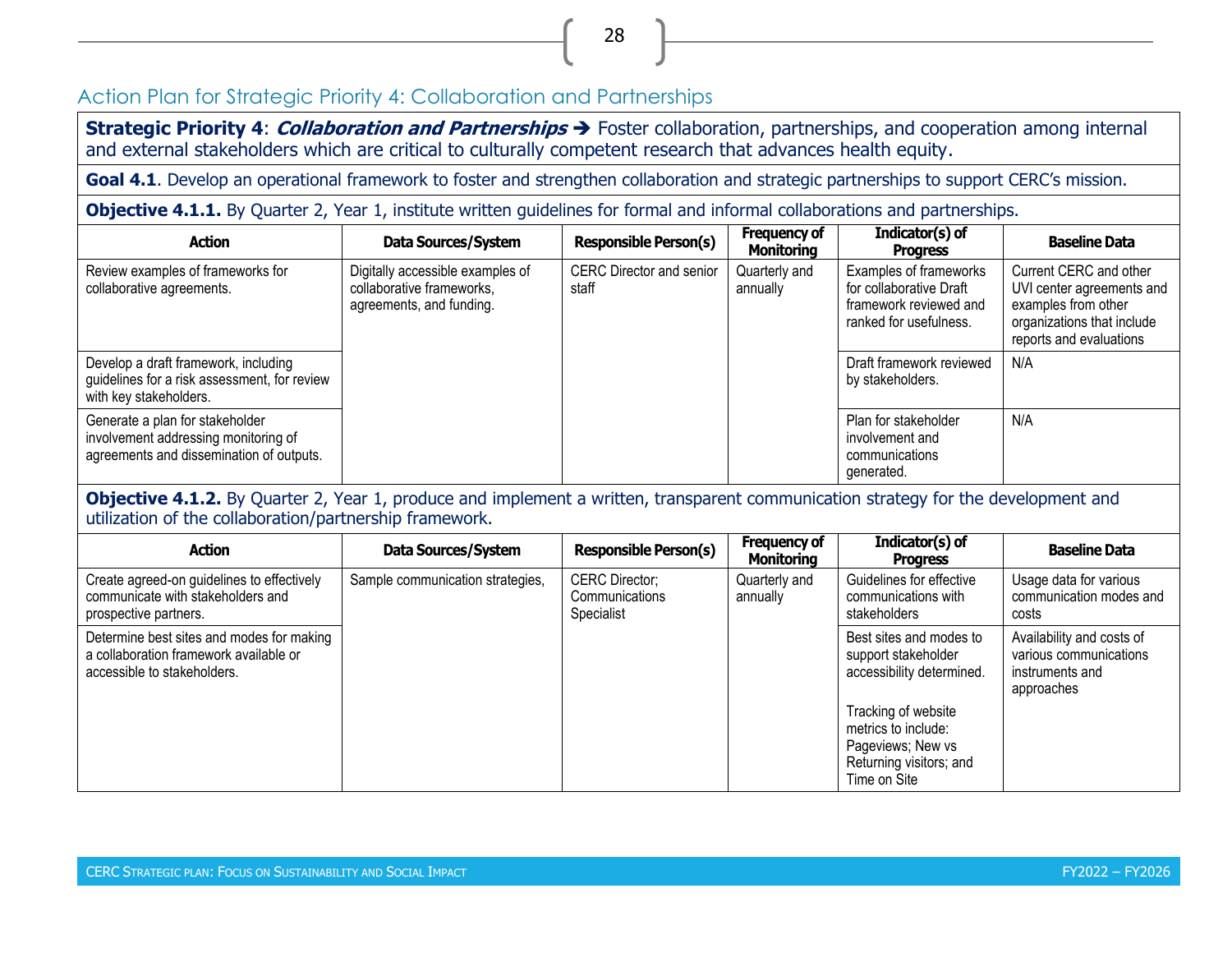## Action Plan for Strategic Priority 4: Collaboration and Partnerships

**Strategic Priority 4**: ***Collaboration and Partnerships*** ➔ Foster collaboration, partnerships, and cooperation among internal and external stakeholders which are critical to culturally competent research that advances health equity.

**Goal 4.1**. Develop an operational framework to foster and strengthen collaboration and strategic partnerships to support CERC's mission.

**Objective 4.1.1.** By Quarter 2, Year 1, institute written guidelines for formal and informal collaborations and partnerships.

| Action | Data Sources/System | Responsible Person(s) | Frequency of Monitoring | Indicator(s) of Progress | Baseline Data |
|---|---|---|---|---|---|
| Review examples of frameworks for collaborative agreements. | Digitally accessible examples of collaborative frameworks, agreements, and funding. | CERC Director and senior staff | Quarterly and annually | Examples of frameworks for collaborative Draft framework reviewed and ranked for usefulness. | Current CERC and other UVI center agreements and examples from other organizations that include reports and evaluations |
| Develop a draft framework, including guidelines for a risk assessment, for review with key stakeholders. | | | | Draft framework reviewed by stakeholders. | N/A |
| Generate a plan for stakeholder involvement addressing monitoring of agreements and dissemination of outputs. | | | | Plan for stakeholder involvement and communications generated. | N/A |

**Objective 4.1.2.** By Quarter 2, Year 1, produce and implement a written, transparent communication strategy for the development and utilization of the collaboration/partnership framework.

| Action | Data Sources/System | Responsible Person(s) | Frequency of Monitoring | Indicator(s) of Progress | Baseline Data |
|---|---|---|---|---|---|
| Create agreed-on guidelines to effectively communicate with stakeholders and prospective partners. | Sample communication strategies, | CERC Director; Communications Specialist | Quarterly and annually | Guidelines for effective communications with stakeholders | Usage data for various communication modes and costs |
| Determine best sites and modes for making a collaboration framework available or accessible to stakeholders. | | | | Best sites and modes to support stakeholder accessibility determined.<br><br>Tracking of website metrics to include: Pageviews; New vs Returning visitors; and Time on Site | Availability and costs of various communications instruments and approaches |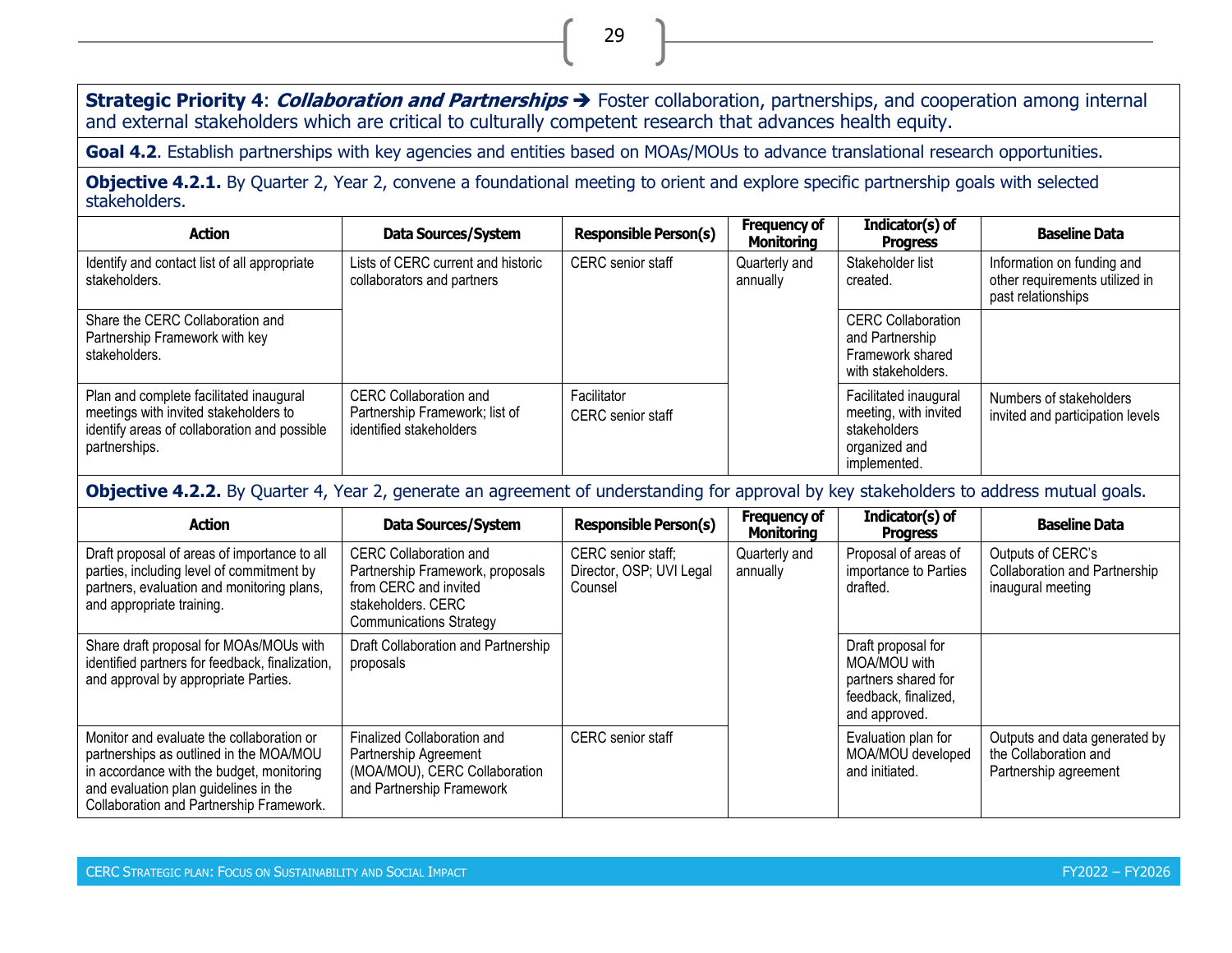**Strategic Priority 4**: ***Collaboration and Partnerships*** ➔ Foster collaboration, partnerships, and cooperation among internal and external stakeholders which are critical to culturally competent research that advances health equity.

**Goal 4.2**. Establish partnerships with key agencies and entities based on MOAs/MOUs to advance translational research opportunities.

**Objective 4.2.1.** By Quarter 2, Year 2, convene a foundational meeting to orient and explore specific partnership goals with selected stakeholders.

| Action | Data Sources/System | Responsible Person(s) | Frequency of Monitoring | Indicator(s) of Progress | Baseline Data |
|---|---|---|---|---|---|
| Identify and contact list of all appropriate stakeholders. | Lists of CERC current and historic collaborators and partners | CERC senior staff | Quarterly and annually | Stakeholder list created. | Information on funding and other requirements utilized in past relationships |
| Share the CERC Collaboration and Partnership Framework with key stakeholders. | | | | CERC Collaboration and Partnership Framework shared with stakeholders. | |
| Plan and complete facilitated inaugural meetings with invited stakeholders to identify areas of collaboration and possible partnerships. | CERC Collaboration and Partnership Framework; list of identified stakeholders | Facilitator<br>CERC senior staff | | Facilitated inaugural meeting, with invited stakeholders organized and implemented. | Numbers of stakeholders invited and participation levels |

**Objective 4.2.2.** By Quarter 4, Year 2, generate an agreement of understanding for approval by key stakeholders to address mutual goals.

| Action | Data Sources/System | Responsible Person(s) | Frequency of Monitoring | Indicator(s) of Progress | Baseline Data |
|---|---|---|---|---|---|
| Draft proposal of areas of importance to all parties, including level of commitment by partners, evaluation and monitoring plans, and appropriate training. | CERC Collaboration and Partnership Framework, proposals from CERC and invited stakeholders. CERC Communications Strategy | CERC senior staff; Director, OSP; UVI Legal Counsel | Quarterly and annually | Proposal of areas of importance to Parties drafted. | Outputs of CERC's Collaboration and Partnership inaugural meeting |
| Share draft proposal for MOAs/MOUs with identified partners for feedback, finalization, and approval by appropriate Parties. | Draft Collaboration and Partnership proposals | | | Draft proposal for MOA/MOU with partners shared for feedback, finalized, and approved. | |
| Monitor and evaluate the collaboration or partnerships as outlined in the MOA/MOU in accordance with the budget, monitoring and evaluation plan guidelines in the Collaboration and Partnership Framework. | Finalized Collaboration and Partnership Agreement (MOA/MOU), CERC Collaboration and Partnership Framework | CERC senior staff | | Evaluation plan for MOA/MOU developed and initiated. | Outputs and data generated by the Collaboration and Partnership agreement |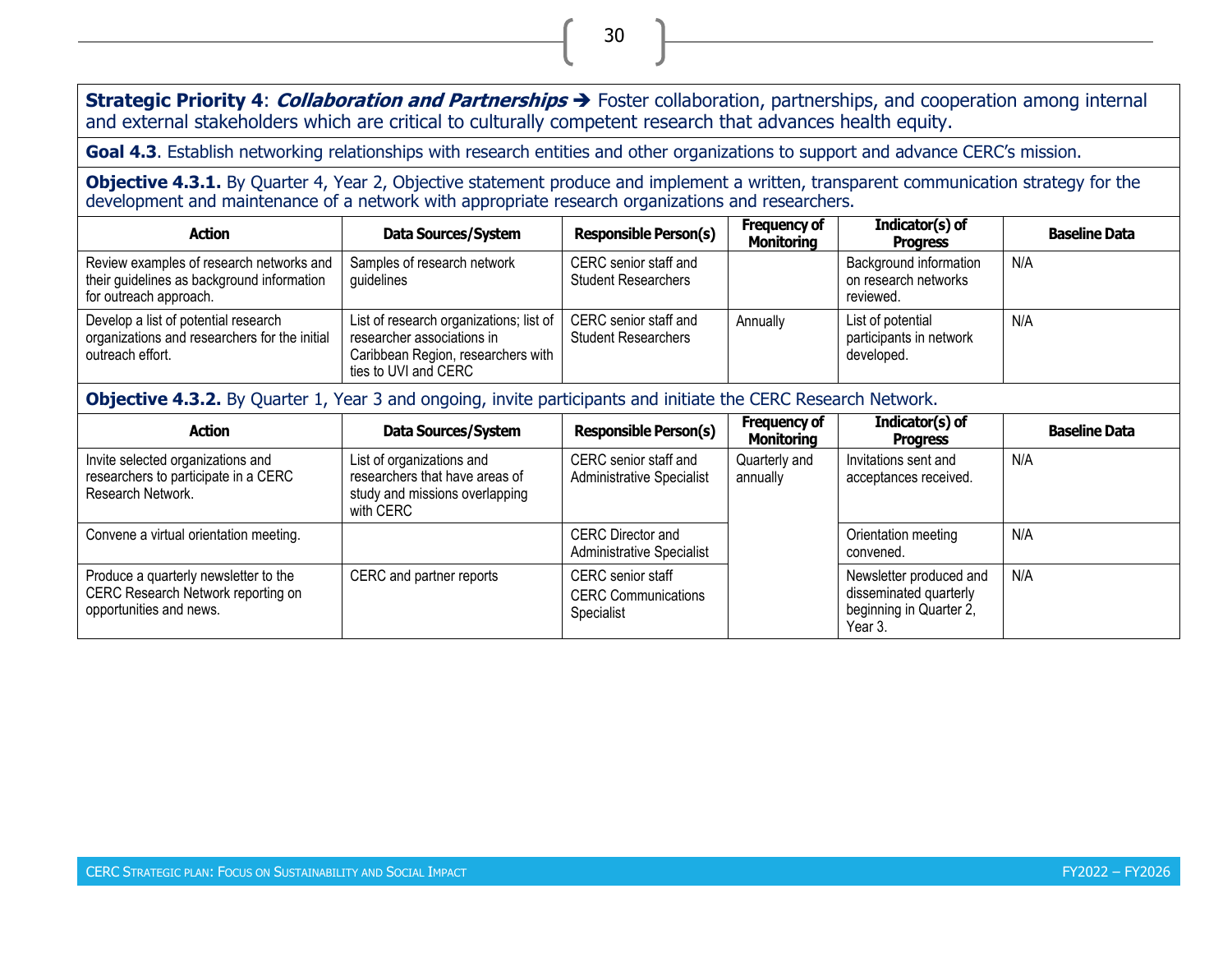**Strategic Priority 4**: ***Collaboration and Partnerships*** ➔ Foster collaboration, partnerships, and cooperation among internal and external stakeholders which are critical to culturally competent research that advances health equity.

**Goal 4.3**. Establish networking relationships with research entities and other organizations to support and advance CERC's mission.

**Objective 4.3.1.** By Quarter 4, Year 2, Objective statement produce and implement a written, transparent communication strategy for the development and maintenance of a network with appropriate research organizations and researchers.

| Action | Data Sources/System | Responsible Person(s) | Frequency of Monitoring | Indicator(s) of Progress | Baseline Data |
|---|---|---|---|---|---|
| Review examples of research networks and their guidelines as background information for outreach approach. | Samples of research network guidelines | CERC senior staff and Student Researchers | | Background information on research networks reviewed. | N/A |
| Develop a list of potential research organizations and researchers for the initial outreach effort. | List of research organizations; list of researcher associations in Caribbean Region, researchers with ties to UVI and CERC | CERC senior staff and Student Researchers | Annually | List of potential participants in network developed. | N/A |

**Objective 4.3.2.** By Quarter 1, Year 3 and ongoing, invite participants and initiate the CERC Research Network.

| Action | Data Sources/System | Responsible Person(s) | Frequency of Monitoring | Indicator(s) of Progress | Baseline Data |
|---|---|---|---|---|---|
| Invite selected organizations and researchers to participate in a CERC Research Network. | List of organizations and researchers that have areas of study and missions overlapping with CERC | CERC senior staff and Administrative Specialist | Quarterly and annually | Invitations sent and acceptances received. | N/A |
| Convene a virtual orientation meeting. | | CERC Director and Administrative Specialist | | Orientation meeting convened. | N/A |
| Produce a quarterly newsletter to the CERC Research Network reporting on opportunities and news. | CERC and partner reports | CERC senior staff<br>CERC Communications Specialist | | Newsletter produced and disseminated quarterly beginning in Quarter 2, Year 3. | N/A |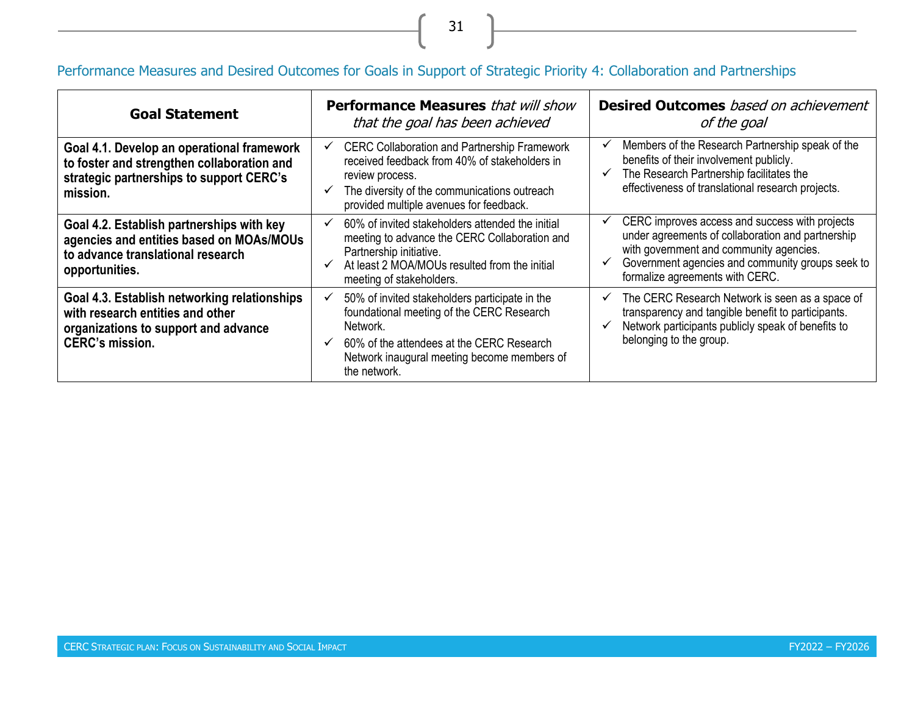## Performance Measures and Desired Outcomes for Goals in Support of Strategic Priority 4: Collaboration and Partnerships

| Goal Statement | **Performance Measures** *that will show that the goal has been achieved* | **Desired Outcomes** *based on achievement of the goal* |
|---|---|---|
| **Goal 4.1. Develop an operational framework to foster and strengthen collaboration and strategic partnerships to support CERC's mission.** | ✓ CERC Collaboration and Partnership Framework received feedback from 40% of stakeholders in review process.<br>✓ The diversity of the communications outreach provided multiple avenues for feedback. | ✓ Members of the Research Partnership speak of the benefits of their involvement publicly.<br>✓ The Research Partnership facilitates the effectiveness of translational research projects. |
| **Goal 4.2. Establish partnerships with key agencies and entities based on MOAs/MOUs to advance translational research opportunities.** | ✓ 60% of invited stakeholders attended the initial meeting to advance the CERC Collaboration and Partnership initiative.<br>✓ At least 2 MOA/MOUs resulted from the initial meeting of stakeholders. | ✓ CERC improves access and success with projects under agreements of collaboration and partnership with government and community agencies.<br>✓ Government agencies and community groups seek to formalize agreements with CERC. |
| **Goal 4.3. Establish networking relationships with research entities and other organizations to support and advance CERC's mission.** | ✓ 50% of invited stakeholders participate in the foundational meeting of the CERC Research Network.<br>✓ 60% of the attendees at the CERC Research Network inaugural meeting become members of the network. | ✓ The CERC Research Network is seen as a space of transparency and tangible benefit to participants.<br>✓ Network participants publicly speak of benefits to belonging to the group. |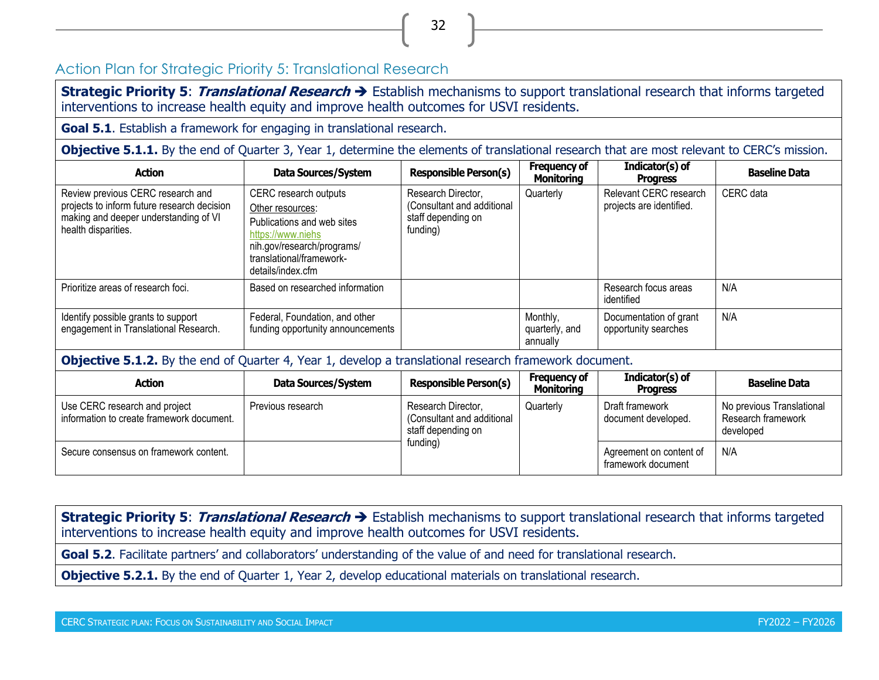## Action Plan for Strategic Priority 5: Translational Research

**Strategic Priority 5**: ***Translational Research*** ➔ Establish mechanisms to support translational research that informs targeted interventions to increase health equity and improve health outcomes for USVI residents.

**Goal 5.1**. Establish a framework for engaging in translational research.

**Objective 5.1.1.** By the end of Quarter 3, Year 1, determine the elements of translational research that are most relevant to CERC's mission.

| Action | Data Sources/System | Responsible Person(s) | Frequency of Monitoring | Indicator(s) of Progress | Baseline Data |
|---|---|---|---|---|---|
| Review previous CERC research and projects to inform future research decision making and deeper understanding of VI health disparities. | CERC research outputs<br>Other resources:<br>Publications and web sites<br>https://www.niehs nih.gov/research/programs/ translational/framework-details/index.cfm | Research Director, (Consultant and additional staff depending on funding) | Quarterly | Relevant CERC research projects are identified. | CERC data |
| Prioritize areas of research foci. | Based on researched information | | | Research focus areas identified | N/A |
| Identify possible grants to support engagement in Translational Research. | Federal, Foundation, and other funding opportunity announcements | | Monthly, quarterly, and annually | Documentation of grant opportunity searches | N/A |

**Objective 5.1.2.** By the end of Quarter 4, Year 1, develop a translational research framework document.

| Action | Data Sources/System | Responsible Person(s) | Frequency of Monitoring | Indicator(s) of Progress | Baseline Data |
|---|---|---|---|---|---|
| Use CERC research and project information to create framework document. | Previous research | Research Director, (Consultant and additional staff depending on funding) | Quarterly | Draft framework document developed. | No previous Translational Research framework developed |
| Secure consensus on framework content. | | | | Agreement on content of framework document | N/A |

**Strategic Priority 5**: ***Translational Research*** ➔ Establish mechanisms to support translational research that informs targeted interventions to increase health equity and improve health outcomes for USVI residents.

**Goal 5.2**. Facilitate partners' and collaborators' understanding of the value of and need for translational research.

**Objective 5.2.1.** By the end of Quarter 1, Year 2, develop educational materials on translational research.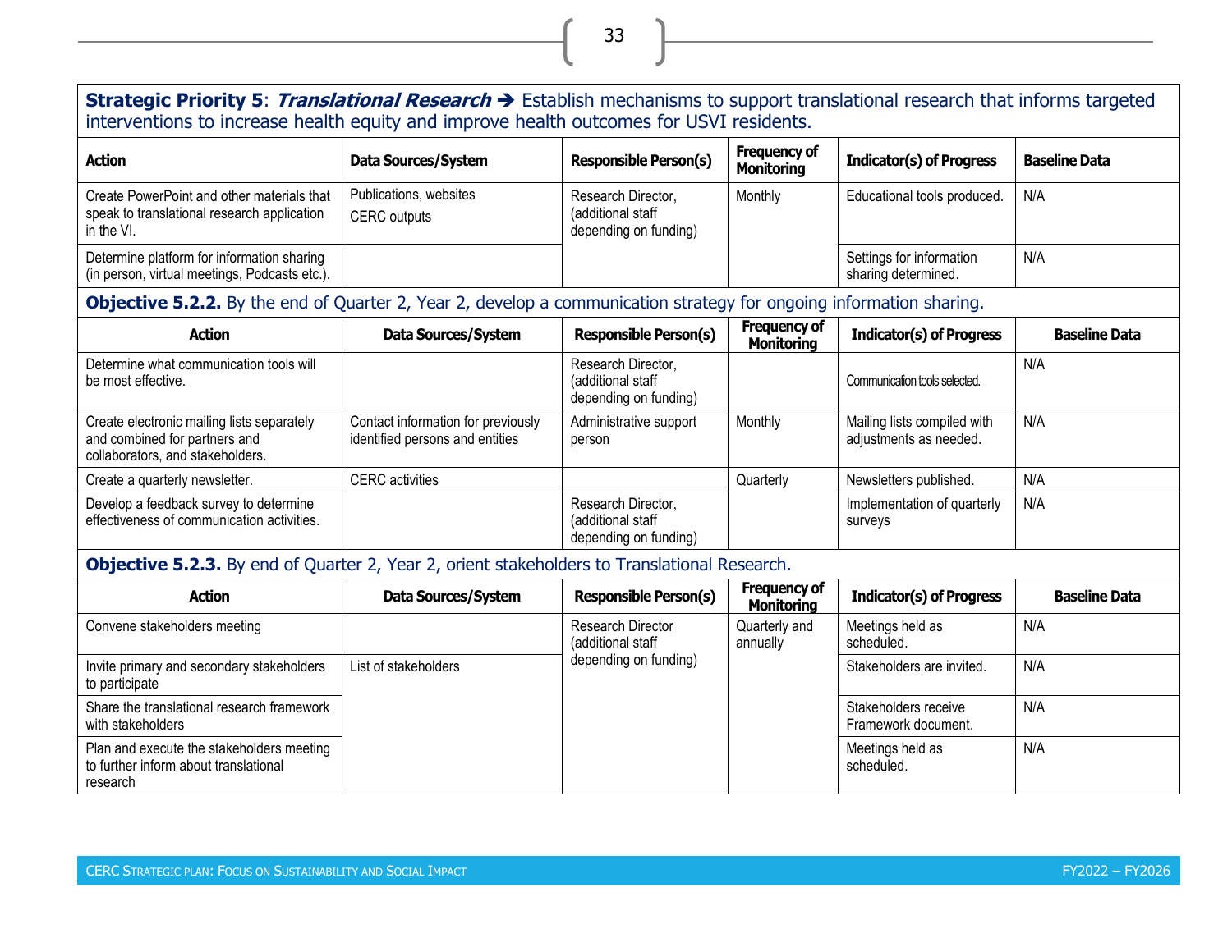**Strategic Priority 5**: ***Translational Research*** ➔ Establish mechanisms to support translational research that informs targeted interventions to increase health equity and improve health outcomes for USVI residents.

| Action | Data Sources/System | Responsible Person(s) | Frequency of Monitoring | Indicator(s) of Progress | Baseline Data |
|---|---|---|---|---|---|
| Create PowerPoint and other materials that speak to translational research application in the VI. | Publications, websites<br>CERC outputs | Research Director, (additional staff depending on funding) | Monthly | Educational tools produced. | N/A |
| Determine platform for information sharing (in person, virtual meetings, Podcasts etc.). | | | | Settings for information sharing determined. | N/A |

**Objective 5.2.2.** By the end of Quarter 2, Year 2, develop a communication strategy for ongoing information sharing.

| Action | Data Sources/System | Responsible Person(s) | Frequency of Monitoring | Indicator(s) of Progress | Baseline Data |
|---|---|---|---|---|---|
| Determine what communication tools will be most effective. | | Research Director, (additional staff depending on funding) | | Communication tools selected. | N/A |
| Create electronic mailing lists separately and combined for partners and collaborators, and stakeholders. | Contact information for previously identified persons and entities | Administrative support person | Monthly | Mailing lists compiled with adjustments as needed. | N/A |
| Create a quarterly newsletter. | CERC activities | | Quarterly | Newsletters published. | N/A |
| Develop a feedback survey to determine effectiveness of communication activities. | | Research Director, (additional staff depending on funding) | | Implementation of quarterly surveys | N/A |

**Objective 5.2.3.** By end of Quarter 2, Year 2, orient stakeholders to Translational Research.

| Action | Data Sources/System | Responsible Person(s) | Frequency of Monitoring | Indicator(s) of Progress | Baseline Data |
|---|---|---|---|---|---|
| Convene stakeholders meeting | | Research Director (additional staff depending on funding) | Quarterly and annually | Meetings held as scheduled. | N/A |
| Invite primary and secondary stakeholders to participate | List of stakeholders | | | Stakeholders are invited. | N/A |
| Share the translational research framework with stakeholders | | | | Stakeholders receive Framework document. | N/A |
| Plan and execute the stakeholders meeting to further inform about translational research | | | | Meetings held as scheduled. | N/A |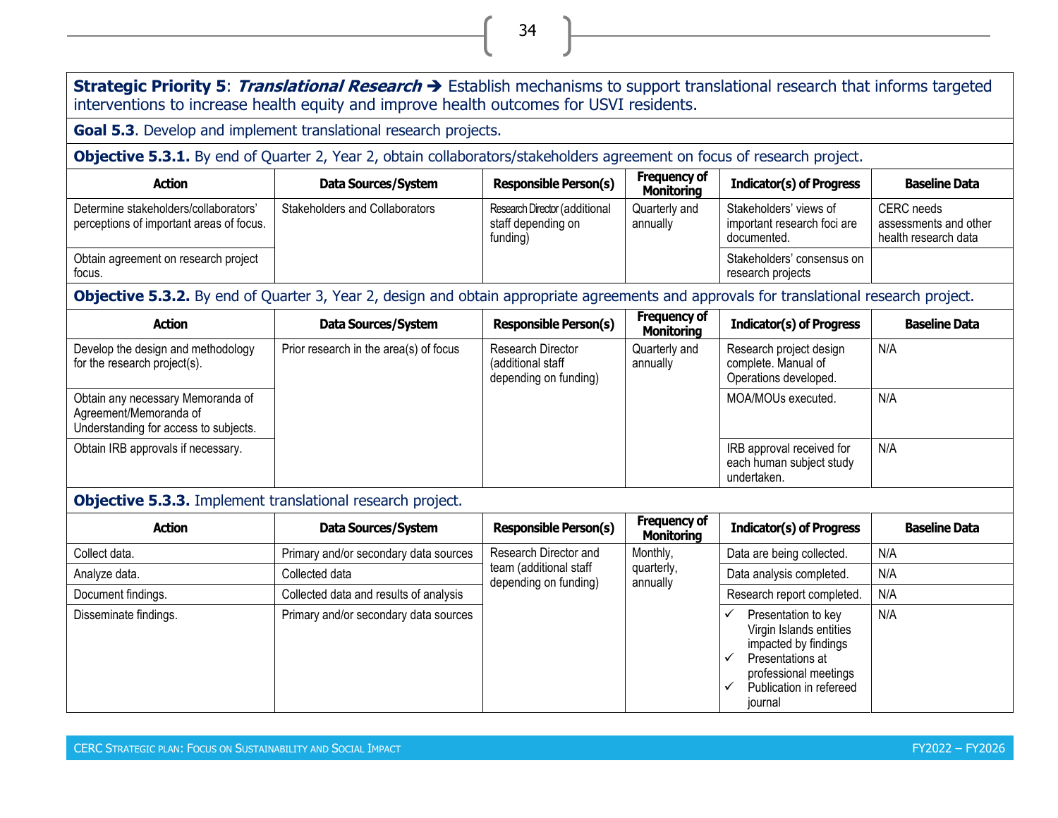**Strategic Priority 5**: ***Translational Research*** ➔ Establish mechanisms to support translational research that informs targeted interventions to increase health equity and improve health outcomes for USVI residents.

**Goal 5.3**. Develop and implement translational research projects.

**Objective 5.3.1.** By end of Quarter 2, Year 2, obtain collaborators/stakeholders agreement on focus of research project.

| Action | Data Sources/System | Responsible Person(s) | Frequency of Monitoring | Indicator(s) of Progress | Baseline Data |
|---|---|---|---|---|---|
| Determine stakeholders/collaborators' perceptions of important areas of focus. | Stakeholders and Collaborators | Research Director (additional staff depending on funding) | Quarterly and annually | Stakeholders' views of important research foci are documented. | CERC needs assessments and other health research data |
| Obtain agreement on research project focus. | | | | Stakeholders' consensus on research projects | |

**Objective 5.3.2.** By end of Quarter 3, Year 2, design and obtain appropriate agreements and approvals for translational research project.

| Action | Data Sources/System | Responsible Person(s) | Frequency of Monitoring | Indicator(s) of Progress | Baseline Data |
|---|---|---|---|---|---|
| Develop the design and methodology for the research project(s). | Prior research in the area(s) of focus | Research Director (additional staff depending on funding) | Quarterly and annually | Research project design complete. Manual of Operations developed. | N/A |
| Obtain any necessary Memoranda of Agreement/Memoranda of Understanding for access to subjects. | | | | MOA/MOUs executed. | N/A |
| Obtain IRB approvals if necessary. | | | | IRB approval received for each human subject study undertaken. | N/A |

**Objective 5.3.3.** Implement translational research project.

| Action | Data Sources/System | Responsible Person(s) | Frequency of Monitoring | Indicator(s) of Progress | Baseline Data |
|---|---|---|---|---|---|
| Collect data. | Primary and/or secondary data sources | Research Director and team (additional staff depending on funding) | Monthly, quarterly, annually | Data are being collected. | N/A |
| Analyze data. | Collected data | | | Data analysis completed. | N/A |
| Document findings. | Collected data and results of analysis | | | Research report completed. | N/A |
| Disseminate findings. | Primary and/or secondary data sources | | | ✓ Presentation to key Virgin Islands entities impacted by findings<br>✓ Presentations at professional meetings<br>✓ Publication in refereed journal | N/A |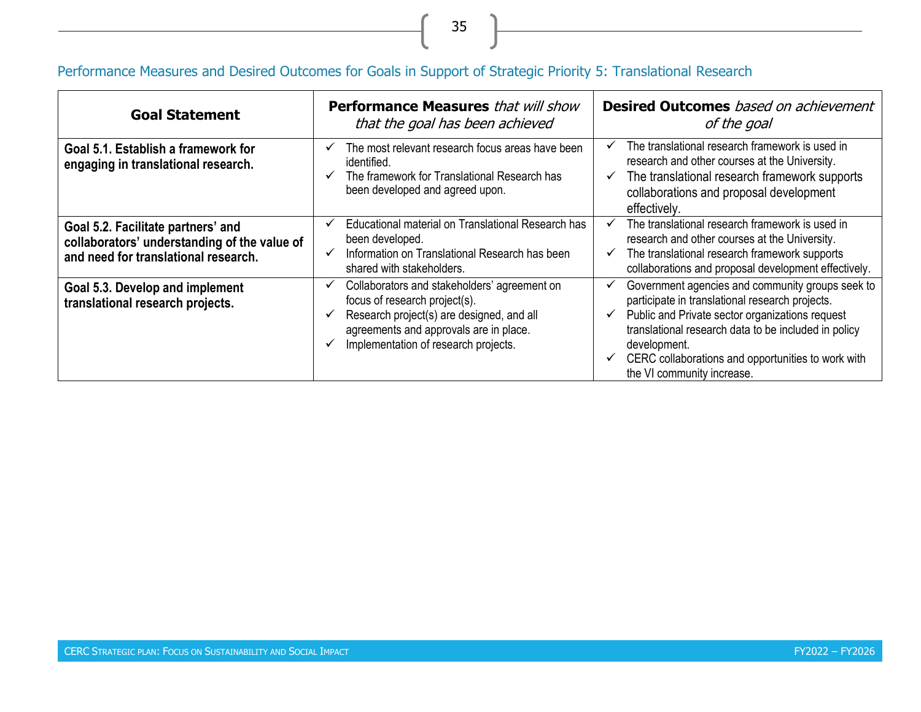## Performance Measures and Desired Outcomes for Goals in Support of Strategic Priority 5: Translational Research

| Goal Statement | **Performance Measures** *that will show that the goal has been achieved* | **Desired Outcomes** *based on achievement of the goal* |
|---|---|---|
| **Goal 5.1. Establish a framework for engaging in translational research.** | ✓ The most relevant research focus areas have been identified.<br>✓ The framework for Translational Research has been developed and agreed upon. | ✓ The translational research framework is used in research and other courses at the University.<br>✓ The translational research framework supports collaborations and proposal development effectively. |
| **Goal 5.2. Facilitate partners' and collaborators' understanding of the value of and need for translational research.** | ✓ Educational material on Translational Research has been developed.<br>✓ Information on Translational Research has been shared with stakeholders. | ✓ The translational research framework is used in research and other courses at the University.<br>✓ The translational research framework supports collaborations and proposal development effectively. |
| **Goal 5.3. Develop and implement translational research projects.** | ✓ Collaborators and stakeholders' agreement on focus of research project(s).<br>✓ Research project(s) are designed, and all agreements and approvals are in place.<br>✓ Implementation of research projects. | ✓ Government agencies and community groups seek to participate in translational research projects.<br>✓ Public and Private sector organizations request translational research data to be included in policy development.<br>✓ CERC collaborations and opportunities to work with the VI community increase. |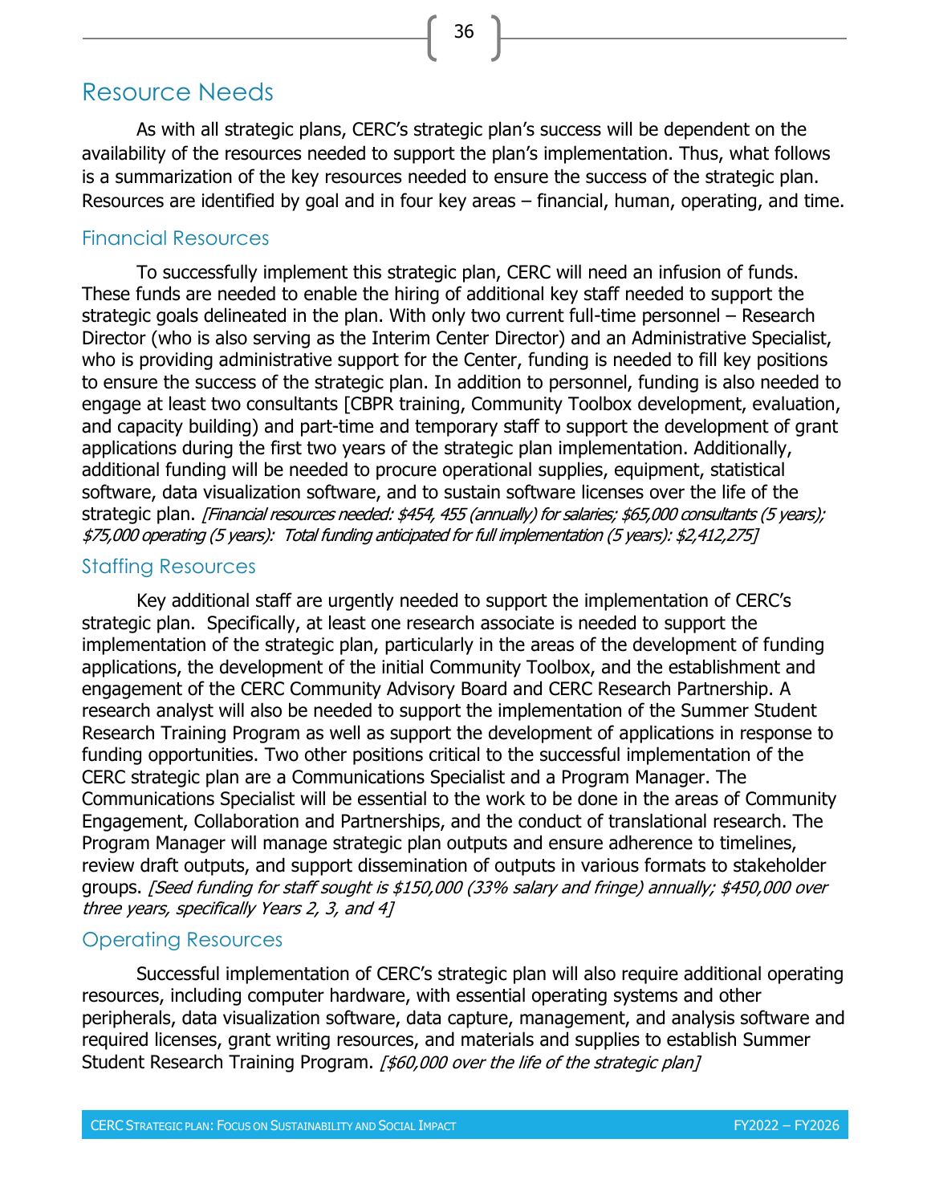## Resource Needs

As with all strategic plans, CERC's strategic plan's success will be dependent on the availability of the resources needed to support the plan's implementation. Thus, what follows is a summarization of the key resources needed to ensure the success of the strategic plan. Resources are identified by goal and in four key areas – financial, human, operating, and time.

### Financial Resources

To successfully implement this strategic plan, CERC will need an infusion of funds. These funds are needed to enable the hiring of additional key staff needed to support the strategic goals delineated in the plan. With only two current full-time personnel – Research Director (who is also serving as the Interim Center Director) and an Administrative Specialist, who is providing administrative support for the Center, funding is needed to fill key positions to ensure the success of the strategic plan. In addition to personnel, funding is also needed to engage at least two consultants [CBPR training, Community Toolbox development, evaluation, and capacity building) and part-time and temporary staff to support the development of grant applications during the first two years of the strategic plan implementation. Additionally, additional funding will be needed to procure operational supplies, equipment, statistical software, data visualization software, and to sustain software licenses over the life of the strategic plan. *[Financial resources needed: $454, 455 (annually) for salaries; $65,000 consultants (5 years); $75,000 operating (5 years): Total funding anticipated for full implementation (5 years): $2,412,275]*

### Staffing Resources

Key additional staff are urgently needed to support the implementation of CERC's strategic plan. Specifically, at least one research associate is needed to support the implementation of the strategic plan, particularly in the areas of the development of funding applications, the development of the initial Community Toolbox, and the establishment and engagement of the CERC Community Advisory Board and CERC Research Partnership. A research analyst will also be needed to support the implementation of the Summer Student Research Training Program as well as support the development of applications in response to funding opportunities. Two other positions critical to the successful implementation of the CERC strategic plan are a Communications Specialist and a Program Manager. The Communications Specialist will be essential to the work to be done in the areas of Community Engagement, Collaboration and Partnerships, and the conduct of translational research. The Program Manager will manage strategic plan outputs and ensure adherence to timelines, review draft outputs, and support dissemination of outputs in various formats to stakeholder groups. *[Seed funding for staff sought is $150,000 (33% salary and fringe) annually; $450,000 over three years, specifically Years 2, 3, and 4]*

### Operating Resources

Successful implementation of CERC's strategic plan will also require additional operating resources, including computer hardware, with essential operating systems and other peripherals, data visualization software, data capture, management, and analysis software and required licenses, grant writing resources, and materials and supplies to establish Summer Student Research Training Program. *[$60,000 over the life of the strategic plan]*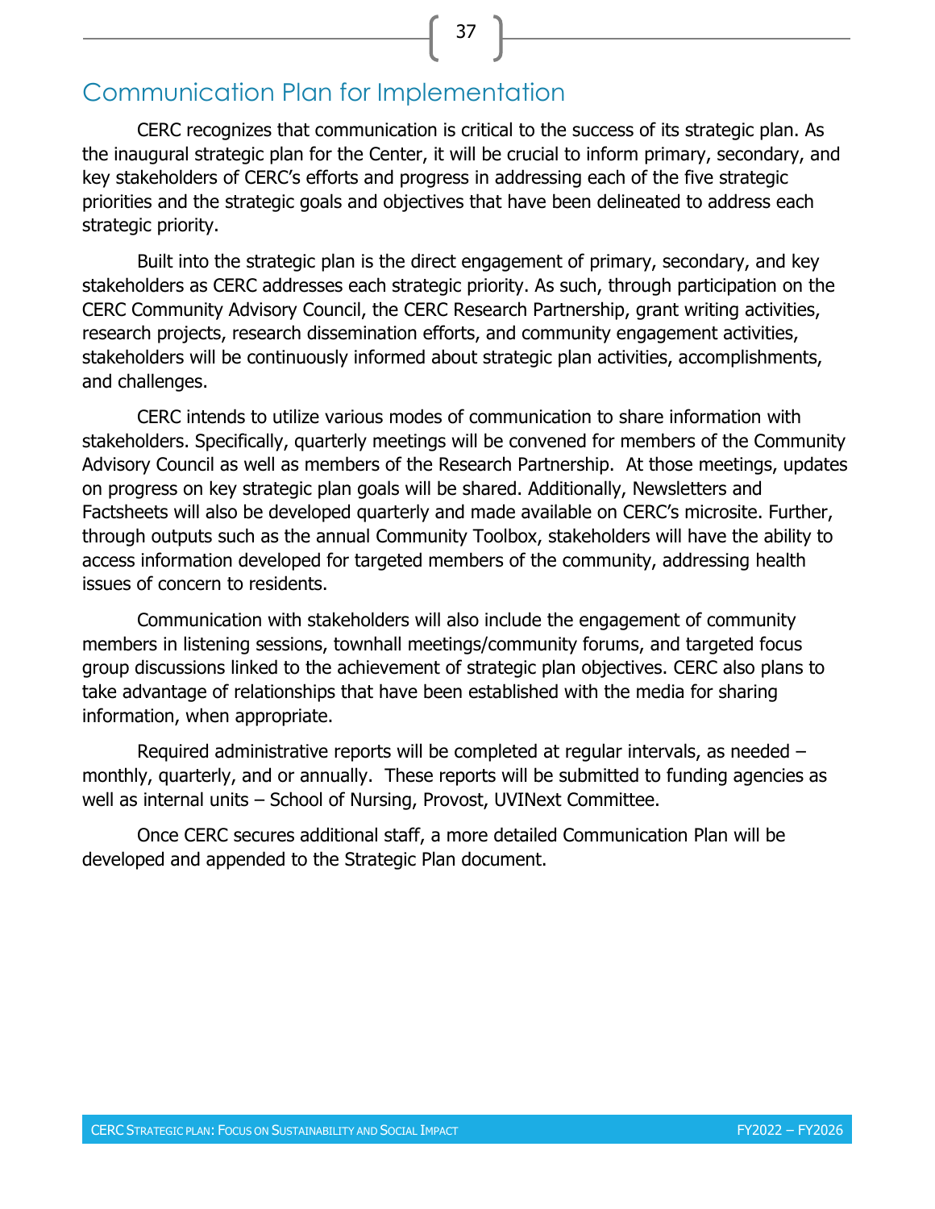## Communication Plan for Implementation

CERC recognizes that communication is critical to the success of its strategic plan. As the inaugural strategic plan for the Center, it will be crucial to inform primary, secondary, and key stakeholders of CERC's efforts and progress in addressing each of the five strategic priorities and the strategic goals and objectives that have been delineated to address each strategic priority.

Built into the strategic plan is the direct engagement of primary, secondary, and key stakeholders as CERC addresses each strategic priority. As such, through participation on the CERC Community Advisory Council, the CERC Research Partnership, grant writing activities, research projects, research dissemination efforts, and community engagement activities, stakeholders will be continuously informed about strategic plan activities, accomplishments, and challenges.

CERC intends to utilize various modes of communication to share information with stakeholders. Specifically, quarterly meetings will be convened for members of the Community Advisory Council as well as members of the Research Partnership. At those meetings, updates on progress on key strategic plan goals will be shared. Additionally, Newsletters and Factsheets will also be developed quarterly and made available on CERC's microsite. Further, through outputs such as the annual Community Toolbox, stakeholders will have the ability to access information developed for targeted members of the community, addressing health issues of concern to residents.

Communication with stakeholders will also include the engagement of community members in listening sessions, townhall meetings/community forums, and targeted focus group discussions linked to the achievement of strategic plan objectives. CERC also plans to take advantage of relationships that have been established with the media for sharing information, when appropriate.

Required administrative reports will be completed at regular intervals, as needed – monthly, quarterly, and or annually. These reports will be submitted to funding agencies as well as internal units – School of Nursing, Provost, UVINext Committee.

Once CERC secures additional staff, a more detailed Communication Plan will be developed and appended to the Strategic Plan document.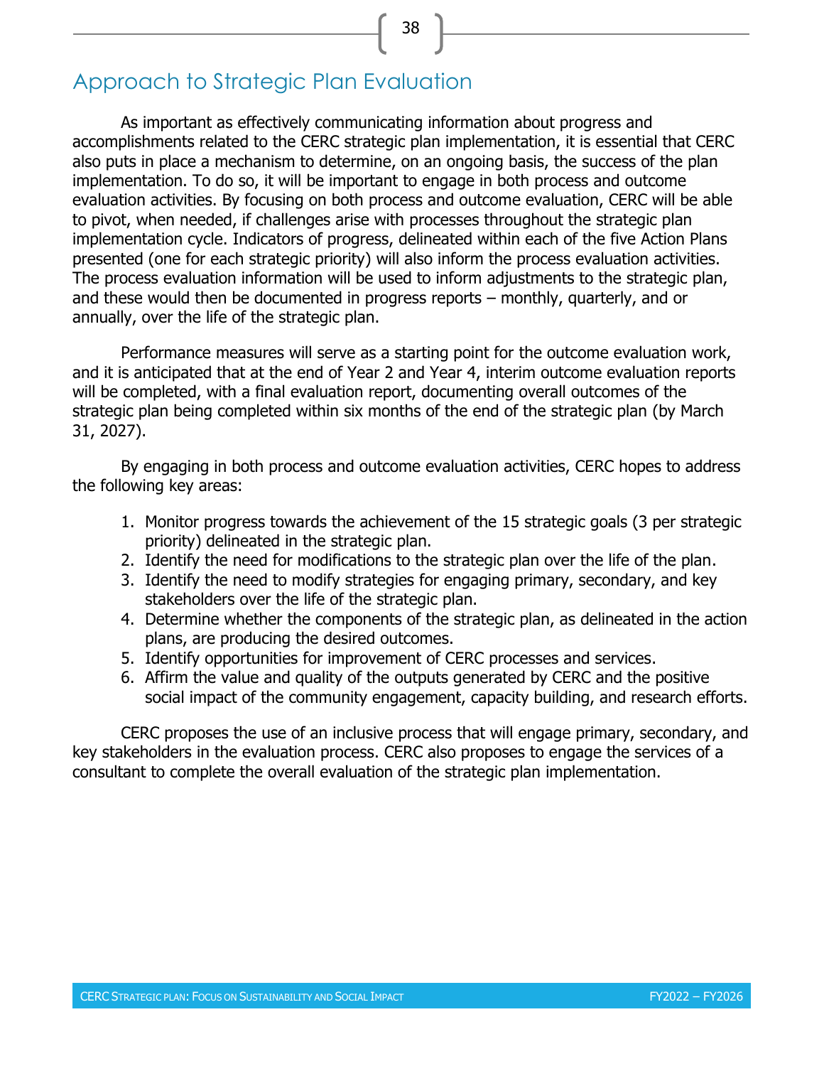## Approach to Strategic Plan Evaluation

As important as effectively communicating information about progress and accomplishments related to the CERC strategic plan implementation, it is essential that CERC also puts in place a mechanism to determine, on an ongoing basis, the success of the plan implementation. To do so, it will be important to engage in both process and outcome evaluation activities. By focusing on both process and outcome evaluation, CERC will be able to pivot, when needed, if challenges arise with processes throughout the strategic plan implementation cycle. Indicators of progress, delineated within each of the five Action Plans presented (one for each strategic priority) will also inform the process evaluation activities. The process evaluation information will be used to inform adjustments to the strategic plan, and these would then be documented in progress reports – monthly, quarterly, and or annually, over the life of the strategic plan.

Performance measures will serve as a starting point for the outcome evaluation work, and it is anticipated that at the end of Year 2 and Year 4, interim outcome evaluation reports will be completed, with a final evaluation report, documenting overall outcomes of the strategic plan being completed within six months of the end of the strategic plan (by March 31, 2027).

By engaging in both process and outcome evaluation activities, CERC hopes to address the following key areas:

1. Monitor progress towards the achievement of the 15 strategic goals (3 per strategic priority) delineated in the strategic plan.
2. Identify the need for modifications to the strategic plan over the life of the plan.
3. Identify the need to modify strategies for engaging primary, secondary, and key stakeholders over the life of the strategic plan.
4. Determine whether the components of the strategic plan, as delineated in the action plans, are producing the desired outcomes.
5. Identify opportunities for improvement of CERC processes and services.
6. Affirm the value and quality of the outputs generated by CERC and the positive social impact of the community engagement, capacity building, and research efforts.

CERC proposes the use of an inclusive process that will engage primary, secondary, and key stakeholders in the evaluation process. CERC also proposes to engage the services of a consultant to complete the overall evaluation of the strategic plan implementation.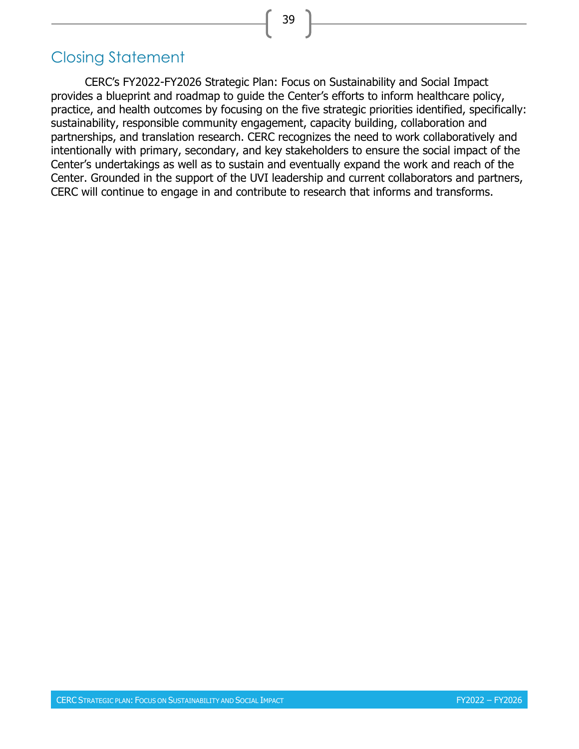# Closing Statement

CERC's FY2022-FY2026 Strategic Plan: Focus on Sustainability and Social Impact provides a blueprint and roadmap to guide the Center's efforts to inform healthcare policy, practice, and health outcomes by focusing on the five strategic priorities identified, specifically: sustainability, responsible community engagement, capacity building, collaboration and partnerships, and translation research. CERC recognizes the need to work collaboratively and intentionally with primary, secondary, and key stakeholders to ensure the social impact of the Center's undertakings as well as to sustain and eventually expand the work and reach of the Center. Grounded in the support of the UVI leadership and current collaborators and partners, CERC will continue to engage in and contribute to research that informs and transforms.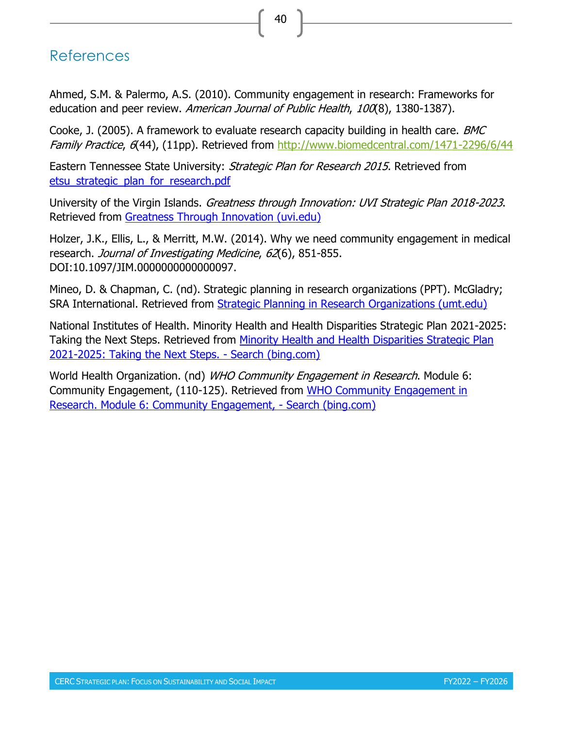# References

Ahmed, S.M. & Palermo, A.S. (2010). Community engagement in research: Frameworks for education and peer review. *American Journal of Public Health*, *100*(8), 1380-1387).

Cooke, J. (2005). A framework to evaluate research capacity building in health care. *BMC Family Practice*, *6*(44), (11pp). Retrieved from http://www.biomedcentral.com/1471-2296/6/44

Eastern Tennessee State University: *Strategic Plan for Research 2015*. Retrieved from etsu_strategic_plan_for_research.pdf

University of the Virgin Islands. *Greatness through Innovation: UVI Strategic Plan 2018-2023*. Retrieved from Greatness Through Innovation (uvi.edu)

Holzer, J.K., Ellis, L., & Merritt, M.W. (2014). Why we need community engagement in medical research. *Journal of Investigating Medicine*, *62*(6), 851-855. DOI:10.1097/JIM.0000000000000097.

Mineo, D. & Chapman, C. (nd). Strategic planning in research organizations (PPT). McGladry; SRA International. Retrieved from Strategic Planning in Research Organizations (umt.edu)

National Institutes of Health. Minority Health and Health Disparities Strategic Plan 2021-2025: Taking the Next Steps. Retrieved from Minority Health and Health Disparities Strategic Plan 2021-2025: Taking the Next Steps. - Search (bing.com)

World Health Organization. (nd) *WHO Community Engagement in Research*. Module 6: Community Engagement, (110-125). Retrieved from WHO Community Engagement in Research. Module 6: Community Engagement, - Search (bing.com)